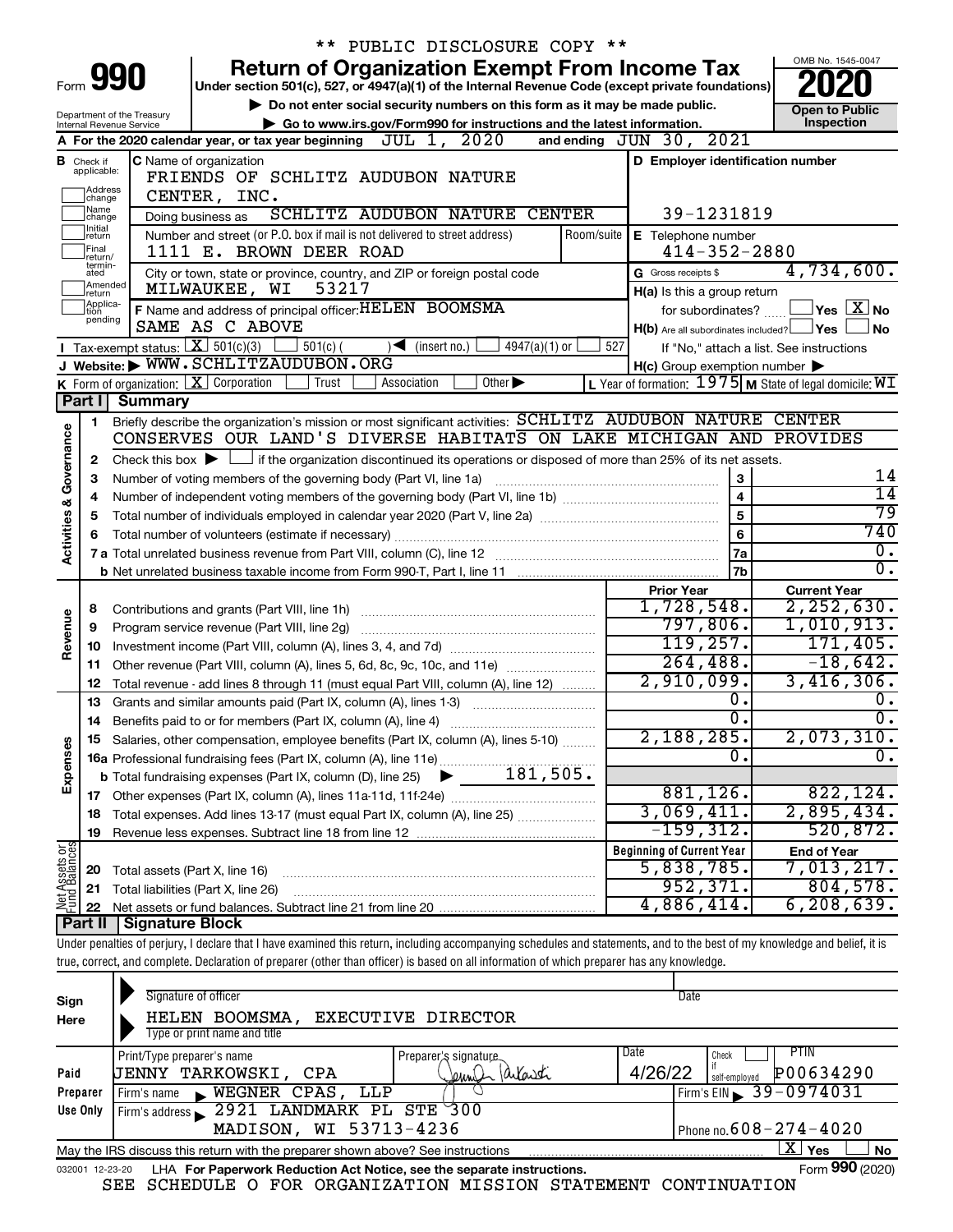\*\* PUBLIC DISCLOSURE COPY \*\*

# Form 990 — Return of Organization Exempt From Income Tax (2020)

Under section 501(c), 527, or 4947(a)(1) of the Internal Revenue Code (except private foundations)

▶ Do not enter social security numbers on this form as it may be made public.

▶ Go to www.irs.gov/Form990 for instructions and the latest information.

Department of the Treasury, Internal Revenue Service

OMB No. 1545-0047 — **Open to Public Inspection**

**A** For the 2020 calendar year, or tax year beginning JUL 1, 2020 and ending JUN 30, 2021

**B** Check if applicable: Address change / Name change / Initial return / Final return/terminated / Amended return / Application pending

**C** Name of organization: FRIENDS OF SCHLITZ AUDUBON NATURE CENTER, INC.

Doing business as: SCHLITZ AUDUBON NATURE CENTER

Number and street (or P.O. box if mail is not delivered to street address): 1111 E. BROWN DEER ROAD — Room/suite:

City or town, state or province, country, and ZIP or foreign postal code: MILWAUKEE, WI 53217

**D** Employer identification number: 39-1231819

**E** Telephone number: 414-352-2880

**G** Gross receipts $ 4,734,600.

**F** Name and address of principal officer: HELEN BOOMSMA, SAME AS C ABOVE

**H(a)** Is this a group return for subordinates? Yes [ ] No [X]

**H(b)** Are all subordinates included? Yes [ ] No [ ] — If "No," attach a list. See instructions

**H(c)** Group exemption number ▶

**I** Tax-exempt status: [X] 501(c)(3) [ ] 501(c) ( ) ◀ (insert no.) [ ] 4947(a)(1) or [ ] 527

**J** Website: ▶ WWW.SCHLITZAUDUBON.ORG

**K** Form of organization: [X] Corporation [ ] Trust [ ] Association [ ] Other ▶

**L** Year of formation: 1975 **M** State of legal domicile: WI

## Part I — Summary

**Activities & Governance**

1. Briefly describe the organization's mission or most significant activities: SCHLITZ AUDUBON NATURE CENTER CONSERVES OUR LAND'S DIVERSE HABITATS ON LAKE MICHIGAN AND PROVIDES
2. Check this box ▶ [ ] if the organization discontinued its operations or disposed of more than 25% of its net assets.

| Line | Description | | Value |
|---|---|---|---|
| 3 | Number of voting members of the governing body (Part VI, line 1a) | 3 | 14 |
| 4 | Number of independent voting members of the governing body (Part VI, line 1b) | 4 | 14 |
| 5 | Total number of individuals employed in calendar year 2020 (Part V, line 2a) | 5 | 79 |
| 6 | Total number of volunteers (estimate if necessary) | 6 | 740 |
| 7a | Total unrelated business revenue from Part VIII, column (C), line 12 | 7a | 0. |
| 7b | Net unrelated business taxable income from Form 990-T, Part I, line 11 | 7b | 0. |

| Line | Description | Prior Year | Current Year |
|---|---|---|---|
| **Revenue** | | | |
| 8 | Contributions and grants (Part VIII, line 1h) | 1,728,548. | 2,252,630. |
| 9 | Program service revenue (Part VIII, line 2g) | 797,806. | 1,010,913. |
| 10 | Investment income (Part VIII, column (A), lines 3, 4, and 7d) | 119,257. | 171,405. |
| 11 | Other revenue (Part VIII, column (A), lines 5, 6d, 8c, 9c, 10c, and 11e) | 264,488. | -18,642. |
| 12 | Total revenue - add lines 8 through 11 (must equal Part VIII, column (A), line 12) | 2,910,099. | 3,416,306. |
| **Expenses** | | | |
| 13 | Grants and similar amounts paid (Part IX, column (A), lines 1-3) | 0. | 0. |
| 14 | Benefits paid to or for members (Part IX, column (A), line 4) | 0. | 0. |
| 15 | Salaries, other compensation, employee benefits (Part IX, column (A), lines 5-10) | 2,188,285. | 2,073,310. |
| 16a | Professional fundraising fees (Part IX, column (A), line 11e) | 0. | 0. |
| b | Total fundraising expenses (Part IX, column (D), line 25) ▶ 181,505. | | |
| 17 | Other expenses (Part IX, column (A), lines 11a-11d, 11f-24e) | 881,126. | 822,124. |
| 18 | Total expenses. Add lines 13-17 (must equal Part IX, column (A), line 25) | 3,069,411. | 2,895,434. |
| 19 | Revenue less expenses. Subtract line 18 from line 12 | -159,312. | 520,872. |

| Line | Net Assets or Fund Balances | Beginning of Current Year | End of Year |
|---|---|---|---|
| 20 | Total assets (Part X, line 16) | 5,838,785. | 7,013,217. |
| 21 | Total liabilities (Part X, line 26) | 952,371. | 804,578. |
| 22 | Net assets or fund balances. Subtract line 21 from line 20 | 4,886,414. | 6,208,639. |

## Part II — Signature Block

Under penalties of perjury, I declare that I have examined this return, including accompanying schedules and statements, and to the best of my knowledge and belief, it is true, correct, and complete. Declaration of preparer (other than officer) is based on all information of which preparer has any knowledge.

**Sign Here**

Signature of officer — Date

HELEN BOOMSMA, EXECUTIVE DIRECTOR

Type or print name and title

**Paid Preparer Use Only**

| Print/Type preparer's name | Preparer's signature | Date | Check if self-employed | PTIN |
|---|---|---|---|---|
| JENNY TARKOWSKI, CPA | Jenny Tarkowski | 4/26/22 | | P00634290 |

Firm's name ▶ WEGNER CPAS, LLP — Firm's EIN ▶ 39-0974031

Firm's address ▶ 2921 LANDMARK PL STE 300, MADISON, WI 53713-4236 — Phone no. 608-274-4020

May the IRS discuss this return with the preparer shown above? See instructions [X] Yes [ ] No

032001 12-23-20 LHA For Paperwork Reduction Act Notice, see the separate instructions. Form **990** (2020)

SEE SCHEDULE O FOR ORGANIZATION MISSION STATEMENT CONTINUATION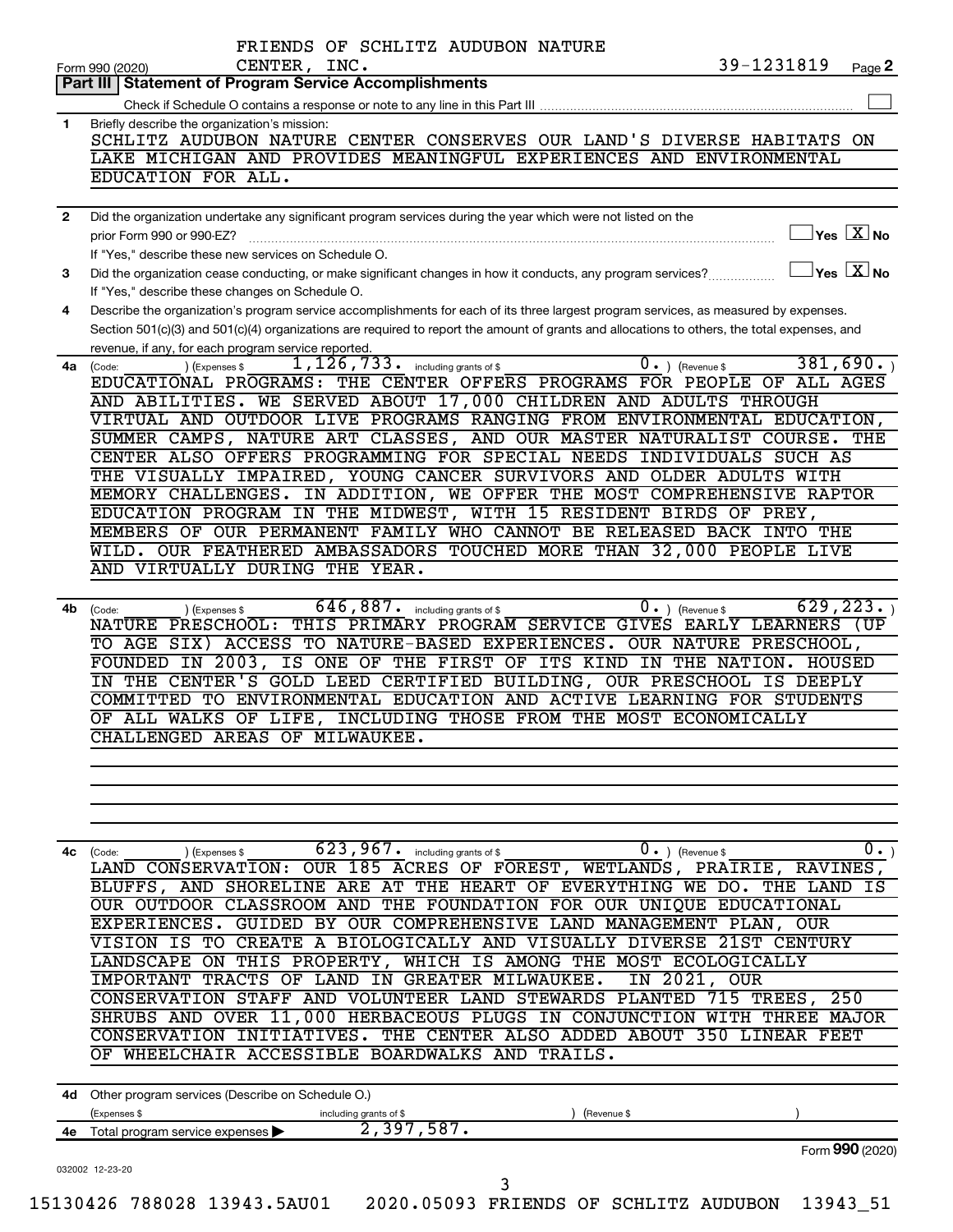FRIENDS OF SCHLITZ AUDUBON NATURE CENTER, INC. 39-1231819

Form 990 (2020)

## Part III | Statement of Program Service Accomplishments

Check if Schedule O contains a response or note to any line in this Part III

**1** Briefly describe the organization's mission:

SCHLITZ AUDUBON NATURE CENTER CONSERVES OUR LAND'S DIVERSE HABITATS ON LAKE MICHIGAN AND PROVIDES MEANINGFUL EXPERIENCES AND ENVIRONMENTAL EDUCATION FOR ALL.

**2** Did the organization undertake any significant program services during the year which were not listed on the prior Form 990 or 990-EZ? Yes [X] No

If "Yes," describe these new services on Schedule O.

**3** Did the organization cease conducting, or make significant changes in how it conducts, any program services? Yes [X] No

If "Yes," describe these changes on Schedule O.

**4** Describe the organization's program service accomplishments for each of its three largest program services, as measured by expenses. Section 501(c)(3) and 501(c)(4) organizations are required to report the amount of grants and allocations to others, the total expenses, and revenue, if any, for each program service reported.

**4a** (Code: ) (Expenses $ 1,126,733. including grants of $ 0. ) (Revenue $ 381,690. )

EDUCATIONAL PROGRAMS: THE CENTER OFFERS PROGRAMS FOR PEOPLE OF ALL AGES AND ABILITIES. WE SERVED ABOUT 17,000 CHILDREN AND ADULTS THROUGH VIRTUAL AND OUTDOOR LIVE PROGRAMS RANGING FROM ENVIRONMENTAL EDUCATION, SUMMER CAMPS, NATURE ART CLASSES, AND OUR MASTER NATURALIST COURSE. THE CENTER ALSO OFFERS PROGRAMMING FOR SPECIAL NEEDS INDIVIDUALS SUCH AS THE VISUALLY IMPAIRED, YOUNG CANCER SURVIVORS AND OLDER ADULTS WITH MEMORY CHALLENGES. IN ADDITION, WE OFFER THE MOST COMPREHENSIVE RAPTOR EDUCATION PROGRAM IN THE MIDWEST, WITH 15 RESIDENT BIRDS OF PREY, MEMBERS OF OUR PERMANENT FAMILY WHO CANNOT BE RELEASED BACK INTO THE WILD. OUR FEATHERED AMBASSADORS TOUCHED MORE THAN 32,000 PEOPLE LIVE AND VIRTUALLY DURING THE YEAR.

**4b** (Code: ) (Expenses $ 646,887. including grants of $ 0. ) (Revenue $ 629,223. )

NATURE PRESCHOOL: THIS PRIMARY PROGRAM SERVICE GIVES EARLY LEARNERS (UP TO AGE SIX) ACCESS TO NATURE-BASED EXPERIENCES. OUR NATURE PRESCHOOL, FOUNDED IN 2003, IS ONE OF THE FIRST OF ITS KIND IN THE NATION. HOUSED IN THE CENTER'S GOLD LEED CERTIFIED BUILDING, OUR PRESCHOOL IS DEEPLY COMMITTED TO ENVIRONMENTAL EDUCATION AND ACTIVE LEARNING FOR STUDENTS OF ALL WALKS OF LIFE, INCLUDING THOSE FROM THE MOST ECONOMICALLY CHALLENGED AREAS OF MILWAUKEE.

**4c** (Code: ) (Expenses $ 623,967. including grants of $ 0. ) (Revenue $ 0. )

LAND CONSERVATION: OUR 185 ACRES OF FOREST, WETLANDS, PRAIRIE, RAVINES, BLUFFS, AND SHORELINE ARE AT THE HEART OF EVERYTHING WE DO. THE LAND IS OUR OUTDOOR CLASSROOM AND THE FOUNDATION FOR OUR UNIQUE EDUCATIONAL EXPERIENCES. GUIDED BY OUR COMPREHENSIVE LAND MANAGEMENT PLAN, OUR VISION IS TO CREATE A BIOLOGICALLY AND VISUALLY DIVERSE 21ST CENTURY LANDSCAPE ON THIS PROPERTY, WHICH IS AMONG THE MOST ECOLOGICALLY IMPORTANT TRACTS OF LAND IN GREATER MILWAUKEE. IN 2021, OUR CONSERVATION STAFF AND VOLUNTEER LAND STEWARDS PLANTED 715 TREES, 250 SHRUBS AND OVER 11,000 HERBACEOUS PLUGS IN CONJUNCTION WITH THREE MAJOR CONSERVATION INITIATIVES. THE CENTER ALSO ADDED ABOUT 350 LINEAR FEET OF WHEELCHAIR ACCESSIBLE BOARDWALKS AND TRAILS.

**4d** Other program services (Describe on Schedule O.)

(Expenses $ including grants of $ ) (Revenue $ )

**4e** Total program service expenses ▶ 2,397,587.

Form **990** (2020)

032002 12-23-20

15130426 788028 13943.5AU01 2020.05093 FRIENDS OF SCHLITZ AUDUBON 13943_51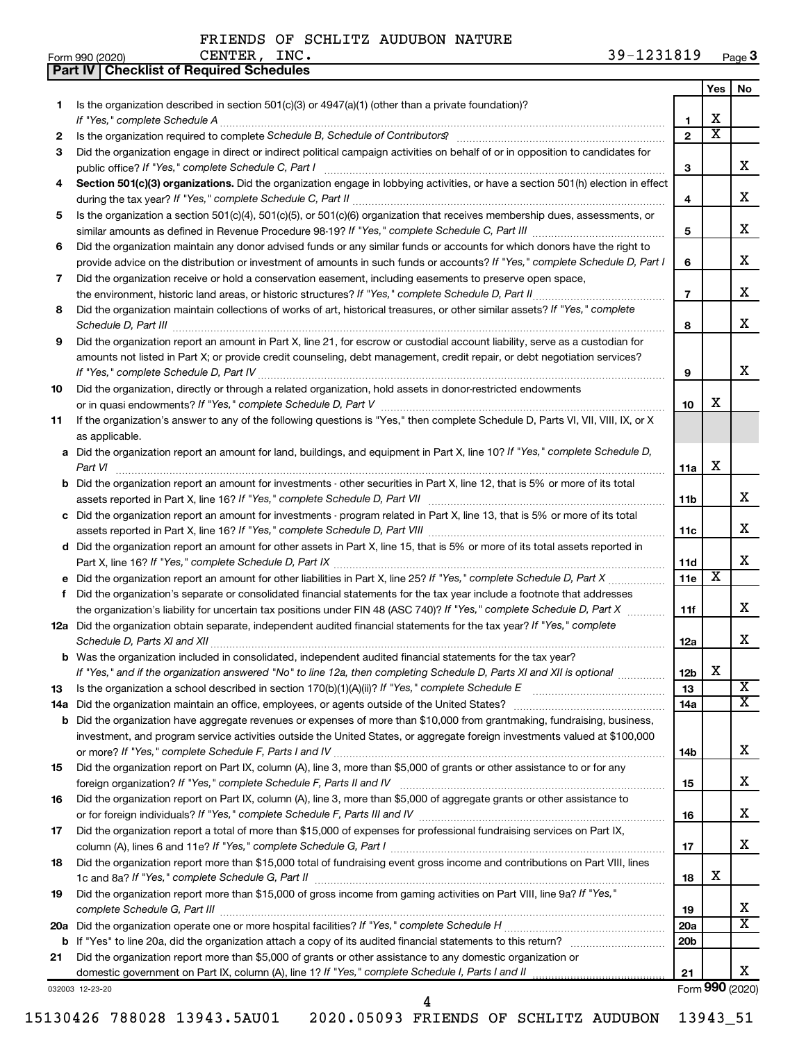FRIENDS OF SCHLITZ AUDUBON NATURE CENTER, INC. 39-1231819

## Part IV | Checklist of Required Schedules

| | | | Yes | No |
|---|---|---|---|---|
| 1 | Is the organization described in section 501(c)(3) or 4947(a)(1) (other than a private foundation)? *If "Yes," complete Schedule A* | 1 | X | |
| 2 | Is the organization required to complete *Schedule B, Schedule of Contributors*? | 2 | X | |
| 3 | Did the organization engage in direct or indirect political campaign activities on behalf of or in opposition to candidates for public office? *If "Yes," complete Schedule C, Part I* | 3 | | X |
| 4 | **Section 501(c)(3) organizations.** Did the organization engage in lobbying activities, or have a section 501(h) election in effect during the tax year? *If "Yes," complete Schedule C, Part II* | 4 | | X |
| 5 | Is the organization a section 501(c)(4), 501(c)(5), or 501(c)(6) organization that receives membership dues, assessments, or similar amounts as defined in Revenue Procedure 98-19? *If "Yes," complete Schedule C, Part III* | 5 | | X |
| 6 | Did the organization maintain any donor advised funds or any similar funds or accounts for which donors have the right to provide advice on the distribution or investment of amounts in such funds or accounts? *If "Yes," complete Schedule D, Part I* | 6 | | X |
| 7 | Did the organization receive or hold a conservation easement, including easements to preserve open space, the environment, historic land areas, or historic structures? *If "Yes," complete Schedule D, Part II* | 7 | | X |
| 8 | Did the organization maintain collections of works of art, historical treasures, or other similar assets? *If "Yes," complete Schedule D, Part III* | 8 | | X |
| 9 | Did the organization report an amount in Part X, line 21, for escrow or custodial account liability, serve as a custodian for amounts not listed in Part X; or provide credit counseling, debt management, credit repair, or debt negotiation services? *If "Yes," complete Schedule D, Part IV* | 9 | | X |
| 10 | Did the organization, directly or through a related organization, hold assets in donor-restricted endowments or in quasi endowments? *If "Yes," complete Schedule D, Part V* | 10 | X | |
| 11 | If the organization's answer to any of the following questions is "Yes," then complete Schedule D, Parts VI, VII, VIII, IX, or X as applicable. | | | |
| a | Did the organization report an amount for land, buildings, and equipment in Part X, line 10? *If "Yes," complete Schedule D, Part VI* | 11a | X | |
| b | Did the organization report an amount for investments - other securities in Part X, line 12, that is 5% or more of its total assets reported in Part X, line 16? *If "Yes," complete Schedule D, Part VII* | 11b | | X |
| c | Did the organization report an amount for investments - program related in Part X, line 13, that is 5% or more of its total assets reported in Part X, line 16? *If "Yes," complete Schedule D, Part VIII* | 11c | | X |
| d | Did the organization report an amount for other assets in Part X, line 15, that is 5% or more of its total assets reported in Part X, line 16? *If "Yes," complete Schedule D, Part IX* | 11d | | X |
| e | Did the organization report an amount for other liabilities in Part X, line 25? *If "Yes," complete Schedule D, Part X* | 11e | X | |
| f | Did the organization's separate or consolidated financial statements for the tax year include a footnote that addresses the organization's liability for uncertain tax positions under FIN 48 (ASC 740)? *If "Yes," complete Schedule D, Part X* | 11f | | X |
| 12a | Did the organization obtain separate, independent audited financial statements for the tax year? *If "Yes," complete Schedule D, Parts XI and XII* | 12a | | X |
| b | Was the organization included in consolidated, independent audited financial statements for the tax year? *If "Yes," and if the organization answered "No" to line 12a, then completing Schedule D, Parts XI and XII is optional* | 12b | X | |
| 13 | Is the organization a school described in section 170(b)(1)(A)(ii)? *If "Yes," complete Schedule E* | 13 | | X |
| 14a | Did the organization maintain an office, employees, or agents outside of the United States? | 14a | | X |
| b | Did the organization have aggregate revenues or expenses of more than $10,000 from grantmaking, fundraising, business, investment, and program service activities outside the United States, or aggregate foreign investments valued at $100,000 or more? *If "Yes," complete Schedule F, Parts I and IV* | 14b | | X |
| 15 | Did the organization report on Part IX, column (A), line 3, more than $5,000 of grants or other assistance to or for any foreign organization? *If "Yes," complete Schedule F, Parts II and IV* | 15 | | X |
| 16 | Did the organization report on Part IX, column (A), line 3, more than $5,000 of aggregate grants or other assistance to or for foreign individuals? *If "Yes," complete Schedule F, Parts III and IV* | 16 | | X |
| 17 | Did the organization report a total of more than $15,000 of expenses for professional fundraising services on Part IX, column (A), lines 6 and 11e? *If "Yes," complete Schedule G, Part I* | 17 | | X |
| 18 | Did the organization report more than $15,000 total of fundraising event gross income and contributions on Part VIII, lines 1c and 8a? *If "Yes," complete Schedule G, Part II* | 18 | X | |
| 19 | Did the organization report more than $15,000 of gross income from gaming activities on Part VIII, line 9a? *If "Yes," complete Schedule G, Part III* | 19 | | X |
| 20a | Did the organization operate one or more hospital facilities? *If "Yes," complete Schedule H* | 20a | | X |
| b | If "Yes" to line 20a, did the organization attach a copy of its audited financial statements to this return? | 20b | | |
| 21 | Did the organization report more than $5,000 of grants or other assistance to any domestic organization or domestic government on Part IX, column (A), line 1? *If "Yes," complete Schedule I, Parts I and II* | 21 | | X |

Form **990** (2020)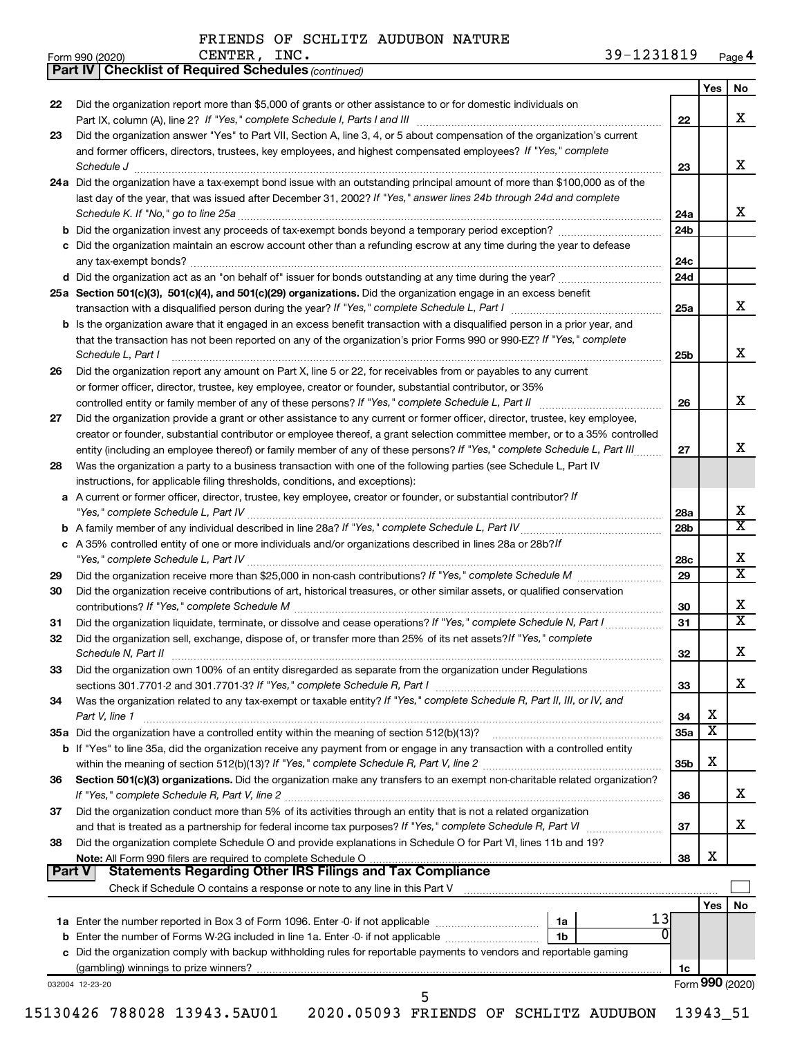FRIENDS OF SCHLITZ AUDUBON NATURE CENTER, INC. 39-1231819

Form 990 (2020) Page 4

**Part IV | Checklist of Required Schedules** *(continued)*

| | | | Yes | No |
|---|---|---|---|---|
| 22 | Did the organization report more than $5,000 of grants or other assistance to or for domestic individuals on Part IX, column (A), line 2? *If "Yes," complete Schedule I, Parts I and III* | 22 | | X |
| 23 | Did the organization answer "Yes" to Part VII, Section A, line 3, 4, or 5 about compensation of the organization's current and former officers, directors, trustees, key employees, and highest compensated employees? *If "Yes," complete Schedule J* | 23 | | X |
| 24a | Did the organization have a tax-exempt bond issue with an outstanding principal amount of more than $100,000 as of the last day of the year, that was issued after December 31, 2002? *If "Yes," answer lines 24b through 24d and complete Schedule K. If "No," go to line 25a* | 24a | | X |
| b | Did the organization invest any proceeds of tax-exempt bonds beyond a temporary period exception? | 24b | | |
| c | Did the organization maintain an escrow account other than a refunding escrow at any time during the year to defease any tax-exempt bonds? | 24c | | |
| d | Did the organization act as an "on behalf of" issuer for bonds outstanding at any time during the year? | 24d | | |
| 25a | **Section 501(c)(3), 501(c)(4), and 501(c)(29) organizations.** Did the organization engage in an excess benefit transaction with a disqualified person during the year? *If "Yes," complete Schedule L, Part I* | 25a | | X |
| b | Is the organization aware that it engaged in an excess benefit transaction with a disqualified person in a prior year, and that the transaction has not been reported on any of the organization's prior Forms 990 or 990-EZ? *If "Yes," complete Schedule L, Part I* | 25b | | X |
| 26 | Did the organization report any amount on Part X, line 5 or 22, for receivables from or payables to any current or former officer, director, trustee, key employee, creator or founder, substantial contributor, or 35% controlled entity or family member of any of these persons? *If "Yes," complete Schedule L, Part II* | 26 | | X |
| 27 | Did the organization provide a grant or other assistance to any current or former officer, director, trustee, key employee, creator or founder, substantial contributor or employee thereof, a grant selection committee member, or to a 35% controlled entity (including an employee thereof) or family member of any of these persons? *If "Yes," complete Schedule L, Part III* | 27 | | X |
| 28 | Was the organization a party to a business transaction with one of the following parties (see Schedule L, Part IV instructions, for applicable filing thresholds, conditions, and exceptions): | | | |
| a | A current or former officer, director, trustee, key employee, creator or founder, or substantial contributor? *If "Yes," complete Schedule L, Part IV* | 28a | | X |
| b | A family member of any individual described in line 28a? *If "Yes," complete Schedule L, Part IV* | 28b | | X |
| c | A 35% controlled entity of one or more individuals and/or organizations described in lines 28a or 28b? *If "Yes," complete Schedule L, Part IV* | 28c | | X |
| 29 | Did the organization receive more than $25,000 in non-cash contributions? *If "Yes," complete Schedule M* | 29 | | X |
| 30 | Did the organization receive contributions of art, historical treasures, or other similar assets, or qualified conservation contributions? *If "Yes," complete Schedule M* | 30 | | X |
| 31 | Did the organization liquidate, terminate, or dissolve and cease operations? *If "Yes," complete Schedule N, Part I* | 31 | | X |
| 32 | Did the organization sell, exchange, dispose of, or transfer more than 25% of its net assets? *If "Yes," complete Schedule N, Part II* | 32 | | X |
| 33 | Did the organization own 100% of an entity disregarded as separate from the organization under Regulations sections 301.7701-2 and 301.7701-3? *If "Yes," complete Schedule R, Part I* | 33 | | X |
| 34 | Was the organization related to any tax-exempt or taxable entity? *If "Yes," complete Schedule R, Part II, III, or IV, and Part V, line 1* | 34 | X | |
| 35a | Did the organization have a controlled entity within the meaning of section 512(b)(13)? | 35a | X | |
| b | If "Yes" to line 35a, did the organization receive any payment from or engage in any transaction with a controlled entity within the meaning of section 512(b)(13)? *If "Yes," complete Schedule R, Part V, line 2* | 35b | X | |
| 36 | **Section 501(c)(3) organizations.** Did the organization make any transfers to an exempt non-charitable related organization? *If "Yes," complete Schedule R, Part V, line 2* | 36 | | X |
| 37 | Did the organization conduct more than 5% of its activities through an entity that is not a related organization and that is treated as a partnership for federal income tax purposes? *If "Yes," complete Schedule R, Part VI* | 37 | | X |
| 38 | Did the organization complete Schedule O and provide explanations in Schedule O for Part VI, lines 11b and 19? **Note:** All Form 990 filers are required to complete Schedule O | 38 | X | |

**Part V | Statements Regarding Other IRS Filings and Tax Compliance**

Check if Schedule O contains a response or note to any line in this Part V ☐

| | | | | | Yes | No |
|---|---|---|---|---|---|---|
| 1a | Enter the number reported in Box 3 of Form 1096. Enter -0- if not applicable | 1a | 13 | | | |
| b | Enter the number of Forms W-2G included in line 1a. Enter -0- if not applicable | 1b | 0 | | | |
| c | Did the organization comply with backup withholding rules for reportable payments to vendors and reportable gaming (gambling) winnings to prize winners? | | | 1c | | |

032004 12-23-20 Form **990** (2020)

15130426 788028 13943.5AU01 2020.05093 FRIENDS OF SCHLITZ AUDUBON 13943_51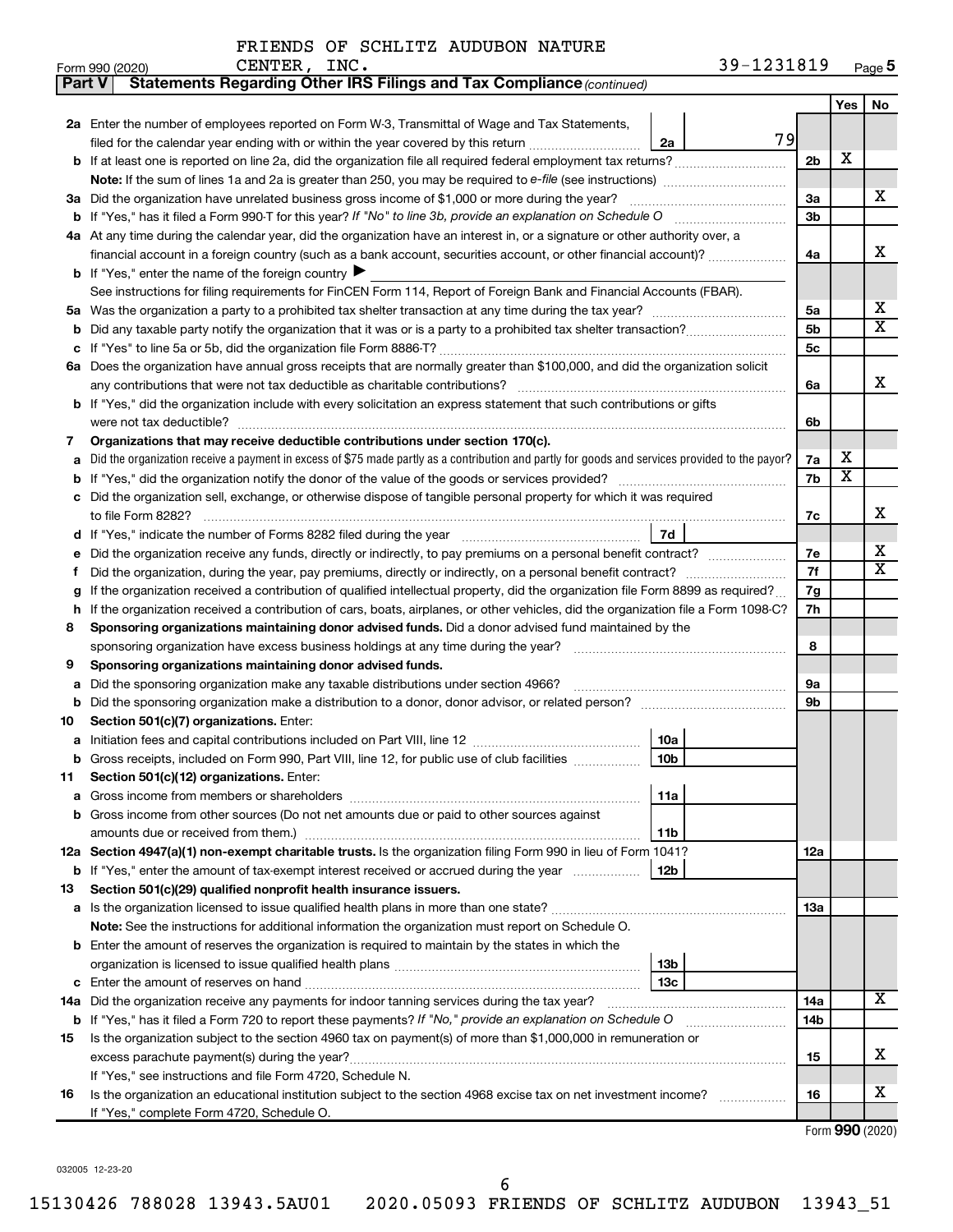FRIENDS OF SCHLITZ AUDUBON NATURE CENTER, INC. 39-1231819

Form 990 (2020) Page 5

**Part V Statements Regarding Other IRS Filings and Tax Compliance** *(continued)*

| | | | | Yes | No |
|---|---|---|---|---|---|
| **2a** | Enter the number of employees reported on Form W-3, Transmittal of Wage and Tax Statements, filed for the calendar year ending with or within the year covered by this return | 2a | 79 | | |
| **b** | If at least one is reported on line 2a, did the organization file all required federal employment tax returns? | | | 2b | X | |
| | **Note:** If the sum of lines 1a and 2a is greater than 250, you may be required to *e-file* (see instructions) | | | | | |
| **3a** | Did the organization have unrelated business gross income of $1,000 or more during the year? | | | 3a | | X |
| **b** | If "Yes," has it filed a Form 990-T for this year? *If "No" to line 3b, provide an explanation on Schedule O* | | | 3b | | |
| **4a** | At any time during the calendar year, did the organization have an interest in, or a signature or other authority over, a financial account in a foreign country (such as a bank account, securities account, or other financial account)? | | | 4a | | X |
| **b** | If "Yes," enter the name of the foreign country ▶ | | | | | |
| | See instructions for filing requirements for FinCEN Form 114, Report of Foreign Bank and Financial Accounts (FBAR). | | | | | |
| **5a** | Was the organization a party to a prohibited tax shelter transaction at any time during the tax year? | | | 5a | | X |
| **b** | Did any taxable party notify the organization that it was or is a party to a prohibited tax shelter transaction? | | | 5b | | X |
| **c** | If "Yes" to line 5a or 5b, did the organization file Form 8886-T? | | | 5c | | |
| **6a** | Does the organization have annual gross receipts that are normally greater than $100,000, and did the organization solicit any contributions that were not tax deductible as charitable contributions? | | | 6a | | X |
| **b** | If "Yes," did the organization include with every solicitation an express statement that such contributions or gifts were not tax deductible? | | | 6b | | |
| **7** | **Organizations that may receive deductible contributions under section 170(c).** | | | | | |
| **a** | Did the organization receive a payment in excess of $75 made partly as a contribution and partly for goods and services provided to the payor? | | | 7a | X | |
| **b** | If "Yes," did the organization notify the donor of the value of the goods or services provided? | | | 7b | X | |
| **c** | Did the organization sell, exchange, or otherwise dispose of tangible personal property for which it was required to file Form 8282? | | | 7c | | X |
| **d** | If "Yes," indicate the number of Forms 8282 filed during the year | 7d | | | | |
| **e** | Did the organization receive any funds, directly or indirectly, to pay premiums on a personal benefit contract? | | | 7e | | X |
| **f** | Did the organization, during the year, pay premiums, directly or indirectly, on a personal benefit contract? | | | 7f | | X |
| **g** | If the organization received a contribution of qualified intellectual property, did the organization file Form 8899 as required? | | | 7g | | |
| **h** | If the organization received a contribution of cars, boats, airplanes, or other vehicles, did the organization file a Form 1098-C? | | | 7h | | |
| **8** | **Sponsoring organizations maintaining donor advised funds.** Did a donor advised fund maintained by the sponsoring organization have excess business holdings at any time during the year? | | | 8 | | |
| **9** | **Sponsoring organizations maintaining donor advised funds.** | | | | | |
| **a** | Did the sponsoring organization make any taxable distributions under section 4966? | | | 9a | | |
| **b** | Did the sponsoring organization make a distribution to a donor, donor advisor, or related person? | | | 9b | | |
| **10** | **Section 501(c)(7) organizations.** Enter: | | | | | |
| **a** | Initiation fees and capital contributions included on Part VIII, line 12 | 10a | | | | |
| **b** | Gross receipts, included on Form 990, Part VIII, line 12, for public use of club facilities | 10b | | | | |
| **11** | **Section 501(c)(12) organizations.** Enter: | | | | | |
| **a** | Gross income from members or shareholders | 11a | | | | |
| **b** | Gross income from other sources (Do not net amounts due or paid to other sources against amounts due or received from them.) | 11b | | | | |
| **12a** | **Section 4947(a)(1) non-exempt charitable trusts.** Is the organization filing Form 990 in lieu of Form 1041? | | | 12a | | |
| **b** | If "Yes," enter the amount of tax-exempt interest received or accrued during the year | 12b | | | | |
| **13** | **Section 501(c)(29) qualified nonprofit health insurance issuers.** | | | | | |
| **a** | Is the organization licensed to issue qualified health plans in more than one state? | | | 13a | | |
| | **Note:** See the instructions for additional information the organization must report on Schedule O. | | | | | |
| **b** | Enter the amount of reserves the organization is required to maintain by the states in which the organization is licensed to issue qualified health plans | 13b | | | | |
| **c** | Enter the amount of reserves on hand | 13c | | | | |
| **14a** | Did the organization receive any payments for indoor tanning services during the tax year? | | | 14a | | X |
| **b** | If "Yes," has it filed a Form 720 to report these payments? *If "No," provide an explanation on Schedule O* | | | 14b | | |
| **15** | Is the organization subject to the section 4960 tax on payment(s) of more than $1,000,000 in remuneration or excess parachute payment(s) during the year? | | | 15 | | X |
| | If "Yes," see instructions and file Form 4720, Schedule N. | | | | | |
| **16** | Is the organization an educational institution subject to the section 4968 excise tax on net investment income? | | | 16 | | X |
| | If "Yes," complete Form 4720, Schedule O. | | | | | |

Form **990** (2020)

032005 12-23-20

15130426 788028 13943.5AU01 2020.05093 FRIENDS OF SCHLITZ AUDUBON 13943_51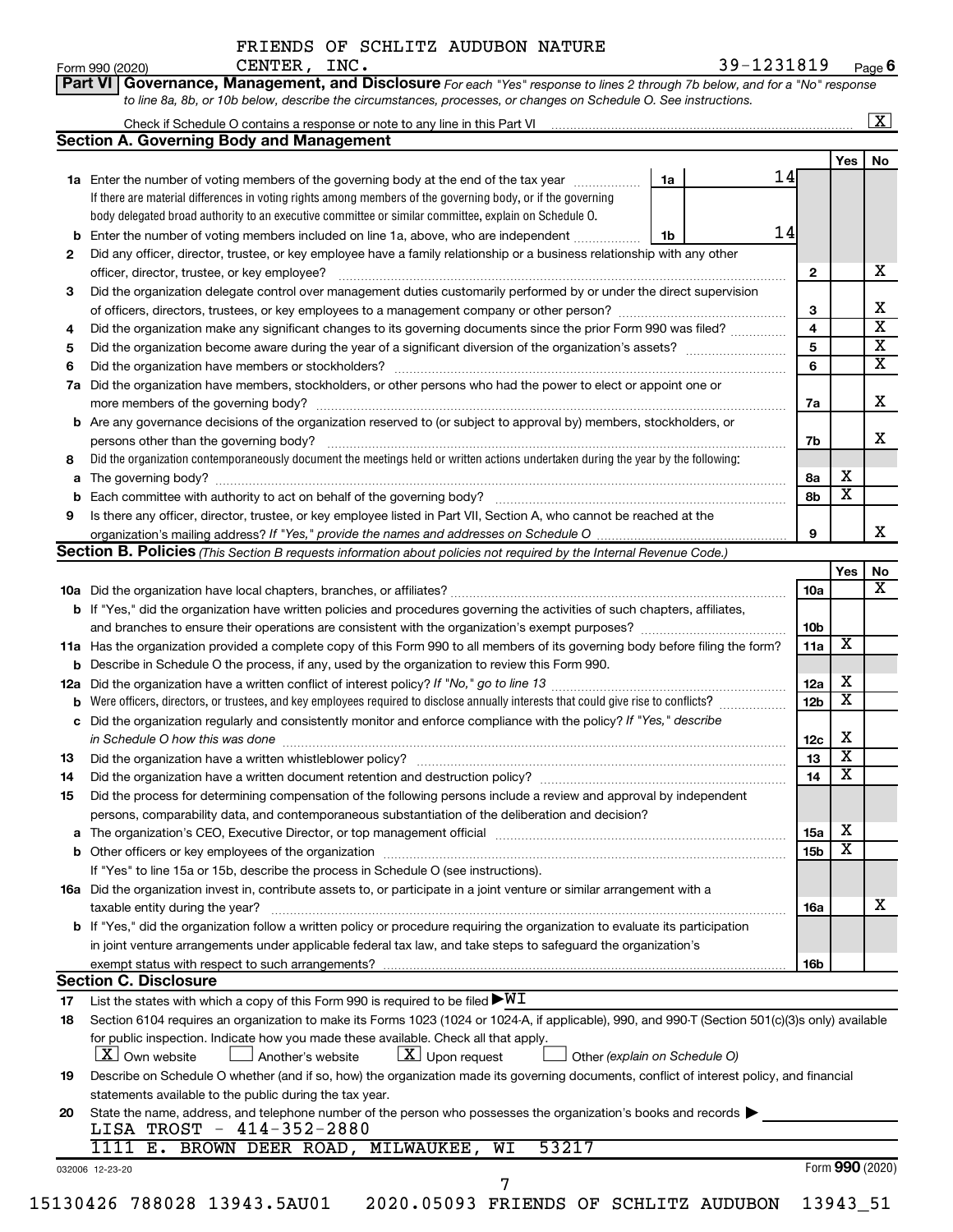FRIENDS OF SCHLITZ AUDUBON NATURE CENTER, INC. — 39-1231819

Form 990 (2020) Page 6

**Part VI Governance, Management, and Disclosure** *For each "Yes" response to lines 2 through 7b below, and for a "No" response to line 8a, 8b, or 10b below, describe the circumstances, processes, or changes on Schedule O. See instructions.*

Check if Schedule O contains a response or note to any line in this Part VI ... [X]

## Section A. Governing Body and Management

| | | | | Yes | No |
|---|---|---|---|---|---|
| **1a** | Enter the number of voting members of the governing body at the end of the tax year. If there are material differences in voting rights among members of the governing body, or if the governing body delegated broad authority to an executive committee or similar committee, explain on Schedule O. | 1a | 14 | | |
| **b** | Enter the number of voting members included on line 1a, above, who are independent | 1b | 14 | | |
| **2** | Did any officer, director, trustee, or key employee have a family relationship or a business relationship with any other officer, director, trustee, or key employee? | 2 | | | X |
| **3** | Did the organization delegate control over management duties customarily performed by or under the direct supervision of officers, directors, trustees, or key employees to a management company or other person? | 3 | | | X |
| **4** | Did the organization make any significant changes to its governing documents since the prior Form 990 was filed? | 4 | | | X |
| **5** | Did the organization become aware during the year of a significant diversion of the organization's assets? | 5 | | | X |
| **6** | Did the organization have members or stockholders? | 6 | | | X |
| **7a** | Did the organization have members, stockholders, or other persons who had the power to elect or appoint one or more members of the governing body? | 7a | | | X |
| **b** | Are any governance decisions of the organization reserved to (or subject to approval by) members, stockholders, or persons other than the governing body? | 7b | | | X |
| **8** | Did the organization contemporaneously document the meetings held or written actions undertaken during the year by the following: | | | | |
| **a** | The governing body? | 8a | | X | |
| **b** | Each committee with authority to act on behalf of the governing body? | 8b | | X | |
| **9** | Is there any officer, director, trustee, or key employee listed in Part VII, Section A, who cannot be reached at the organization's mailing address? *If "Yes," provide the names and addresses on Schedule O* | 9 | | | X |

## Section B. Policies *(This Section B requests information about policies not required by the Internal Revenue Code.)*

| | | | Yes | No |
|---|---|---|---|---|
| **10a** | Did the organization have local chapters, branches, or affiliates? | 10a | | X |
| **b** | If "Yes," did the organization have written policies and procedures governing the activities of such chapters, affiliates, and branches to ensure their operations are consistent with the organization's exempt purposes? | 10b | | |
| **11a** | Has the organization provided a complete copy of this Form 990 to all members of its governing body before filing the form? | 11a | X | |
| **b** | Describe in Schedule O the process, if any, used by the organization to review this Form 990. | | | |
| **12a** | Did the organization have a written conflict of interest policy? *If "No," go to line 13* | 12a | X | |
| **b** | Were officers, directors, or trustees, and key employees required to disclose annually interests that could give rise to conflicts? | 12b | X | |
| **c** | Did the organization regularly and consistently monitor and enforce compliance with the policy? *If "Yes," describe in Schedule O how this was done* | 12c | X | |
| **13** | Did the organization have a written whistleblower policy? | 13 | X | |
| **14** | Did the organization have a written document retention and destruction policy? | 14 | X | |
| **15** | Did the process for determining compensation of the following persons include a review and approval by independent persons, comparability data, and contemporaneous substantiation of the deliberation and decision? | | | |
| **a** | The organization's CEO, Executive Director, or top management official | 15a | X | |
| **b** | Other officers or key employees of the organization | 15b | X | |
| | If "Yes" to line 15a or 15b, describe the process in Schedule O (see instructions). | | | |
| **16a** | Did the organization invest in, contribute assets to, or participate in a joint venture or similar arrangement with a taxable entity during the year? | 16a | | X |
| **b** | If "Yes," did the organization follow a written policy or procedure requiring the organization to evaluate its participation in joint venture arrangements under applicable federal tax law, and take steps to safeguard the organization's exempt status with respect to such arrangements? | 16b | | |

## Section C. Disclosure

**17** List the states with which a copy of this Form 990 is required to be filed ▶ WI

**18** Section 6104 requires an organization to make its Forms 1023 (1024 or 1024-A, if applicable), 990, and 990-T (Section 501(c)(3)s only) available for public inspection. Indicate how you made these available. Check all that apply.

[X] Own website [ ] Another's website [X] Upon request [ ] Other *(explain on Schedule O)*

**19** Describe on Schedule O whether (and if so, how) the organization made its governing documents, conflict of interest policy, and financial statements available to the public during the tax year.

**20** State the name, address, and telephone number of the person who possesses the organization's books and records ▶

LISA TROST - 414-352-2880
1111 E. BROWN DEER ROAD, MILWAUKEE, WI 53217

032006 12-23-20 Form **990** (2020)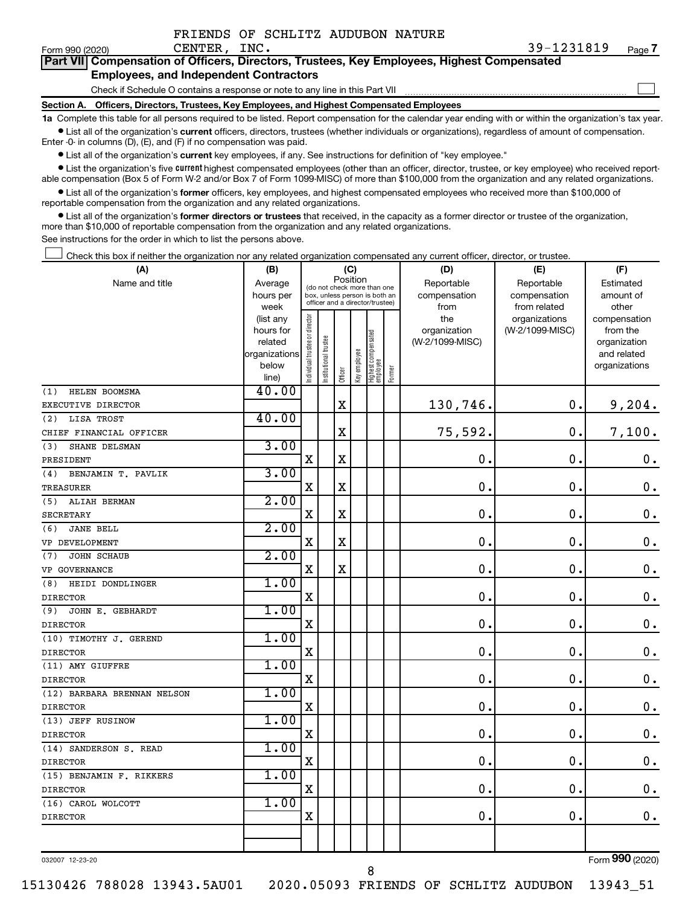FRIENDS OF SCHLITZ AUDUBON NATURE CENTER, INC. 39-1231819

Form 990 (2020) Page 7

## Part VII Compensation of Officers, Directors, Trustees, Key Employees, Highest Compensated Employees, and Independent Contractors

Check if Schedule O contains a response or note to any line in this Part VII ☐

### Section A. Officers, Directors, Trustees, Key Employees, and Highest Compensated Employees

**1a** Complete this table for all persons required to be listed. Report compensation for the calendar year ending with or within the organization's tax year.

- List all of the organization's **current** officers, directors, trustees (whether individuals or organizations), regardless of amount of compensation. Enter -0- in columns (D), (E), and (F) if no compensation was paid.
- List all of the organization's **current** key employees, if any. See instructions for definition of "key employee."
- List the organization's five **current** highest compensated employees (other than an officer, director, trustee, or key employee) who received reportable compensation (Box 5 of Form W-2 and/or Box 7 of Form 1099-MISC) of more than $100,000 from the organization and any related organizations.
- List all of the organization's **former** officers, key employees, and highest compensated employees who received more than $100,000 of reportable compensation from the organization and any related organizations.
- List all of the organization's **former directors or trustees** that received, in the capacity as a former director or trustee of the organization, more than $10,000 of reportable compensation from the organization and any related organizations.

See instructions for the order in which to list the persons above.

☐ Check this box if neither the organization nor any related organization compensated any current officer, director, or trustee.

| (A) Name and title | (B) Average hours per week (list any hours for related organizations below line) | (C) Position: Individual trustee or director | Institutional trustee | Officer | Key employee | Highest compensated employee | Former | (D) Reportable compensation from the organization (W-2/1099-MISC) | (E) Reportable compensation from related organizations (W-2/1099-MISC) | (F) Estimated amount of other compensation from the organization and related organizations |
|---|---|---|---|---|---|---|---|---|---|---|
| (1) HELEN BOOMSMA<br>EXECUTIVE DIRECTOR | 40.00 | | | X | | | | 130,746. | 0. | 9,204. |
| (2) LISA TROST<br>CHIEF FINANCIAL OFFICER | 40.00 | | | X | | | | 75,592. | 0. | 7,100. |
| (3) SHANE DELSMAN<br>PRESIDENT | 3.00 | X | | X | | | | 0. | 0. | 0. |
| (4) BENJAMIN T. PAVLIK<br>TREASURER | 3.00 | X | | X | | | | 0. | 0. | 0. |
| (5) ALIAH BERMAN<br>SECRETARY | 2.00 | X | | X | | | | 0. | 0. | 0. |
| (6) JANE BELL<br>VP DEVELOPMENT | 2.00 | X | | X | | | | 0. | 0. | 0. |
| (7) JOHN SCHAUB<br>VP GOVERNANCE | 2.00 | X | | X | | | | 0. | 0. | 0. |
| (8) HEIDI DONDLINGER<br>DIRECTOR | 1.00 | X | | | | | | 0. | 0. | 0. |
| (9) JOHN E. GEBHARDT<br>DIRECTOR | 1.00 | X | | | | | | 0. | 0. | 0. |
| (10) TIMOTHY J. GEREND<br>DIRECTOR | 1.00 | X | | | | | | 0. | 0. | 0. |
| (11) AMY GIUFFRE<br>DIRECTOR | 1.00 | X | | | | | | 0. | 0. | 0. |
| (12) BARBARA BRENNAN NELSON<br>DIRECTOR | 1.00 | X | | | | | | 0. | 0. | 0. |
| (13) JEFF RUSINOW<br>DIRECTOR | 1.00 | X | | | | | | 0. | 0. | 0. |
| (14) SANDERSON S. READ<br>DIRECTOR | 1.00 | X | | | | | | 0. | 0. | 0. |
| (15) BENJAMIN F. RIKKERS<br>DIRECTOR | 1.00 | X | | | | | | 0. | 0. | 0. |
| (16) CAROL WOLCOTT<br>DIRECTOR | 1.00 | X | | | | | | 0. | 0. | 0. |

032007 12-23-20 Form 990 (2020)

15130426 788028 13943.5AU01 2020.05093 FRIENDS OF SCHLITZ AUDUBON 13943_51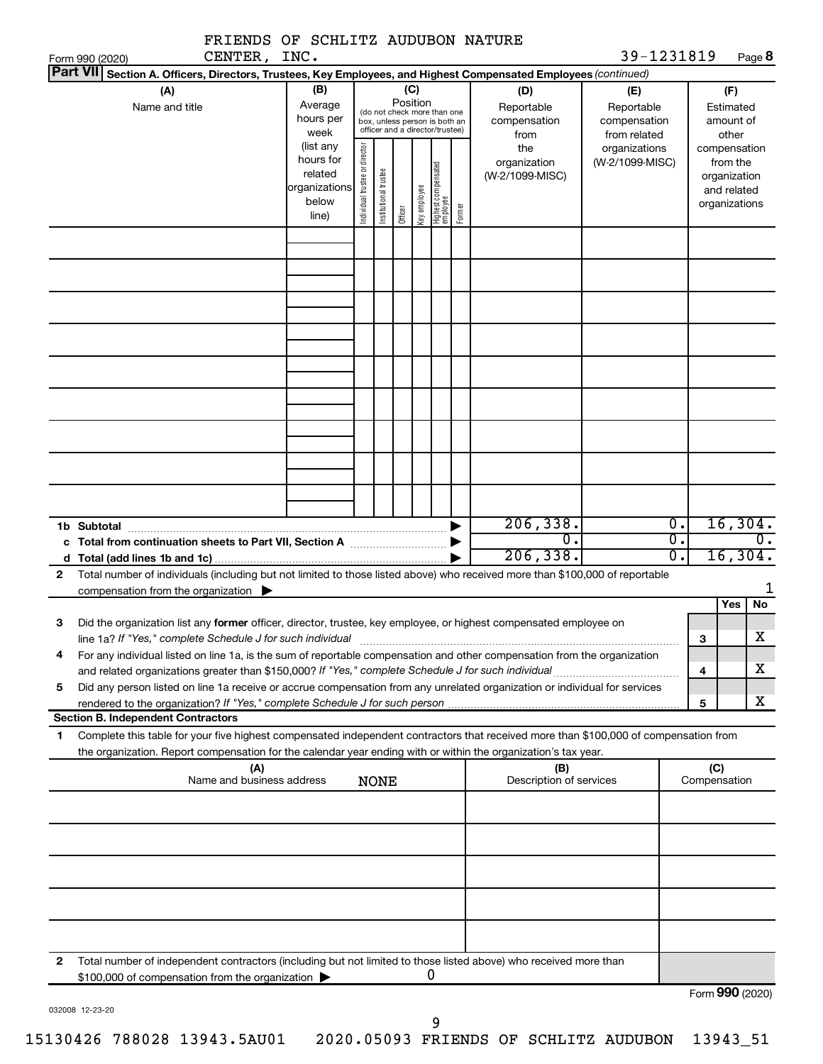FRIENDS OF SCHLITZ AUDUBON NATURE CENTER, INC. 39-1231819

Form 990 (2020)

**Part VII Section A. Officers, Directors, Trustees, Key Employees, and Highest Compensated Employees** *(continued)*

| (A) Name and title | (B) Average hours per week (list any hours for related organizations below line) | (C) Position: Individual trustee or director | Institutional trustee | Officer | Key employee | Highest compensated employee | Former | (D) Reportable compensation from the organization (W-2/1099-MISC) | (E) Reportable compensation from related organizations (W-2/1099-MISC) | (F) Estimated amount of other compensation from the organization and related organizations |
|---|---|---|---|---|---|---|---|---|---|---|
| | | | | | | | | | | |
| | | | | | | | | | | |
| | | | | | | | | | | |
| | | | | | | | | | | |
| | | | | | | | | | | |
| | | | | | | | | | | |
| | | | | | | | | | | |
| | | | | | | | | | | |
| | | | | | | | | | | |
| **1b Subtotal** | | | | | | | ▶ | 206,338. | 0. | 16,304. |
| **c Total from continuation sheets to Part VII, Section A** | | | | | | | ▶ | 0. | 0. | 0. |
| **d Total (add lines 1b and 1c)** | | | | | | | ▶ | 206,338. | 0. | 16,304. |

**2** Total number of individuals (including but not limited to those listed above) who received more than $100,000 of reportable compensation from the organization ▶ 1

| | | | Yes | No |
|---|---|---|---|---|
| **3** | Did the organization list any **former** officer, director, trustee, key employee, or highest compensated employee on line 1a? *If "Yes," complete Schedule J for such individual* | 3 | | X |
| **4** | For any individual listed on line 1a, is the sum of reportable compensation and other compensation from the organization and related organizations greater than $150,000? *If "Yes," complete Schedule J for such individual* | 4 | | X |
| **5** | Did any person listed on line 1a receive or accrue compensation from any unrelated organization or individual for services rendered to the organization? *If "Yes," complete Schedule J for such person* | 5 | | X |

**Section B. Independent Contractors**

**1** Complete this table for your five highest compensated independent contractors that received more than $100,000 of compensation from the organization. Report compensation for the calendar year ending with or within the organization's tax year.

| (A) Name and business address | (B) Description of services | (C) Compensation |
|---|---|---|
| NONE | | |
| | | |
| | | |
| | | |
| | | |
| | | |

**2** Total number of independent contractors (including but not limited to those listed above) who received more than $100,000 of compensation from the organization ▶ 0

Form **990** (2020)

032008 12-23-20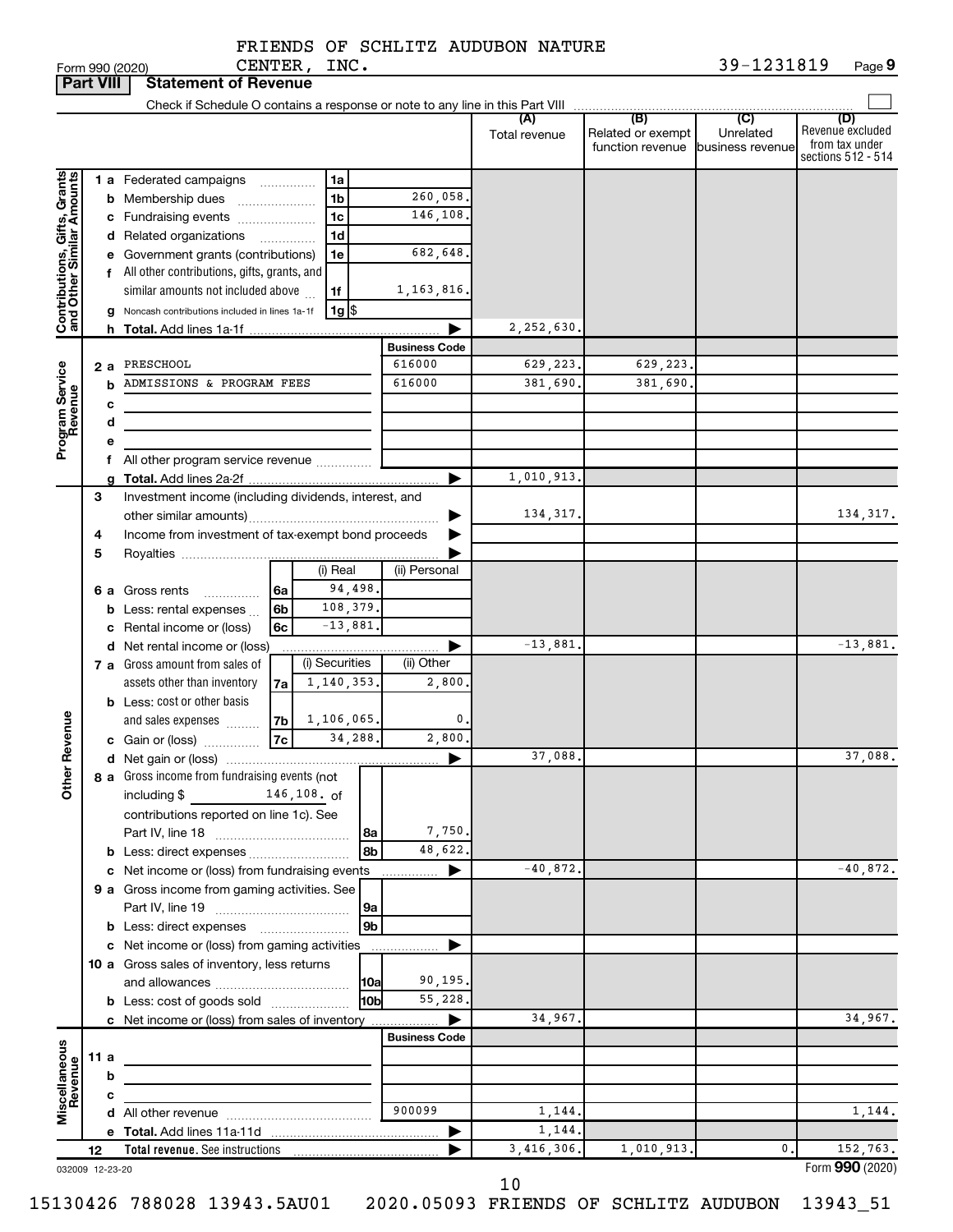FRIENDS OF SCHLITZ AUDUBON NATURE CENTER, INC. 39-1231819

Form 990 (2020)

## Part VIII Statement of Revenue

Check if Schedule O contains a response or note to any line in this Part VIII

| | | | | (A) Total revenue | (B) Related or exempt function revenue | (C) Unrelated business revenue | (D) Revenue excluded from tax under sections 512 - 514 |
|---|---|---|---|---|---|---|---|
| **Contributions, Gifts, Grants and Other Similar Amounts** | 1 a Federated campaigns | 1a | | | | | |
| | b Membership dues | 1b | 260,058. | | | | |
| | c Fundraising events | 1c | 146,108. | | | | |
| | d Related organizations | 1d | | | | | |
| | e Government grants (contributions) | 1e | 682,648. | | | | |
| | f All other contributions, gifts, grants, and similar amounts not included above | 1f | 1,163,816. | | | | |
| | g Noncash contributions included in lines 1a-1f | 1g | $ | | | | |
| | h Total. Add lines 1a-1f | | | 2,252,630. | | | |
| | | | Business Code | | | | |
| **Program Service Revenue** | 2 a PRESCHOOL | | 616000 | 629,223. | 629,223. | | |
| | b ADMISSIONS & PROGRAM FEES | | 616000 | 381,690. | 381,690. | | |
| | c | | | | | | |
| | d | | | | | | |
| | e | | | | | | |
| | f All other program service revenue | | | | | | |
| | g Total. Add lines 2a-2f | | | 1,010,913. | | | |
| **Other Revenue** | 3 Investment income (including dividends, interest, and other similar amounts) | | | 134,317. | | | 134,317. |
| | 4 Income from investment of tax-exempt bond proceeds | | | | | | |
| | 5 Royalties | | | | | | |
| | | (i) Real | (ii) Personal | | | | |
| | 6 a Gross rents (6a) | 94,498. | | | | | |
| | b Less: rental expenses (6b) | 108,379. | | | | | |
| | c Rental income or (loss) (6c) | -13,881. | | | | | |
| | d Net rental income or (loss) | | | -13,881. | | | -13,881. |
| | | (i) Securities | (ii) Other | | | | |
| | 7 a Gross amount from sales of assets other than inventory (7a) | 1,140,353. | 2,800. | | | | |
| | b Less: cost or other basis and sales expenses (7b) | 1,106,065. | 0. | | | | |
| | c Gain or (loss) (7c) | 34,288. | 2,800. | | | | |
| | d Net gain or (loss) | | | 37,088. | | | 37,088. |
| | 8 a Gross income from fundraising events (not including $ 146,108. of contributions reported on line 1c). See Part IV, line 18 | 8a | 7,750. | | | | |
| | b Less: direct expenses | 8b | 48,622. | | | | |
| | c Net income or (loss) from fundraising events | | | -40,872. | | | -40,872. |
| | 9 a Gross income from gaming activities. See Part IV, line 19 | 9a | | | | | |
| | b Less: direct expenses | 9b | | | | | |
| | c Net income or (loss) from gaming activities | | | | | | |
| | 10 a Gross sales of inventory, less returns and allowances | 10a | 90,195. | | | | |
| | b Less: cost of goods sold | 10b | 55,228. | | | | |
| | c Net income or (loss) from sales of inventory | | | 34,967. | | | 34,967. |
| | | | Business Code | | | | |
| **Miscellaneous Revenue** | 11 a | | | | | | |
| | b | | | | | | |
| | c | | | | | | |
| | d All other revenue | | 900099 | 1,144. | | | 1,144. |
| | e Total. Add lines 11a-11d | | | 1,144. | | | |
| | 12 Total revenue. See instructions | | | 3,416,306. | 1,010,913. | 0. | 152,763. |

032009 12-23-20

Form 990 (2020)

15130426 788028 13943.5AU01 2020.05093 FRIENDS OF SCHLITZ AUDUBON 13943_51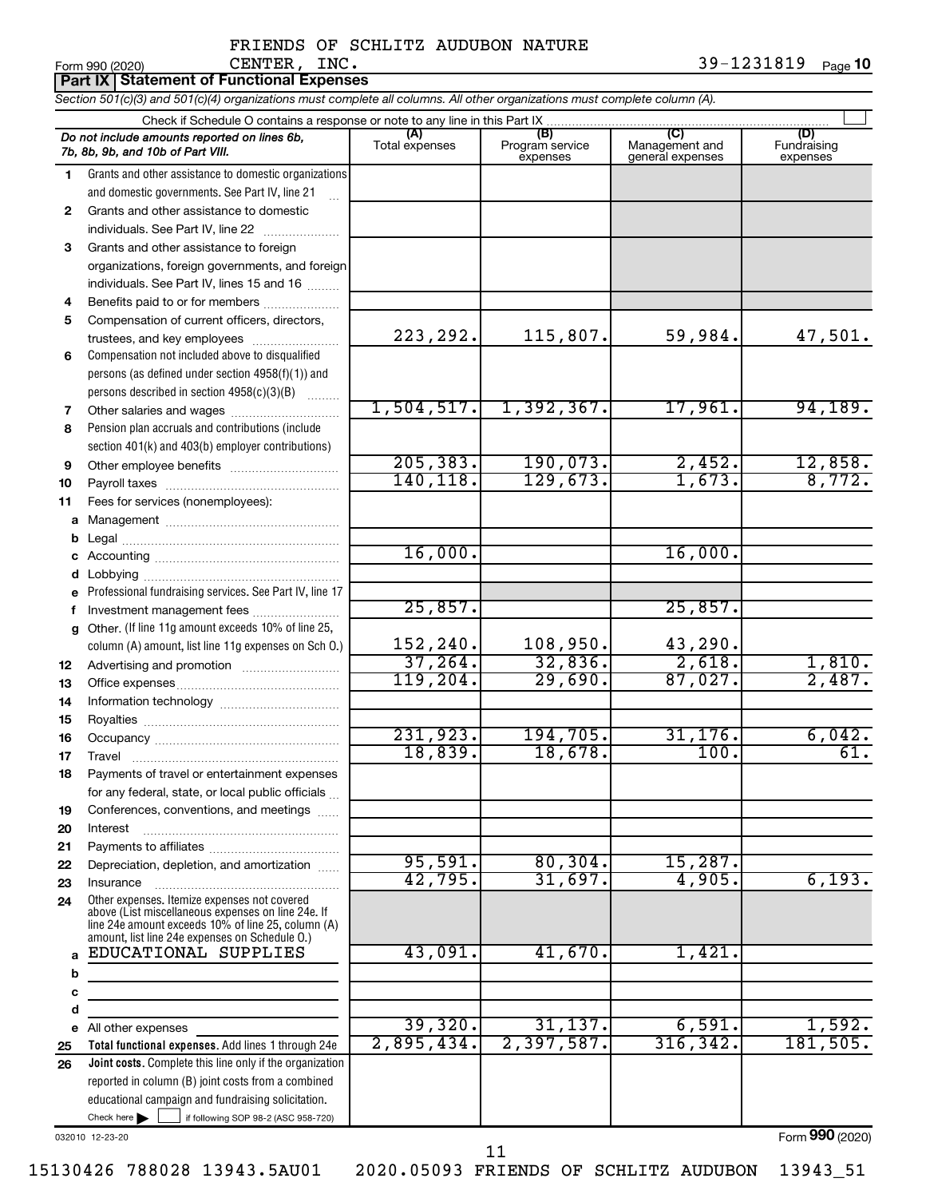FRIENDS OF SCHLITZ AUDUBON NATURE CENTER, INC.

Form 990 (2020) 39-1231819 Page 10

**Part IX | Statement of Functional Expenses**

*Section 501(c)(3) and 501(c)(4) organizations must complete all columns. All other organizations must complete column (A).*

Check if Schedule O contains a response or note to any line in this Part IX ☐

| | *Do not include amounts reported on lines 6b, 7b, 8b, 9b, and 10b of Part VIII.* | (A) Total expenses | (B) Program service expenses | (C) Management and general expenses | (D) Fundraising expenses |
|---|---|---|---|---|---|
| 1 | Grants and other assistance to domestic organizations and domestic governments. See Part IV, line 21 | | | | |
| 2 | Grants and other assistance to domestic individuals. See Part IV, line 22 | | | | |
| 3 | Grants and other assistance to foreign organizations, foreign governments, and foreign individuals. See Part IV, lines 15 and 16 | | | | |
| 4 | Benefits paid to or for members | | | | |
| 5 | Compensation of current officers, directors, trustees, and key employees | 223,292. | 115,807. | 59,984. | 47,501. |
| 6 | Compensation not included above to disqualified persons (as defined under section 4958(f)(1)) and persons described in section 4958(c)(3)(B) | | | | |
| 7 | Other salaries and wages | 1,504,517. | 1,392,367. | 17,961. | 94,189. |
| 8 | Pension plan accruals and contributions (include section 401(k) and 403(b) employer contributions) | | | | |
| 9 | Other employee benefits | 205,383. | 190,073. | 2,452. | 12,858. |
| 10 | Payroll taxes | 140,118. | 129,673. | 1,673. | 8,772. |
| 11 | Fees for services (nonemployees): | | | | |
| a | Management | | | | |
| b | Legal | | | | |
| c | Accounting | 16,000. | | 16,000. | |
| d | Lobbying | | | | |
| e | Professional fundraising services. See Part IV, line 17 | | | | |
| f | Investment management fees | 25,857. | | 25,857. | |
| g | Other. (If line 11g amount exceeds 10% of line 25, column (A) amount, list line 11g expenses on Sch O.) | 152,240. | 108,950. | 43,290. | |
| 12 | Advertising and promotion | 37,264. | 32,836. | 2,618. | 1,810. |
| 13 | Office expenses | 119,204. | 29,690. | 87,027. | 2,487. |
| 14 | Information technology | | | | |
| 15 | Royalties | | | | |
| 16 | Occupancy | 231,923. | 194,705. | 31,176. | 6,042. |
| 17 | Travel | 18,839. | 18,678. | 100. | 61. |
| 18 | Payments of travel or entertainment expenses for any federal, state, or local public officials | | | | |
| 19 | Conferences, conventions, and meetings | | | | |
| 20 | Interest | | | | |
| 21 | Payments to affiliates | | | | |
| 22 | Depreciation, depletion, and amortization | 95,591. | 80,304. | 15,287. | |
| 23 | Insurance | 42,795. | 31,697. | 4,905. | 6,193. |
| 24 | Other expenses. Itemize expenses not covered above (List miscellaneous expenses on line 24e. If line 24e amount exceeds 10% of line 25, column (A) amount, list line 24e expenses on Schedule O.) | | | | |
| a | EDUCATIONAL SUPPLIES | 43,091. | 41,670. | 1,421. | |
| b | | | | | |
| c | | | | | |
| d | | | | | |
| e | All other expenses | 39,320. | 31,137. | 6,591. | 1,592. |
| 25 | **Total functional expenses.** Add lines 1 through 24e | 2,895,434. | 2,397,587. | 316,342. | 181,505. |
| 26 | **Joint costs.** Complete this line only if the organization reported in column (B) joint costs from a combined educational campaign and fundraising solicitation. Check here ☐ if following SOP 98-2 (ASC 958-720) | | | | |

032010 12-23-20

Form **990** (2020)

15130426 788028 13943.5AU01 2020.05093 FRIENDS OF SCHLITZ AUDUBON 13943_51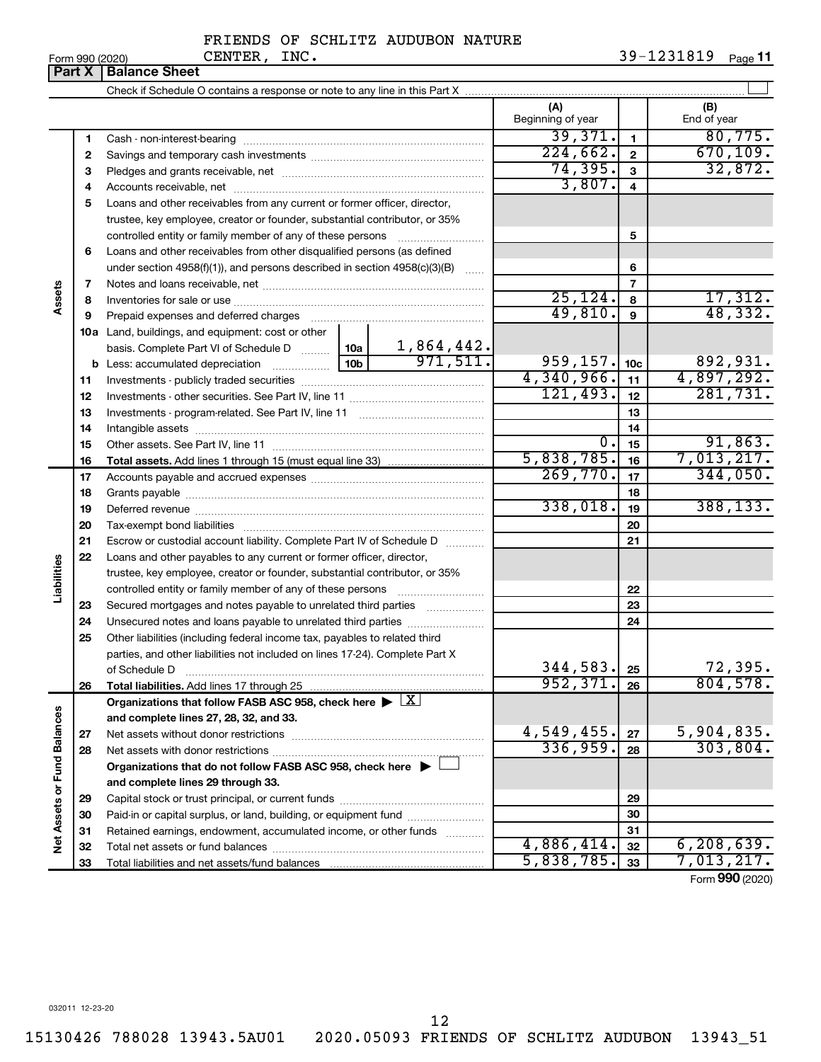FRIENDS OF SCHLITZ AUDUBON NATURE CENTER, INC. 39-1231819

Form 990 (2020)

## Part X Balance Sheet

Check if Schedule O contains a response or note to any line in this Part X

| | | | | (A) Beginning of year | | (B) End of year |
|---|---|---|---|---|---|---|
| Assets | 1 | Cash - non-interest-bearing | | 39,371. | 1 | 80,775. |
| | 2 | Savings and temporary cash investments | | 224,662. | 2 | 670,109. |
| | 3 | Pledges and grants receivable, net | | 74,395. | 3 | 32,872. |
| | 4 | Accounts receivable, net | | 3,807. | 4 | |
| | 5 | Loans and other receivables from any current or former officer, director, trustee, key employee, creator or founder, substantial contributor, or 35% controlled entity or family member of any of these persons | | | 5 | |
| | 6 | Loans and other receivables from other disqualified persons (as defined under section 4958(f)(1)), and persons described in section 4958(c)(3)(B) | | | 6 | |
| | 7 | Notes and loans receivable, net | | | 7 | |
| | 8 | Inventories for sale or use | | 25,124. | 8 | 17,312. |
| | 9 | Prepaid expenses and deferred charges | | 49,810. | 9 | 48,332. |
| | 10a | Land, buildings, and equipment: cost or other basis. Complete Part VI of Schedule D | 10a 1,864,442. | | | |
| | b | Less: accumulated depreciation | 10b 971,511. | 959,157. | 10c | 892,931. |
| | 11 | Investments - publicly traded securities | | 4,340,966. | 11 | 4,897,292. |
| | 12 | Investments - other securities. See Part IV, line 11 | | 121,493. | 12 | 281,731. |
| | 13 | Investments - program-related. See Part IV, line 11 | | | 13 | |
| | 14 | Intangible assets | | | 14 | |
| | 15 | Other assets. See Part IV, line 11 | | 0. | 15 | 91,863. |
| | 16 | **Total assets.** Add lines 1 through 15 (must equal line 33) | | 5,838,785. | 16 | 7,013,217. |
| Liabilities | 17 | Accounts payable and accrued expenses | | 269,770. | 17 | 344,050. |
| | 18 | Grants payable | | | 18 | |
| | 19 | Deferred revenue | | 338,018. | 19 | 388,133. |
| | 20 | Tax-exempt bond liabilities | | | 20 | |
| | 21 | Escrow or custodial account liability. Complete Part IV of Schedule D | | | 21 | |
| | 22 | Loans and other payables to any current or former officer, director, trustee, key employee, creator or founder, substantial contributor, or 35% controlled entity or family member of any of these persons | | | 22 | |
| | 23 | Secured mortgages and notes payable to unrelated third parties | | | 23 | |
| | 24 | Unsecured notes and loans payable to unrelated third parties | | | 24 | |
| | 25 | Other liabilities (including federal income tax, payables to related third parties, and other liabilities not included on lines 17-24). Complete Part X of Schedule D | | 344,583. | 25 | 72,395. |
| | 26 | **Total liabilities.** Add lines 17 through 25 | | 952,371. | 26 | 804,578. |
| Net Assets or Fund Balances | | **Organizations that follow FASB ASC 958, check here** ▶ X **and complete lines 27, 28, 32, and 33.** | | | | |
| | 27 | Net assets without donor restrictions | | 4,549,455. | 27 | 5,904,835. |
| | 28 | Net assets with donor restrictions | | 336,959. | 28 | 303,804. |
| | | **Organizations that do not follow FASB ASC 958, check here** ▶ ☐ **and complete lines 29 through 33.** | | | | |
| | 29 | Capital stock or trust principal, or current funds | | | 29 | |
| | 30 | Paid-in or capital surplus, or land, building, or equipment fund | | | 30 | |
| | 31 | Retained earnings, endowment, accumulated income, or other funds | | | 31 | |
| | 32 | Total net assets or fund balances | | 4,886,414. | 32 | 6,208,639. |
| | 33 | Total liabilities and net assets/fund balances | | 5,838,785. | 33 | 7,013,217. |

Form **990** (2020)

032011 12-23-20

15130426 788028 13943.5AU01 2020.05093 FRIENDS OF SCHLITZ AUDUBON 13943_51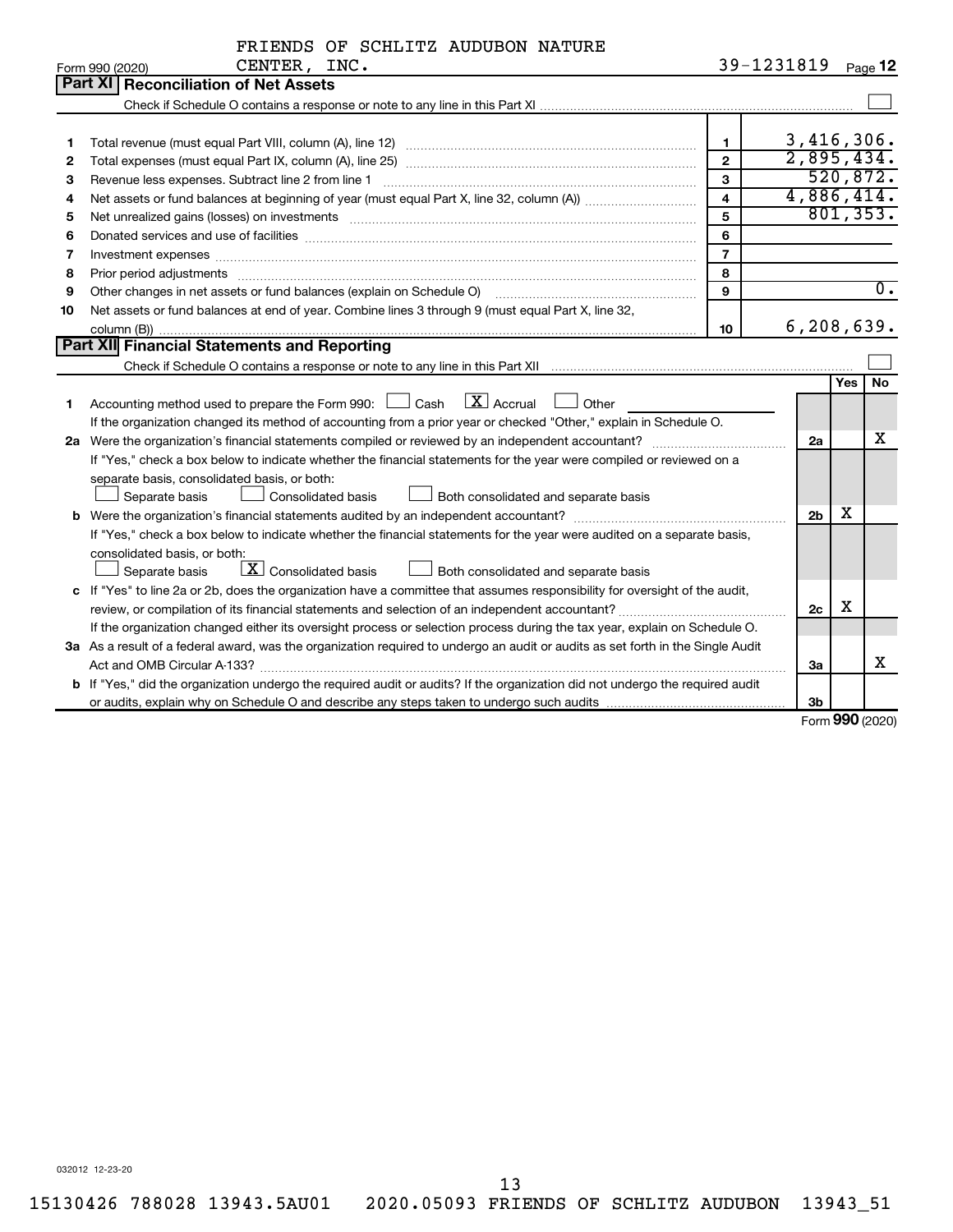FRIENDS OF SCHLITZ AUDUBON NATURE CENTER, INC. 39-1231819

Form 990 (2020) Page 12

## Part XI Reconciliation of Net Assets

Check if Schedule O contains a response or note to any line in this Part XI ☐

| | | | |
|---|---|---|---|
| 1 | Total revenue (must equal Part VIII, column (A), line 12) | 1 | 3,416,306. |
| 2 | Total expenses (must equal Part IX, column (A), line 25) | 2 | 2,895,434. |
| 3 | Revenue less expenses. Subtract line 2 from line 1 | 3 | 520,872. |
| 4 | Net assets or fund balances at beginning of year (must equal Part X, line 32, column (A)) | 4 | 4,886,414. |
| 5 | Net unrealized gains (losses) on investments | 5 | 801,353. |
| 6 | Donated services and use of facilities | 6 | |
| 7 | Investment expenses | 7 | |
| 8 | Prior period adjustments | 8 | |
| 9 | Other changes in net assets or fund balances (explain on Schedule O) | 9 | 0. |
| 10 | Net assets or fund balances at end of year. Combine lines 3 through 9 (must equal Part X, line 32, column (B)) | 10 | 6,208,639. |

## Part XII Financial Statements and Reporting

Check if Schedule O contains a response or note to any line in this Part XII ☐

| | | | Yes | No |
|---|---|---|---|---|
| 1 | Accounting method used to prepare the Form 990: ☐ Cash ☒ Accrual ☐ Other<br>If the organization changed its method of accounting from a prior year or checked "Other," explain in Schedule O. | | | |
| 2a | Were the organization's financial statements compiled or reviewed by an independent accountant?<br>If "Yes," check a box below to indicate whether the financial statements for the year were compiled or reviewed on a separate basis, consolidated basis, or both:<br>☐ Separate basis ☐ Consolidated basis ☐ Both consolidated and separate basis | 2a | | X |
| b | Were the organization's financial statements audited by an independent accountant?<br>If "Yes," check a box below to indicate whether the financial statements for the year were audited on a separate basis, consolidated basis, or both:<br>☐ Separate basis ☒ Consolidated basis ☐ Both consolidated and separate basis | 2b | X | |
| c | If "Yes" to line 2a or 2b, does the organization have a committee that assumes responsibility for oversight of the audit, review, or compilation of its financial statements and selection of an independent accountant?<br>If the organization changed either its oversight process or selection process during the tax year, explain on Schedule O. | 2c | X | |
| 3a | As a result of a federal award, was the organization required to undergo an audit or audits as set forth in the Single Audit Act and OMB Circular A-133? | 3a | | X |
| b | If "Yes," did the organization undergo the required audit or audits? If the organization did not undergo the required audit or audits, explain why on Schedule O and describe any steps taken to undergo such audits | 3b | | |

Form 990 (2020)

032012 12-23-20

15130426 788028 13943.5AU01 2020.05093 FRIENDS OF SCHLITZ AUDUBON 13943_51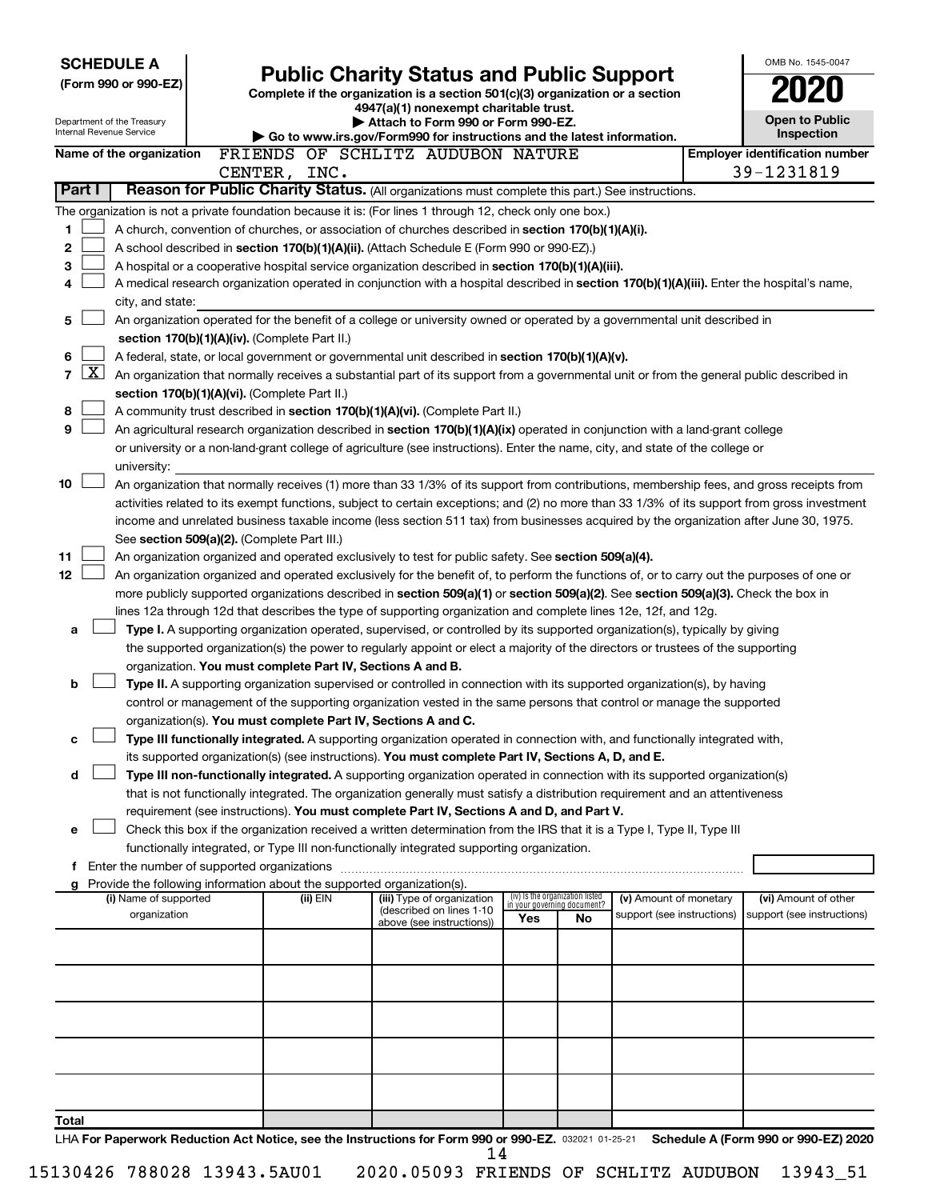**SCHEDULE A** **(Form 990 or 990-EZ)**

Department of the Treasury
Internal Revenue Service

# Public Charity Status and Public Support

**Complete if the organization is a section 501(c)(3) organization or a section 4947(a)(1) nonexempt charitable trust.**
**▶ Attach to Form 990 or Form 990-EZ.**
**▶ Go to www.irs.gov/Form990 for instructions and the latest information.**

OMB No. 1545-0047

**2020**

**Open to Public Inspection**

**Name of the organization** FRIENDS OF SCHLITZ AUDUBON NATURE CENTER, INC.

**Employer identification number** 39-1231819

**Part I** **Reason for Public Charity Status.** (All organizations must complete this part.) See instructions.

The organization is not a private foundation because it is: (For lines 1 through 12, check only one box.)

1 ☐ A church, convention of churches, or association of churches described in **section 170(b)(1)(A)(i).**

2 ☐ A school described in **section 170(b)(1)(A)(ii).** (Attach Schedule E (Form 990 or 990-EZ).)

3 ☐ A hospital or a cooperative hospital service organization described in **section 170(b)(1)(A)(iii).**

4 ☐ A medical research organization operated in conjunction with a hospital described in **section 170(b)(1)(A)(iii).** Enter the hospital's name, city, and state:

5 ☐ An organization operated for the benefit of a college or university owned or operated by a governmental unit described in **section 170(b)(1)(A)(iv).** (Complete Part II.)

6 ☐ A federal, state, or local government or governmental unit described in **section 170(b)(1)(A)(v).**

7 ☒ An organization that normally receives a substantial part of its support from a governmental unit or from the general public described in **section 170(b)(1)(A)(vi).** (Complete Part II.)

8 ☐ A community trust described in **section 170(b)(1)(A)(vi).** (Complete Part II.)

9 ☐ An agricultural research organization described in **section 170(b)(1)(A)(ix)** operated in conjunction with a land-grant college or university or a non-land-grant college of agriculture (see instructions). Enter the name, city, and state of the college or university:

10 ☐ An organization that normally receives (1) more than 33 1/3% of its support from contributions, membership fees, and gross receipts from activities related to its exempt functions, subject to certain exceptions; and (2) no more than 33 1/3% of its support from gross investment income and unrelated business taxable income (less section 511 tax) from businesses acquired by the organization after June 30, 1975. See **section 509(a)(2).** (Complete Part III.)

11 ☐ An organization organized and operated exclusively to test for public safety. See **section 509(a)(4).**

12 ☐ An organization organized and operated exclusively for the benefit of, to perform the functions of, or to carry out the purposes of one or more publicly supported organizations described in **section 509(a)(1)** or **section 509(a)(2).** See **section 509(a)(3).** Check the box in lines 12a through 12d that describes the type of supporting organization and complete lines 12e, 12f, and 12g.

**a** ☐ **Type I.** A supporting organization operated, supervised, or controlled by its supported organization(s), typically by giving the supported organization(s) the power to regularly appoint or elect a majority of the directors or trustees of the supporting organization. **You must complete Part IV, Sections A and B.**

**b** ☐ **Type II.** A supporting organization supervised or controlled in connection with its supported organization(s), by having control or management of the supporting organization vested in the same persons that control or manage the supported organization(s). **You must complete Part IV, Sections A and C.**

**c** ☐ **Type III functionally integrated.** A supporting organization operated in connection with, and functionally integrated with, its supported organization(s) (see instructions). **You must complete Part IV, Sections A, D, and E.**

**d** ☐ **Type III non-functionally integrated.** A supporting organization operated in connection with its supported organization(s) that is not functionally integrated. The organization generally must satisfy a distribution requirement and an attentiveness requirement (see instructions). **You must complete Part IV, Sections A and D, and Part V.**

**e** ☐ Check this box if the organization received a written determination from the IRS that it is a Type I, Type II, Type III functionally integrated, or Type III non-functionally integrated supporting organization.

**f** Enter the number of supported organizations

**g** Provide the following information about the supported organization(s).

| (i) Name of supported organization | (ii) EIN | (iii) Type of organization (described on lines 1-10 above (see instructions)) | (iv) Is the organization listed in your governing document? Yes | No | (v) Amount of monetary support (see instructions) | (vi) Amount of other support (see instructions) |
|---|---|---|---|---|---|---|
| | | | | | | |
| | | | | | | |
| | | | | | | |
| | | | | | | |
| | | | | | | |
| **Total** | | | | | | |

LHA **For Paperwork Reduction Act Notice, see the Instructions for Form 990 or 990-EZ.** 032021 01-25-21 **Schedule A (Form 990 or 990-EZ) 2020**

15130426 788028 13943.5AU01 2020.05093 FRIENDS OF SCHLITZ AUDUBON 13943_51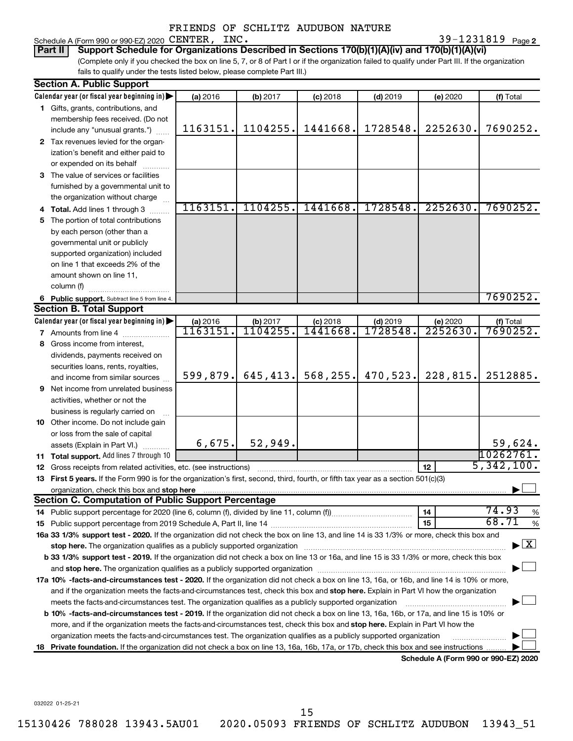FRIENDS OF SCHLITZ AUDUBON NATURE

Schedule A (Form 990 or 990-EZ) 2020 CENTER, INC. 39-1231819 Page 2

**Part II Support Schedule for Organizations Described in Sections 170(b)(1)(A)(iv) and 170(b)(1)(A)(vi)**

(Complete only if you checked the box on line 5, 7, or 8 of Part I or if the organization failed to qualify under Part III. If the organization fails to qualify under the tests listed below, please complete Part III.)

**Section A. Public Support**

| Calendar year (or fiscal year beginning in) | (a) 2016 | (b) 2017 | (c) 2018 | (d) 2019 | (e) 2020 | (f) Total |
|---|---|---|---|---|---|---|
| 1 Gifts, grants, contributions, and membership fees received. (Do not include any "unusual grants.") | 1163151. | 1104255. | 1441668. | 1728548. | 2252630. | 7690252. |
| 2 Tax revenues levied for the organization's benefit and either paid to or expended on its behalf | | | | | | |
| 3 The value of services or facilities furnished by a governmental unit to the organization without charge | | | | | | |
| 4 Total. Add lines 1 through 3 | 1163151. | 1104255. | 1441668. | 1728548. | 2252630. | 7690252. |
| 5 The portion of total contributions by each person (other than a governmental unit or publicly supported organization) included on line 1 that exceeds 2% of the amount shown on line 11, column (f) | | | | | | |
| 6 Public support. Subtract line 5 from line 4. | | | | | | 7690252. |

**Section B. Total Support**

| Calendar year (or fiscal year beginning in) | (a) 2016 | (b) 2017 | (c) 2018 | (d) 2019 | (e) 2020 | (f) Total |
|---|---|---|---|---|---|---|
| 7 Amounts from line 4 | 1163151. | 1104255. | 1441668. | 1728548. | 2252630. | 7690252. |
| 8 Gross income from interest, dividends, payments received on securities loans, rents, royalties, and income from similar sources | 599,879. | 645,413. | 568,255. | 470,523. | 228,815. | 2512885. |
| 9 Net income from unrelated business activities, whether or not the business is regularly carried on | | | | | | |
| 10 Other income. Do not include gain or loss from the sale of capital assets (Explain in Part VI.) | 6,675. | 52,949. | | | | 59,624. |
| 11 Total support. Add lines 7 through 10 | | | | | | 10262761. |
| 12 Gross receipts from related activities, etc. (see instructions) | | | | | 12 | 5,342,100. |

**13 First 5 years.** If the Form 990 is for the organization's first, second, third, fourth, or fifth tax year as a section 501(c)(3) organization, check this box and **stop here** ☐

**Section C. Computation of Public Support Percentage**

| | | |
|---|---|---|
| 14 Public support percentage for 2020 (line 6, column (f), divided by line 11, column (f)) | 14 | 74.93 % |
| 15 Public support percentage from 2019 Schedule A, Part II, line 14 | 15 | 68.71 % |

**16a 33 1/3% support test - 2020.** If the organization did not check the box on line 13, and line 14 is 33 1/3% or more, check this box and **stop here.** The organization qualifies as a publicly supported organization ☒

**b 33 1/3% support test - 2019.** If the organization did not check a box on line 13 or 16a, and line 15 is 33 1/3% or more, check this box and **stop here.** The organization qualifies as a publicly supported organization ☐

**17a 10% -facts-and-circumstances test - 2020.** If the organization did not check a box on line 13, 16a, or 16b, and line 14 is 10% or more, and if the organization meets the facts-and-circumstances test, check this box and **stop here.** Explain in Part VI how the organization meets the facts-and-circumstances test. The organization qualifies as a publicly supported organization ☐

**b 10% -facts-and-circumstances test - 2019.** If the organization did not check a box on line 13, 16a, 16b, or 17a, and line 15 is 10% or more, and if the organization meets the facts-and-circumstances test, check this box and **stop here.** Explain in Part VI how the organization meets the facts-and-circumstances test. The organization qualifies as a publicly supported organization ☐

**18 Private foundation.** If the organization did not check a box on line 13, 16a, 16b, 17a, or 17b, check this box and see instructions ☐

**Schedule A (Form 990 or 990-EZ) 2020**

032022 01-25-21

15130426 788028 13943.5AU01 2020.05093 FRIENDS OF SCHLITZ AUDUBON 13943_51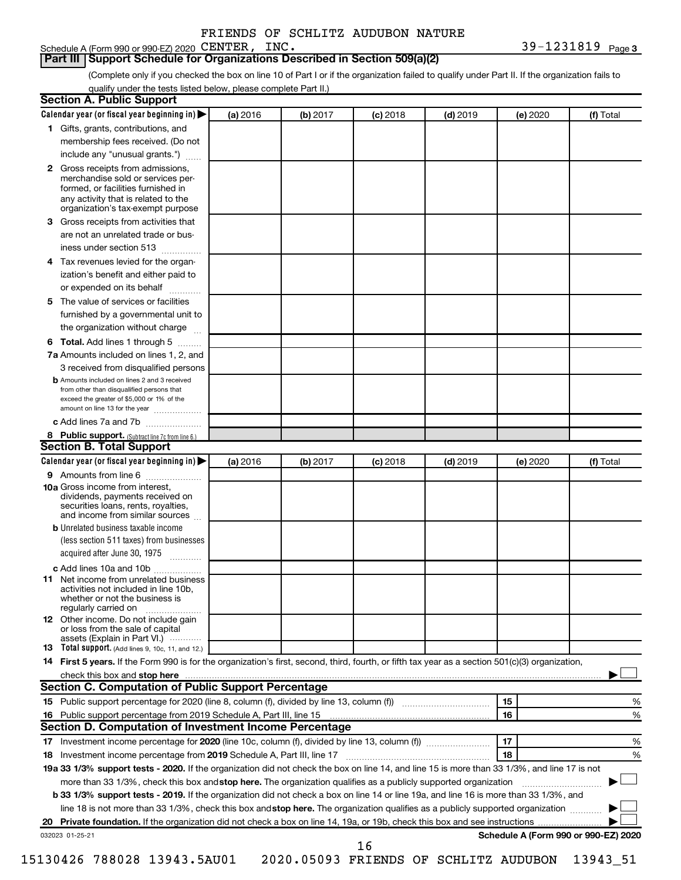FRIENDS OF SCHLITZ AUDUBON NATURE

Schedule A (Form 990 or 990-EZ) 2020 CENTER, INC. 39-1231819 Page 3

## Part III Support Schedule for Organizations Described in Section 509(a)(2)

(Complete only if you checked the box on line 10 of Part I or if the organization failed to qualify under Part II. If the organization fails to qualify under the tests listed below, please complete Part II.)

### Section A. Public Support

| Calendar year (or fiscal year beginning in) ▶ | (a) 2016 | (b) 2017 | (c) 2018 | (d) 2019 | (e) 2020 | (f) Total |
|---|---|---|---|---|---|---|
| 1 Gifts, grants, contributions, and membership fees received. (Do not include any "unusual grants.") | | | | | | |
| 2 Gross receipts from admissions, merchandise sold or services performed, or facilities furnished in any activity that is related to the organization's tax-exempt purpose | | | | | | |
| 3 Gross receipts from activities that are not an unrelated trade or business under section 513 | | | | | | |
| 4 Tax revenues levied for the organization's benefit and either paid to or expended on its behalf | | | | | | |
| 5 The value of services or facilities furnished by a governmental unit to the organization without charge | | | | | | |
| 6 **Total.** Add lines 1 through 5 | | | | | | |
| 7a Amounts included on lines 1, 2, and 3 received from disqualified persons | | | | | | |
| b Amounts included on lines 2 and 3 received from other than disqualified persons that exceed the greater of $5,000 or 1% of the amount on line 13 for the year | | | | | | |
| c Add lines 7a and 7b | | | | | | |
| 8 **Public support.** (Subtract line 7c from line 6.) | | | | | | |

### Section B. Total Support

| Calendar year (or fiscal year beginning in) ▶ | (a) 2016 | (b) 2017 | (c) 2018 | (d) 2019 | (e) 2020 | (f) Total |
|---|---|---|---|---|---|---|
| 9 Amounts from line 6 | | | | | | |
| 10a Gross income from interest, dividends, payments received on securities loans, rents, royalties, and income from similar sources | | | | | | |
| b Unrelated business taxable income (less section 511 taxes) from businesses acquired after June 30, 1975 | | | | | | |
| c Add lines 10a and 10b | | | | | | |
| 11 Net income from unrelated business activities not included in line 10b, whether or not the business is regularly carried on | | | | | | |
| 12 Other income. Do not include gain or loss from the sale of capital assets (Explain in Part VI.) | | | | | | |
| 13 **Total support.** (Add lines 9, 10c, 11, and 12.) | | | | | | |

14 **First 5 years.** If the Form 990 is for the organization's first, second, third, fourth, or fifth tax year as a section 501(c)(3) organization, check this box and **stop here** ▶ ☐

### Section C. Computation of Public Support Percentage

| | | | |
|---|---|---|---|
| 15 Public support percentage for 2020 (line 8, column (f), divided by line 13, column (f)) | 15 | | % |
| 16 Public support percentage from 2019 Schedule A, Part III, line 15 | 16 | | % |

### Section D. Computation of Investment Income Percentage

| | | | |
|---|---|---|---|
| 17 Investment income percentage for **2020** (line 10c, column (f), divided by line 13, column (f)) | 17 | | % |
| 18 Investment income percentage from **2019** Schedule A, Part III, line 17 | 18 | | % |

**19a 33 1/3% support tests - 2020.** If the organization did not check the box on line 14, and line 15 is more than 33 1/3%, and line 17 is not more than 33 1/3%, check this box and **stop here.** The organization qualifies as a publicly supported organization ▶ ☐

**b 33 1/3% support tests - 2019.** If the organization did not check a box on line 14 or line 19a, and line 16 is more than 33 1/3%, and line 18 is not more than 33 1/3%, check this box and **stop here.** The organization qualifies as a publicly supported organization ▶ ☐

**20 Private foundation.** If the organization did not check a box on line 14, 19a, or 19b, check this box and see instructions ▶ ☐

032023 01-25-21 **Schedule A (Form 990 or 990-EZ) 2020**

15130426 788028 13943.5AU01 2020.05093 FRIENDS OF SCHLITZ AUDUBON 13943_51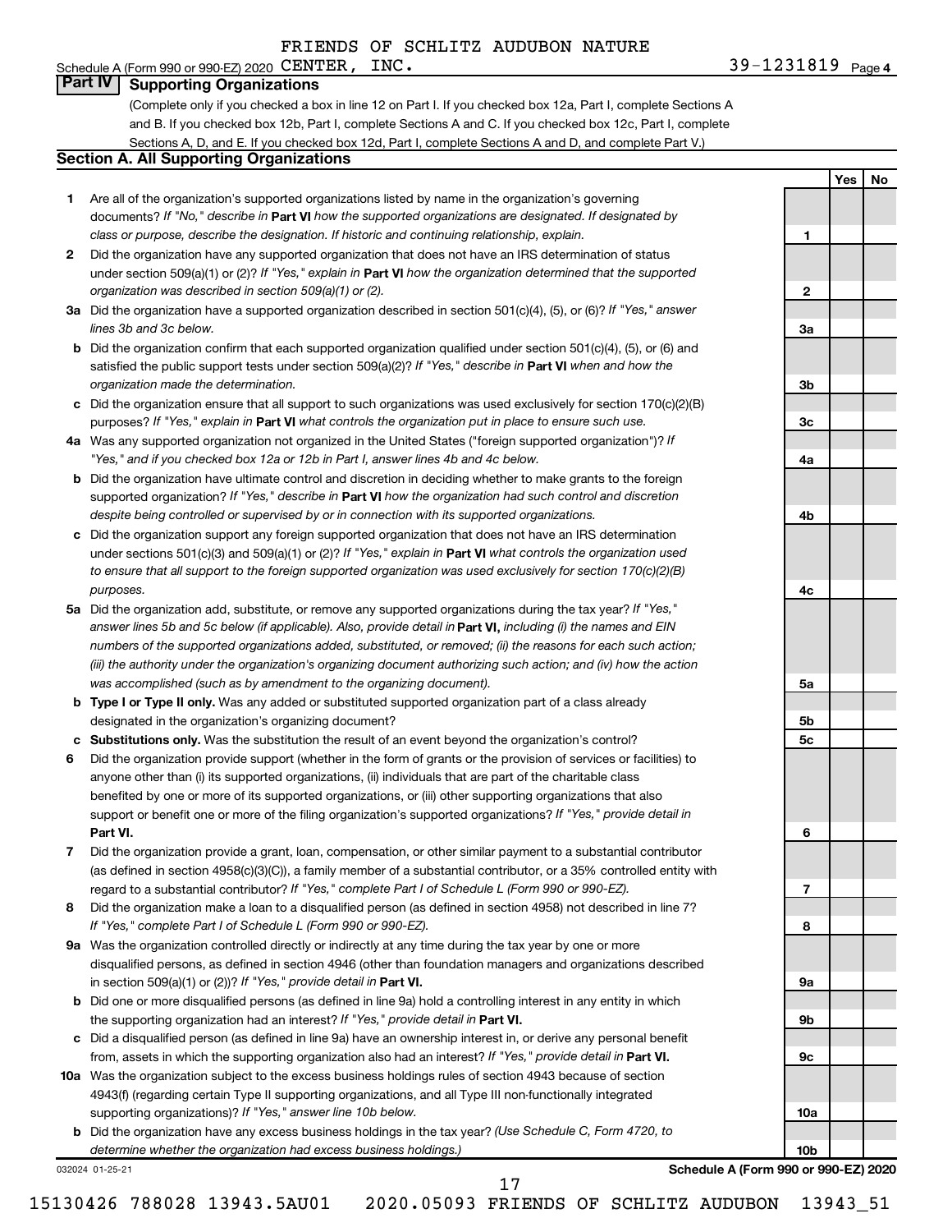Schedule A (Form 990 or 990-EZ) 2020 FRIENDS OF SCHLITZ AUDUBON NATURE CENTER, INC. 39-1231819 Page 4

## Part IV Supporting Organizations

(Complete only if you checked a box in line 12 on Part I. If you checked box 12a, Part I, complete Sections A and B. If you checked box 12b, Part I, complete Sections A and C. If you checked box 12c, Part I, complete Sections A, D, and E. If you checked box 12d, Part I, complete Sections A and D, and complete Part V.)

### Section A. All Supporting Organizations

| | | | Yes | No |
|---|---|---|---|---|
| **1** | Are all of the organization's supported organizations listed by name in the organization's governing documents? *If "No," describe in* **Part VI** *how the supported organizations are designated. If designated by class or purpose, describe the designation. If historic and continuing relationship, explain.* | 1 | | |
| **2** | Did the organization have any supported organization that does not have an IRS determination of status under section 509(a)(1) or (2)? *If "Yes," explain in* **Part VI** *how the organization determined that the supported organization was described in section 509(a)(1) or (2).* | 2 | | |
| **3a** | Did the organization have a supported organization described in section 501(c)(4), (5), or (6)? *If "Yes," answer lines 3b and 3c below.* | 3a | | |
| **b** | Did the organization confirm that each supported organization qualified under section 501(c)(4), (5), or (6) and satisfied the public support tests under section 509(a)(2)? *If "Yes," describe in* **Part VI** *when and how the organization made the determination.* | 3b | | |
| **c** | Did the organization ensure that all support to such organizations was used exclusively for section 170(c)(2)(B) purposes? *If "Yes," explain in* **Part VI** *what controls the organization put in place to ensure such use.* | 3c | | |
| **4a** | Was any supported organization not organized in the United States ("foreign supported organization")? *If "Yes," and if you checked box 12a or 12b in Part I, answer lines 4b and 4c below.* | 4a | | |
| **b** | Did the organization have ultimate control and discretion in deciding whether to make grants to the foreign supported organization? *If "Yes," describe in* **Part VI** *how the organization had such control and discretion despite being controlled or supervised by or in connection with its supported organizations.* | 4b | | |
| **c** | Did the organization support any foreign supported organization that does not have an IRS determination under sections 501(c)(3) and 509(a)(1) or (2)? *If "Yes," explain in* **Part VI** *what controls the organization used to ensure that all support to the foreign supported organization was used exclusively for section 170(c)(2)(B) purposes.* | 4c | | |
| **5a** | Did the organization add, substitute, or remove any supported organizations during the tax year? *If "Yes," answer lines 5b and 5c below (if applicable). Also, provide detail in* **Part VI,** *including (i) the names and EIN numbers of the supported organizations added, substituted, or removed; (ii) the reasons for each such action; (iii) the authority under the organization's organizing document authorizing such action; and (iv) how the action was accomplished (such as by amendment to the organizing document).* | 5a | | |
| **b** | **Type I or Type II only.** Was any added or substituted supported organization part of a class already designated in the organization's organizing document? | 5b | | |
| **c** | **Substitutions only.** Was the substitution the result of an event beyond the organization's control? | 5c | | |
| **6** | Did the organization provide support (whether in the form of grants or the provision of services or facilities) to anyone other than (i) its supported organizations, (ii) individuals that are part of the charitable class benefited by one or more of its supported organizations, or (iii) other supporting organizations that also support or benefit one or more of the filing organization's supported organizations? *If "Yes," provide detail in* **Part VI.** | 6 | | |
| **7** | Did the organization provide a grant, loan, compensation, or other similar payment to a substantial contributor (as defined in section 4958(c)(3)(C)), a family member of a substantial contributor, or a 35% controlled entity with regard to a substantial contributor? *If "Yes," complete Part I of Schedule L (Form 990 or 990-EZ).* | 7 | | |
| **8** | Did the organization make a loan to a disqualified person (as defined in section 4958) not described in line 7? *If "Yes," complete Part I of Schedule L (Form 990 or 990-EZ).* | 8 | | |
| **9a** | Was the organization controlled directly or indirectly at any time during the tax year by one or more disqualified persons, as defined in section 4946 (other than foundation managers and organizations described in section 509(a)(1) or (2))? *If "Yes," provide detail in* **Part VI.** | 9a | | |
| **b** | Did one or more disqualified persons (as defined in line 9a) hold a controlling interest in any entity in which the supporting organization had an interest? *If "Yes," provide detail in* **Part VI.** | 9b | | |
| **c** | Did a disqualified person (as defined in line 9a) have an ownership interest in, or derive any personal benefit from, assets in which the supporting organization also had an interest? *If "Yes," provide detail in* **Part VI.** | 9c | | |
| **10a** | Was the organization subject to the excess business holdings rules of section 4943 because of section 4943(f) (regarding certain Type II supporting organizations, and all Type III non-functionally integrated supporting organizations)? *If "Yes," answer line 10b below.* | 10a | | |
| **b** | Did the organization have any excess business holdings in the tax year? *(Use Schedule C, Form 4720, to determine whether the organization had excess business holdings.)* | 10b | | |

032024 01-25-21 **Schedule A (Form 990 or 990-EZ) 2020**

15130426 788028 13943.5AU01 2020.05093 FRIENDS OF SCHLITZ AUDUBON 13943_51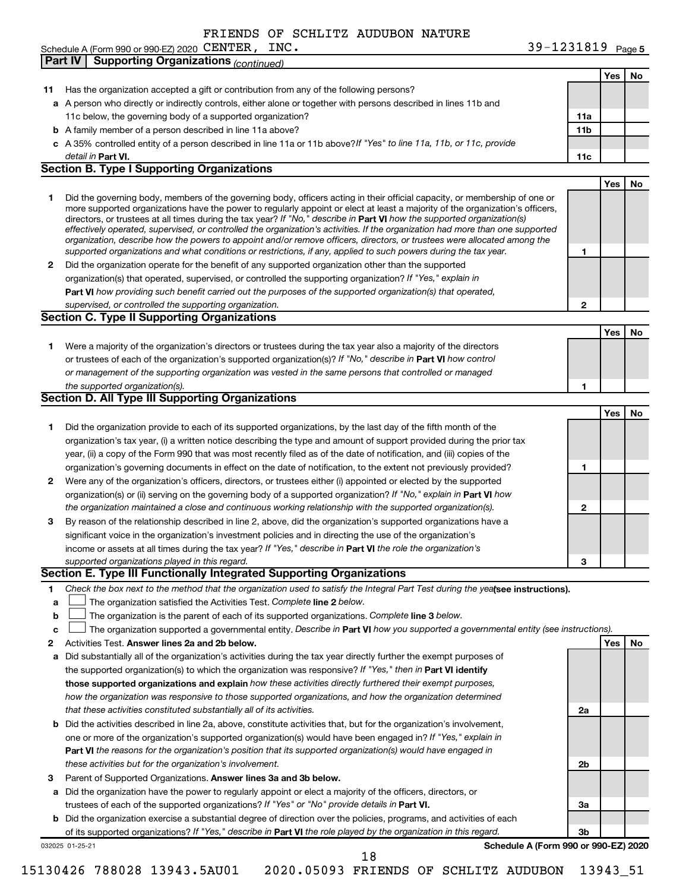FRIENDS OF SCHLITZ AUDUBON NATURE

Schedule A (Form 990 or 990-EZ) 2020 CENTER, INC. 39-1231819 Page 5

**Part IV | Supporting Organizations** *(continued)*

| | | | Yes | No |
|---|---|---|---|---|
| **11** | Has the organization accepted a gift or contribution from any of the following persons? | | | |
| **a** | A person who directly or indirectly controls, either alone or together with persons described in lines 11b and 11c below, the governing body of a supported organization? | **11a** | | |
| **b** | A family member of a person described in line 11a above? | **11b** | | |
| **c** | A 35% controlled entity of a person described in line 11a or 11b above? *If "Yes" to line 11a, 11b, or 11c, provide detail in* **Part VI.** | **11c** | | |

## Section B. Type I Supporting Organizations

| | | | Yes | No |
|---|---|---|---|---|
| **1** | Did the governing body, members of the governing body, officers acting in their official capacity, or membership of one or more supported organizations have the power to regularly appoint or elect at least a majority of the organization's officers, directors, or trustees at all times during the tax year? *If "No," describe in* **Part VI** *how the supported organization(s) effectively operated, supervised, or controlled the organization's activities. If the organization had more than one supported organization, describe how the powers to appoint and/or remove officers, directors, or trustees were allocated among the supported organizations and what conditions or restrictions, if any, applied to such powers during the tax year.* | **1** | | |
| **2** | Did the organization operate for the benefit of any supported organization other than the supported organization(s) that operated, supervised, or controlled the supporting organization? *If "Yes," explain in* **Part VI** *how providing such benefit carried out the purposes of the supported organization(s) that operated, supervised, or controlled the supporting organization.* | **2** | | |

## Section C. Type II Supporting Organizations

| | | | Yes | No |
|---|---|---|---|---|
| **1** | Were a majority of the organization's directors or trustees during the tax year also a majority of the directors or trustees of each of the organization's supported organization(s)? *If "No," describe in* **Part VI** *how control or management of the supporting organization was vested in the same persons that controlled or managed the supported organization(s).* | **1** | | |

## Section D. All Type III Supporting Organizations

| | | | Yes | No |
|---|---|---|---|---|
| **1** | Did the organization provide to each of its supported organizations, by the last day of the fifth month of the organization's tax year, (i) a written notice describing the type and amount of support provided during the prior tax year, (ii) a copy of the Form 990 that was most recently filed as of the date of notification, and (iii) copies of the organization's governing documents in effect on the date of notification, to the extent not previously provided? | **1** | | |
| **2** | Were any of the organization's officers, directors, or trustees either (i) appointed or elected by the supported organization(s) or (ii) serving on the governing body of a supported organization? *If "No," explain in* **Part VI** *how the organization maintained a close and continuous working relationship with the supported organization(s).* | **2** | | |
| **3** | By reason of the relationship described in line 2, above, did the organization's supported organizations have a significant voice in the organization's investment policies and in directing the use of the organization's income or assets at all times during the tax year? *If "Yes," describe in* **Part VI** *the role the organization's supported organizations played in this regard.* | **3** | | |

## Section E. Type III Functionally Integrated Supporting Organizations

**1** *Check the box next to the method that the organization used to satisfy the Integral Part Test during the year* **(see instructions).**

- **a** ☐ The organization satisfied the Activities Test. *Complete* **line 2** *below.*
- **b** ☐ The organization is the parent of each of its supported organizations. *Complete* **line 3** *below.*
- **c** ☐ The organization supported a governmental entity. *Describe in* **Part VI** *how you supported a governmental entity (see instructions).*

| | | | Yes | No |
|---|---|---|---|---|
| **2** | Activities Test. **Answer lines 2a and 2b below.** | | | |
| **a** | Did substantially all of the organization's activities during the tax year directly further the exempt purposes of the supported organization(s) to which the organization was responsive? *If "Yes," then in* **Part VI identify those supported organizations and explain** *how these activities directly furthered their exempt purposes, how the organization was responsive to those supported organizations, and how the organization determined that these activities constituted substantially all of its activities.* | **2a** | | |
| **b** | Did the activities described in line 2a, above, constitute activities that, but for the organization's involvement, one or more of the organization's supported organization(s) would have been engaged in? *If "Yes," explain in* **Part VI** *the reasons for the organization's position that its supported organization(s) would have engaged in these activities but for the organization's involvement.* | **2b** | | |
| **3** | Parent of Supported Organizations. **Answer lines 3a and 3b below.** | | | |
| **a** | Did the organization have the power to regularly appoint or elect a majority of the officers, directors, or trustees of each of the supported organizations? *If "Yes" or "No" provide details in* **Part VI.** | **3a** | | |
| **b** | Did the organization exercise a substantial degree of direction over the policies, programs, and activities of each of its supported organizations? *If "Yes," describe in* **Part VI** *the role played by the organization in this regard.* | **3b** | | |

032025 01-25-21 **Schedule A (Form 990 or 990-EZ) 2020**

15130426 788028 13943.5AU01 2020.05093 FRIENDS OF SCHLITZ AUDUBON 13943_51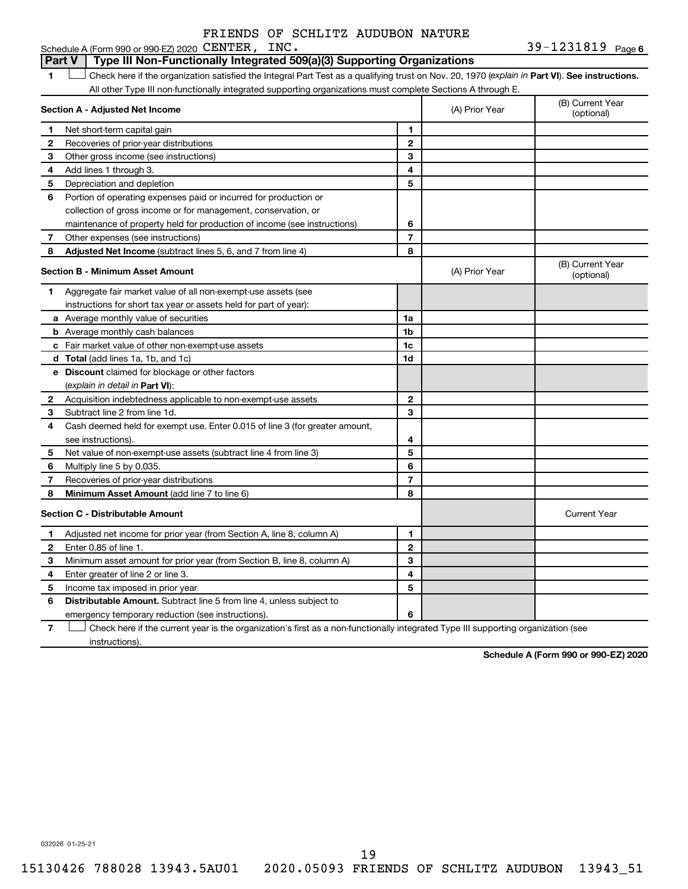FRIENDS OF SCHLITZ AUDUBON NATURE

Schedule A (Form 990 or 990-EZ) 2020 CENTER, INC. 39-1231819 Page 6

## Part V | Type III Non-Functionally Integrated 509(a)(3) Supporting Organizations

1 ☐ Check here if the organization satisfied the Integral Part Test as a qualifying trust on Nov. 20, 1970 (*explain in* **Part VI**). **See instructions.** All other Type III non-functionally integrated supporting organizations must complete Sections A through E.

| | Section A - Adjusted Net Income | | (A) Prior Year | (B) Current Year (optional) |
|---|---|---|---|---|
| 1 | Net short-term capital gain | 1 | | |
| 2 | Recoveries of prior-year distributions | 2 | | |
| 3 | Other gross income (see instructions) | 3 | | |
| 4 | Add lines 1 through 3. | 4 | | |
| 5 | Depreciation and depletion | 5 | | |
| 6 | Portion of operating expenses paid or incurred for production or collection of gross income or for management, conservation, or maintenance of property held for production of income (see instructions) | 6 | | |
| 7 | Other expenses (see instructions) | 7 | | |
| 8 | **Adjusted Net Income** (subtract lines 5, 6, and 7 from line 4) | 8 | | |

| | Section B - Minimum Asset Amount | | (A) Prior Year | (B) Current Year (optional) |
|---|---|---|---|---|
| 1 | Aggregate fair market value of all non-exempt-use assets (see instructions for short tax year or assets held for part of year): | | | |
| a | Average monthly value of securities | 1a | | |
| b | Average monthly cash balances | 1b | | |
| c | Fair market value of other non-exempt-use assets | 1c | | |
| d | **Total** (add lines 1a, 1b, and 1c) | 1d | | |
| e | **Discount** claimed for blockage or other factors (*explain in detail in* **Part VI**): | | | |
| 2 | Acquisition indebtedness applicable to non-exempt-use assets | 2 | | |
| 3 | Subtract line 2 from line 1d. | 3 | | |
| 4 | Cash deemed held for exempt use. Enter 0.015 of line 3 (for greater amount, see instructions). | 4 | | |
| 5 | Net value of non-exempt-use assets (subtract line 4 from line 3) | 5 | | |
| 6 | Multiply line 5 by 0.035. | 6 | | |
| 7 | Recoveries of prior-year distributions | 7 | | |
| 8 | **Minimum Asset Amount** (add line 7 to line 6) | 8 | | |

| | Section C - Distributable Amount | | | Current Year |
|---|---|---|---|---|
| 1 | Adjusted net income for prior year (from Section A, line 8, column A) | 1 | | |
| 2 | Enter 0.85 of line 1. | 2 | | |
| 3 | Minimum asset amount for prior year (from Section B, line 8, column A) | 3 | | |
| 4 | Enter greater of line 2 or line 3. | 4 | | |
| 5 | Income tax imposed in prior year | 5 | | |
| 6 | **Distributable Amount.** Subtract line 5 from line 4, unless subject to emergency temporary reduction (see instructions). | 6 | | |

7 ☐ Check here if the current year is the organization's first as a non-functionally integrated Type III supporting organization (see instructions).

**Schedule A (Form 990 or 990-EZ) 2020**

032026 01-25-21

15130426 788028 13943.5AU01 2020.05093 FRIENDS OF SCHLITZ AUDUBON 13943_51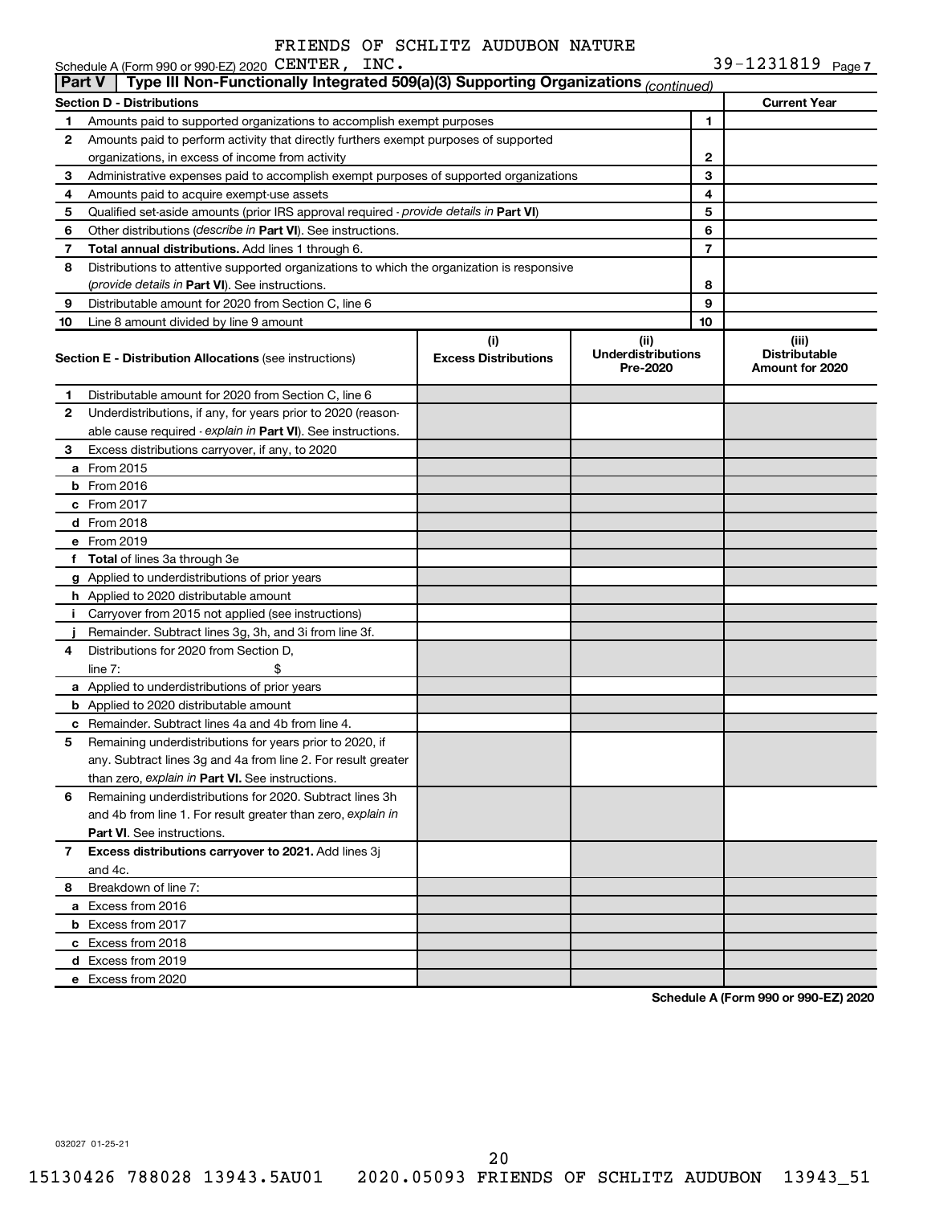FRIENDS OF SCHLITZ AUDUBON NATURE

Schedule A (Form 990 or 990-EZ) 2020 CENTER, INC. 39-1231819 Page 7

## Part V | Type III Non-Functionally Integrated 509(a)(3) Supporting Organizations *(continued)*

| Section D - Distributions | | | Current Year |
|---|---|---|---|
| 1 | Amounts paid to supported organizations to accomplish exempt purposes | 1 | |
| 2 | Amounts paid to perform activity that directly furthers exempt purposes of supported organizations, in excess of income from activity | 2 | |
| 3 | Administrative expenses paid to accomplish exempt purposes of supported organizations | 3 | |
| 4 | Amounts paid to acquire exempt-use assets | 4 | |
| 5 | Qualified set-aside amounts (prior IRS approval required - *provide details in* **Part VI**) | 5 | |
| 6 | Other distributions (*describe in* **Part VI**). See instructions. | 6 | |
| 7 | **Total annual distributions.** Add lines 1 through 6. | 7 | |
| 8 | Distributions to attentive supported organizations to which the organization is responsive (*provide details in* **Part VI**). See instructions. | 8 | |
| 9 | Distributable amount for 2020 from Section C, line 6 | 9 | |
| 10 | Line 8 amount divided by line 9 amount | 10 | |

| **Section E - Distribution Allocations** (see instructions) | (i) Excess Distributions | (ii) Underdistributions Pre-2020 | (iii) Distributable Amount for 2020 |
|---|---|---|---|
| **1** Distributable amount for 2020 from Section C, line 6 | | | |
| **2** Underdistributions, if any, for years prior to 2020 (reasonable cause required - *explain in* **Part VI**). See instructions. | | | |
| **3** Excess distributions carryover, if any, to 2020 | | | |
| **a** From 2015 | | | |
| **b** From 2016 | | | |
| **c** From 2017 | | | |
| **d** From 2018 | | | |
| **e** From 2019 | | | |
| **f Total** of lines 3a through 3e | | | |
| **g** Applied to underdistributions of prior years | | | |
| **h** Applied to 2020 distributable amount | | | |
| **i** Carryover from 2015 not applied (see instructions) | | | |
| **j** Remainder. Subtract lines 3g, 3h, and 3i from line 3f. | | | |
| **4** Distributions for 2020 from Section D, line 7: $ | | | |
| **a** Applied to underdistributions of prior years | | | |
| **b** Applied to 2020 distributable amount | | | |
| **c** Remainder. Subtract lines 4a and 4b from line 4. | | | |
| **5** Remaining underdistributions for years prior to 2020, if any. Subtract lines 3g and 4a from line 2. For result greater than zero, *explain in* **Part VI.** See instructions. | | | |
| **6** Remaining underdistributions for 2020. Subtract lines 3h and 4b from line 1. For result greater than zero, *explain in* **Part VI**. See instructions. | | | |
| **7 Excess distributions carryover to 2021.** Add lines 3j and 4c. | | | |
| **8** Breakdown of line 7: | | | |
| **a** Excess from 2016 | | | |
| **b** Excess from 2017 | | | |
| **c** Excess from 2018 | | | |
| **d** Excess from 2019 | | | |
| **e** Excess from 2020 | | | |

**Schedule A (Form 990 or 990-EZ) 2020**

032027 01-25-21

15130426 788028 13943.5AU01 2020.05093 FRIENDS OF SCHLITZ AUDUBON 13943_51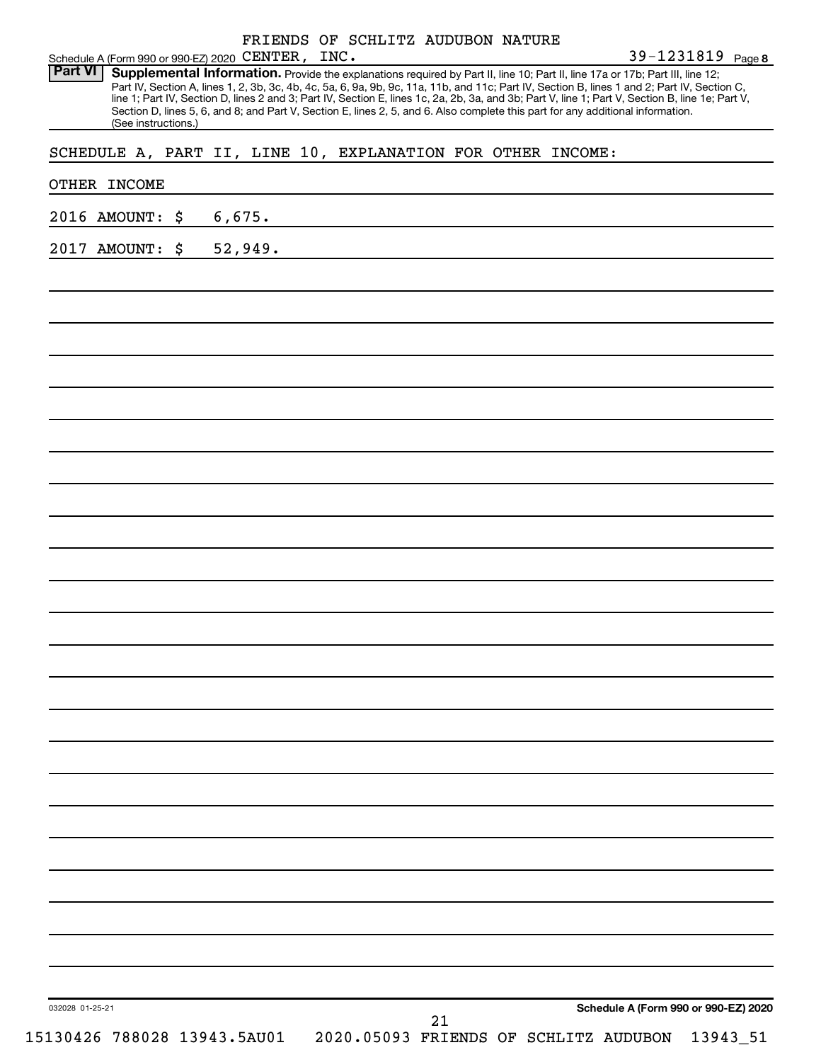FRIENDS OF SCHLITZ AUDUBON NATURE

Schedule A (Form 990 or 990-EZ) 2020 CENTER, INC. 39-1231819 Page 8

**Part VI** **Supplemental Information.** Provide the explanations required by Part II, line 10; Part II, line 17a or 17b; Part III, line 12; Part IV, Section A, lines 1, 2, 3b, 3c, 4b, 4c, 5a, 6, 9a, 9b, 9c, 11a, 11b, and 11c; Part IV, Section B, lines 1 and 2; Part IV, Section C, line 1; Part IV, Section D, lines 2 and 3; Part IV, Section E, lines 1c, 2a, 2b, 3a, and 3b; Part V, line 1; Part V, Section B, line 1e; Part V, Section D, lines 5, 6, and 8; and Part V, Section E, lines 2, 5, and 6. Also complete this part for any additional information. (See instructions.)

SCHEDULE A, PART II, LINE 10, EXPLANATION FOR OTHER INCOME:

OTHER INCOME

2016 AMOUNT: $ 6,675.

2017 AMOUNT: $ 52,949.

032028 01-25-21 **Schedule A (Form 990 or 990-EZ) 2020**

15130426 788028 13943.5AU01 2020.05093 FRIENDS OF SCHLITZ AUDUBON 13943_51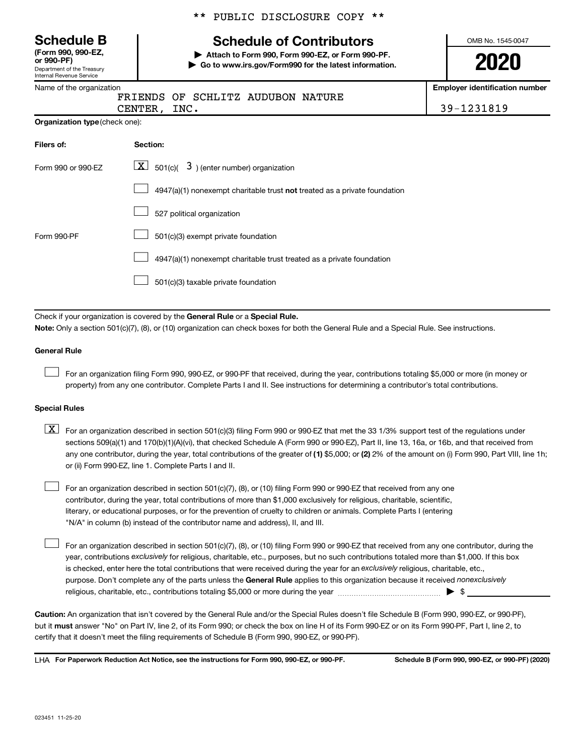\*\* PUBLIC DISCLOSURE COPY \*\*

| **Schedule B** (Form 990, 990-EZ, or 990-PF) Department of the Treasury Internal Revenue Service | **Schedule of Contributors** ▶ Attach to Form 990, Form 990-EZ, or Form 990-PF. ▶ Go to www.irs.gov/Form990 for the latest information. | OMB No. 1545-0047 **2020** |
|---|---|---|

| Name of the organization | Employer identification number |
|---|---|
| FRIENDS OF SCHLITZ AUDUBON NATURE CENTER, INC. | 39-1231819 |

**Organization type** (check one):

| Filers of: | Section: |
|---|---|
| Form 990 or 990-EZ | [X] 501(c)( 3 ) (enter number) organization |
| | [ ] 4947(a)(1) nonexempt charitable trust **not** treated as a private foundation |
| | [ ] 527 political organization |
| Form 990-PF | [ ] 501(c)(3) exempt private foundation |
| | [ ] 4947(a)(1) nonexempt charitable trust treated as a private foundation |
| | [ ] 501(c)(3) taxable private foundation |

Check if your organization is covered by the **General Rule** or a **Special Rule.**

**Note:** Only a section 501(c)(7), (8), or (10) organization can check boxes for both the General Rule and a Special Rule. See instructions.

**General Rule**

[ ] For an organization filing Form 990, 990-EZ, or 990-PF that received, during the year, contributions totaling $5,000 or more (in money or property) from any one contributor. Complete Parts I and II. See instructions for determining a contributor's total contributions.

**Special Rules**

[X] For an organization described in section 501(c)(3) filing Form 990 or 990-EZ that met the 33 1/3% support test of the regulations under sections 509(a)(1) and 170(b)(1)(A)(vi), that checked Schedule A (Form 990 or 990-EZ), Part II, line 13, 16a, or 16b, and that received from any one contributor, during the year, total contributions of the greater of **(1)** $5,000; or **(2)** 2% of the amount on (i) Form 990, Part VIII, line 1h; or (ii) Form 990-EZ, line 1. Complete Parts I and II.

[ ] For an organization described in section 501(c)(7), (8), or (10) filing Form 990 or 990-EZ that received from any one contributor, during the year, total contributions of more than $1,000 exclusively for religious, charitable, scientific, literary, or educational purposes, or for the prevention of cruelty to children or animals. Complete Parts I (entering "N/A" in column (b) instead of the contributor name and address), II, and III.

[ ] For an organization described in section 501(c)(7), (8), or (10) filing Form 990 or 990-EZ that received from any one contributor, during the year, contributions *exclusively* for religious, charitable, etc., purposes, but no such contributions totaled more than $1,000. If this box is checked, enter here the total contributions that were received during the year for an *exclusively* religious, charitable, etc., purpose. Don't complete any of the parts unless the **General Rule** applies to this organization because it received *nonexclusively* religious, charitable, etc., contributions totaling $5,000 or more during the year ▶ $ \_\_\_\_\_\_\_\_\_\_

**Caution:** An organization that isn't covered by the General Rule and/or the Special Rules doesn't file Schedule B (Form 990, 990-EZ, or 990-PF), but it **must** answer "No" on Part IV, line 2, of its Form 990; or check the box on line H of its Form 990-EZ or on its Form 990-PF, Part I, line 2, to certify that it doesn't meet the filing requirements of Schedule B (Form 990, 990-EZ, or 990-PF).

LHA **For Paperwork Reduction Act Notice, see the instructions for Form 990, 990-EZ, or 990-PF.** **Schedule B (Form 990, 990-EZ, or 990-PF) (2020)**

023451 11-25-20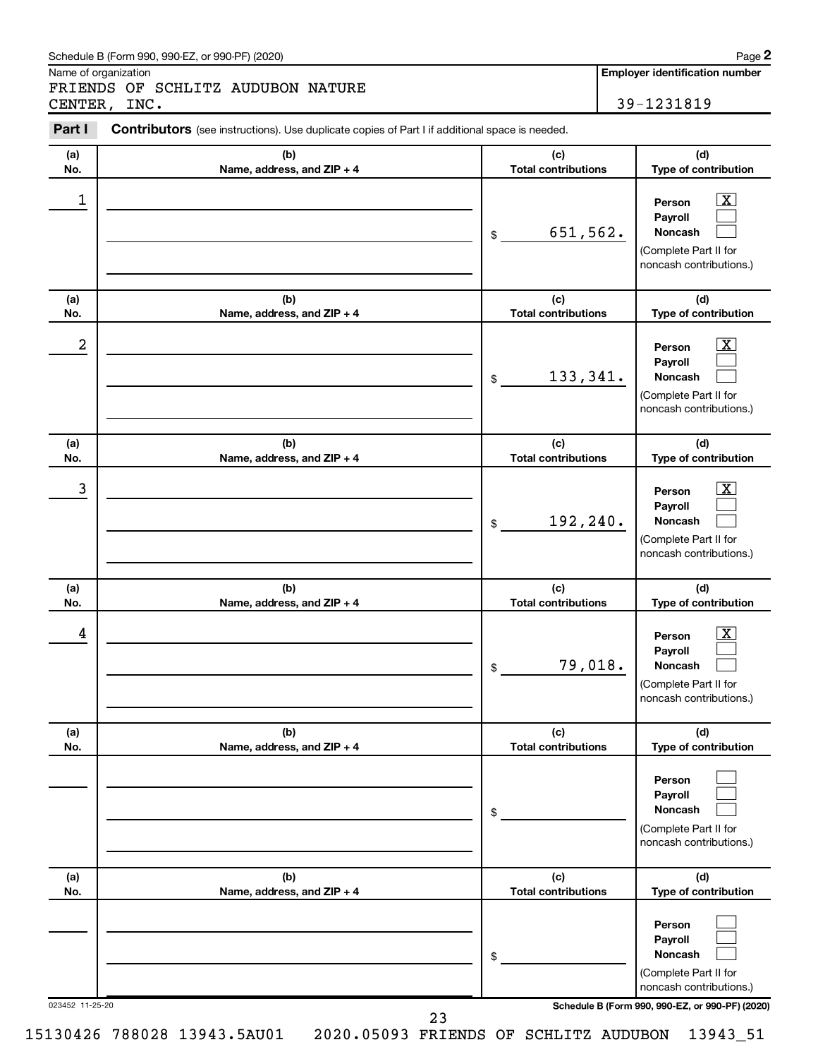Schedule B (Form 990, 990-EZ, or 990-PF) (2020)

Name of organization

FRIENDS OF SCHLITZ AUDUBON NATURE CENTER, INC.

**Employer identification number**

39-1231819

**Part I** **Contributors** (see instructions). Use duplicate copies of Part I if additional space is needed.

| (a) No. | (b) Name, address, and ZIP + 4 | (c) Total contributions | (d) Type of contribution |
|---|---|---|---|
| 1 | | $ 651,562. | Person [X] Payroll [ ] Noncash [ ] (Complete Part II for noncash contributions.) |
| 2 | | $ 133,341. | Person [X] Payroll [ ] Noncash [ ] (Complete Part II for noncash contributions.) |
| 3 | | $ 192,240. | Person [X] Payroll [ ] Noncash [ ] (Complete Part II for noncash contributions.) |
| 4 | | $ 79,018. | Person [X] Payroll [ ] Noncash [ ] (Complete Part II for noncash contributions.) |
| | | $ | Person [ ] Payroll [ ] Noncash [ ] (Complete Part II for noncash contributions.) |
| | | $ | Person [ ] Payroll [ ] Noncash [ ] (Complete Part II for noncash contributions.) |

023452 11-25-20

**Schedule B (Form 990, 990-EZ, or 990-PF) (2020)**

15130426 788028 13943.5AU01 2020.05093 FRIENDS OF SCHLITZ AUDUBON 13943_51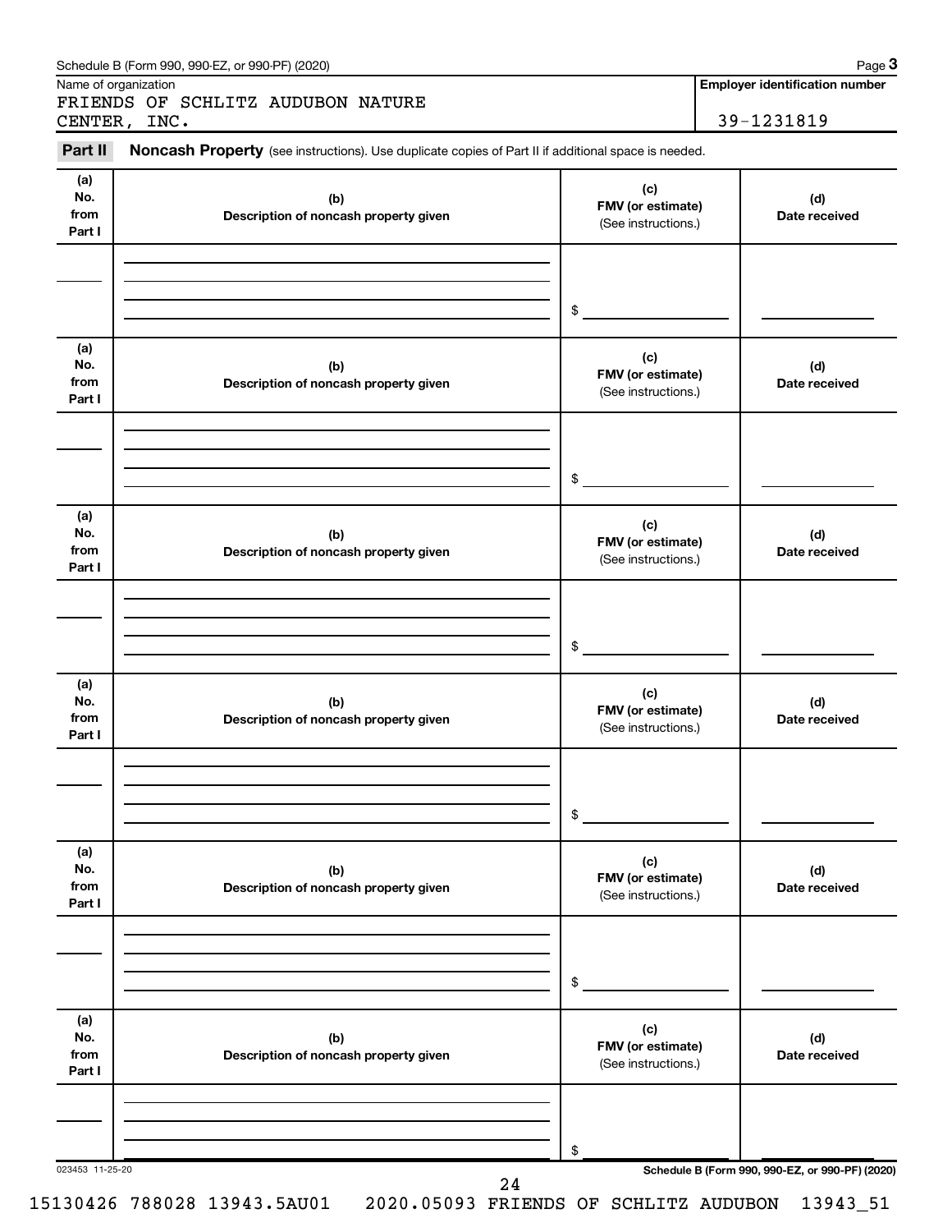Schedule B (Form 990, 990-EZ, or 990-PF) (2020) Page **3**

Name of organization

FRIENDS OF SCHLITZ AUDUBON NATURE CENTER, INC.

**Employer identification number**

39-1231819

**Part II** **Noncash Property** (see instructions). Use duplicate copies of Part II if additional space is needed.

| (a) No. from Part I | (b) Description of noncash property given | (c) FMV (or estimate) (See instructions.) | (d) Date received |
|---|---|---|---|
| | | $ | |

| (a) No. from Part I | (b) Description of noncash property given | (c) FMV (or estimate) (See instructions.) | (d) Date received |
|---|---|---|---|
| | | $ | |

| (a) No. from Part I | (b) Description of noncash property given | (c) FMV (or estimate) (See instructions.) | (d) Date received |
|---|---|---|---|
| | | $ | |

| (a) No. from Part I | (b) Description of noncash property given | (c) FMV (or estimate) (See instructions.) | (d) Date received |
|---|---|---|---|
| | | $ | |

| (a) No. from Part I | (b) Description of noncash property given | (c) FMV (or estimate) (See instructions.) | (d) Date received |
|---|---|---|---|
| | | $ | |

| (a) No. from Part I | (b) Description of noncash property given | (c) FMV (or estimate) (See instructions.) | (d) Date received |
|---|---|---|---|
| | | $ | |

023453 11-25-20

**Schedule B (Form 990, 990-EZ, or 990-PF) (2020)**

15130426 788028 13943.5AU01 2020.05093 FRIENDS OF SCHLITZ AUDUBON 13943_51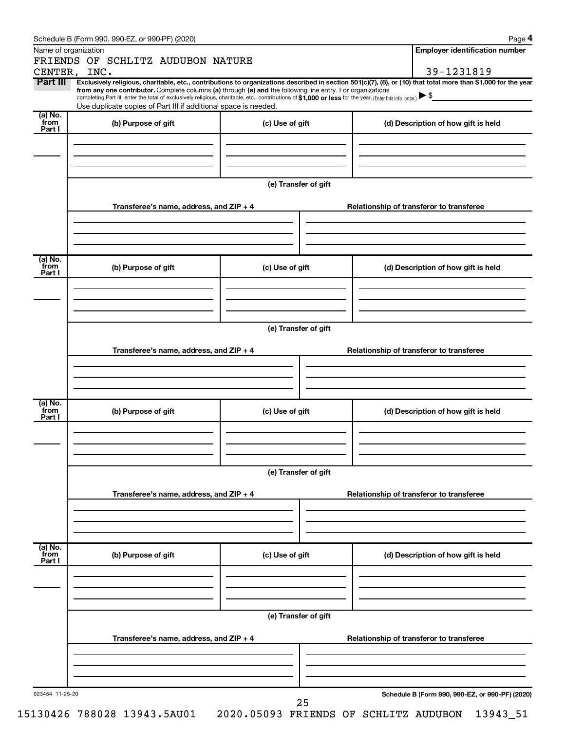Schedule B (Form 990, 990-EZ, or 990-PF) (2020) Page **4**

Name of organization: FRIENDS OF SCHLITZ AUDUBON NATURE CENTER, INC.

**Employer identification number** 39-1231819

**Part III** **Exclusively religious, charitable, etc., contributions to organizations described in section 501(c)(7), (8), or (10) that total more than $1,000 for the year from any one contributor.** Complete columns **(a)** through **(e)** and the following line entry. For organizations completing Part III, enter the total of exclusively religious, charitable, etc., contributions of **$1,000 or less** for the year. (Enter this info. once.) ▶ $

Use duplicate copies of Part III if additional space is needed.

| (a) No. from Part I | (b) Purpose of gift | (c) Use of gift | (d) Description of how gift is held |
|---|---|---|---|
| | | | |

(e) Transfer of gift

| Transferee's name, address, and ZIP + 4 | Relationship of transferor to transferee |
|---|---|
| | |

| (a) No. from Part I | (b) Purpose of gift | (c) Use of gift | (d) Description of how gift is held |
|---|---|---|---|
| | | | |

(e) Transfer of gift

| Transferee's name, address, and ZIP + 4 | Relationship of transferor to transferee |
|---|---|
| | |

| (a) No. from Part I | (b) Purpose of gift | (c) Use of gift | (d) Description of how gift is held |
|---|---|---|---|
| | | | |

(e) Transfer of gift

| Transferee's name, address, and ZIP + 4 | Relationship of transferor to transferee |
|---|---|
| | |

| (a) No. from Part I | (b) Purpose of gift | (c) Use of gift | (d) Description of how gift is held |
|---|---|---|---|
| | | | |

(e) Transfer of gift

| Transferee's name, address, and ZIP + 4 | Relationship of transferor to transferee |
|---|---|
| | |

023454 11-25-20 **Schedule B (Form 990, 990-EZ, or 990-PF) (2020)**

15130426 788028 13943.5AU01 2020.05093 FRIENDS OF SCHLITZ AUDUBON 13943_51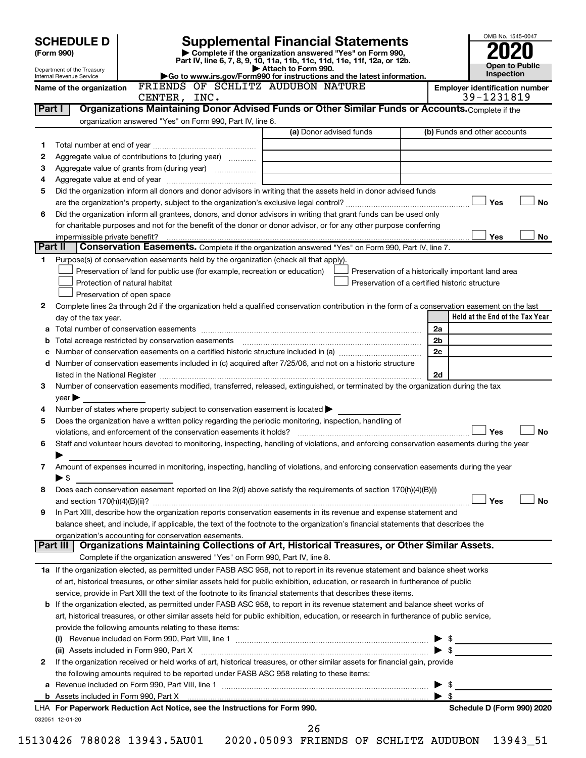# SCHEDULE D (Form 990)

Department of the Treasury
Internal Revenue Service

## Supplemental Financial Statements

▶ Complete if the organization answered "Yes" on Form 990, Part IV, line 6, 7, 8, 9, 10, 11a, 11b, 11c, 11d, 11e, 11f, 12a, or 12b.
▶ Attach to Form 990.
▶Go to www.irs.gov/Form990 for instructions and the latest information.

OMB No. 1545-0047

**2020**

**Open to Public Inspection**

Name of the organization: FRIENDS OF SCHLITZ AUDUBON NATURE CENTER, INC.

Employer identification number: 39-1231819

### Part I — Organizations Maintaining Donor Advised Funds or Other Similar Funds or Accounts.
Complete if the organization answered "Yes" on Form 990, Part IV, line 6.

| | | (a) Donor advised funds | (b) Funds and other accounts |
|---|---|---|---|
| 1 | Total number at end of year | | |
| 2 | Aggregate value of contributions to (during year) | | |
| 3 | Aggregate value of grants from (during year) | | |
| 4 | Aggregate value at end of year | | |

5 Did the organization inform all donors and donor advisors in writing that the assets held in donor advised funds are the organization's property, subject to the organization's exclusive legal control? ☐ Yes ☐ No

6 Did the organization inform all grantees, donors, and donor advisors in writing that grant funds can be used only for charitable purposes and not for the benefit of the donor or donor advisor, or for any other purpose conferring impermissible private benefit? ☐ Yes ☐ No

### Part II — Conservation Easements.
Complete if the organization answered "Yes" on Form 990, Part IV, line 7.

1 Purpose(s) of conservation easements held by the organization (check all that apply).

☐ Preservation of land for public use (for example, recreation or education)
☐ Protection of natural habitat
☐ Preservation of open space
☐ Preservation of a historically important land area
☐ Preservation of a certified historic structure

2 Complete lines 2a through 2d if the organization held a qualified conservation contribution in the form of a conservation easement on the last day of the tax year.

| | | | Held at the End of the Tax Year |
|---|---|---|---|
| a | Total number of conservation easements | 2a | |
| b | Total acreage restricted by conservation easements | 2b | |
| c | Number of conservation easements on a certified historic structure included in (a) | 2c | |
| d | Number of conservation easements included in (c) acquired after 7/25/06, and not on a historic structure listed in the National Register | 2d | |

3 Number of conservation easements modified, transferred, released, extinguished, or terminated by the organization during the tax year ▶

4 Number of states where property subject to conservation easement is located ▶

5 Does the organization have a written policy regarding the periodic monitoring, inspection, handling of violations, and enforcement of the conservation easements it holds? ☐ Yes ☐ No

6 Staff and volunteer hours devoted to monitoring, inspecting, handling of violations, and enforcing conservation easements during the year ▶

7 Amount of expenses incurred in monitoring, inspecting, handling of violations, and enforcing conservation easements during the year ▶ $

8 Does each conservation easement reported on line 2(d) above satisfy the requirements of section 170(h)(4)(B)(i) and section 170(h)(4)(B)(ii)? ☐ Yes ☐ No

9 In Part XIII, describe how the organization reports conservation easements in its revenue and expense statement and balance sheet, and include, if applicable, the text of the footnote to the organization's financial statements that describes the organization's accounting for conservation easements.

### Part III — Organizations Maintaining Collections of Art, Historical Treasures, or Other Similar Assets.
Complete if the organization answered "Yes" on Form 990, Part IV, line 8.

1a If the organization elected, as permitted under FASB ASC 958, not to report in its revenue statement and balance sheet works of art, historical treasures, or other similar assets held for public exhibition, education, or research in furtherance of public service, provide in Part XIII the text of the footnote to its financial statements that describes these items.

b If the organization elected, as permitted under FASB ASC 958, to report in its revenue statement and balance sheet works of art, historical treasures, or other similar assets held for public exhibition, education, or research in furtherance of public service, provide the following amounts relating to these items:

(i) Revenue included on Form 990, Part VIII, line 1 ▶ $

(ii) Assets included in Form 990, Part X ▶ $

2 If the organization received or held works of art, historical treasures, or other similar assets for financial gain, provide the following amounts required to be reported under FASB ASC 958 relating to these items:

a Revenue included on Form 990, Part VIII, line 1 ▶ $

b Assets included in Form 990, Part X ▶ $

LHA For Paperwork Reduction Act Notice, see the Instructions for Form 990. **Schedule D (Form 990) 2020**

032051 12-01-20

15130426 788028 13943.5AU01 2020.05093 FRIENDS OF SCHLITZ AUDUBON 13943_51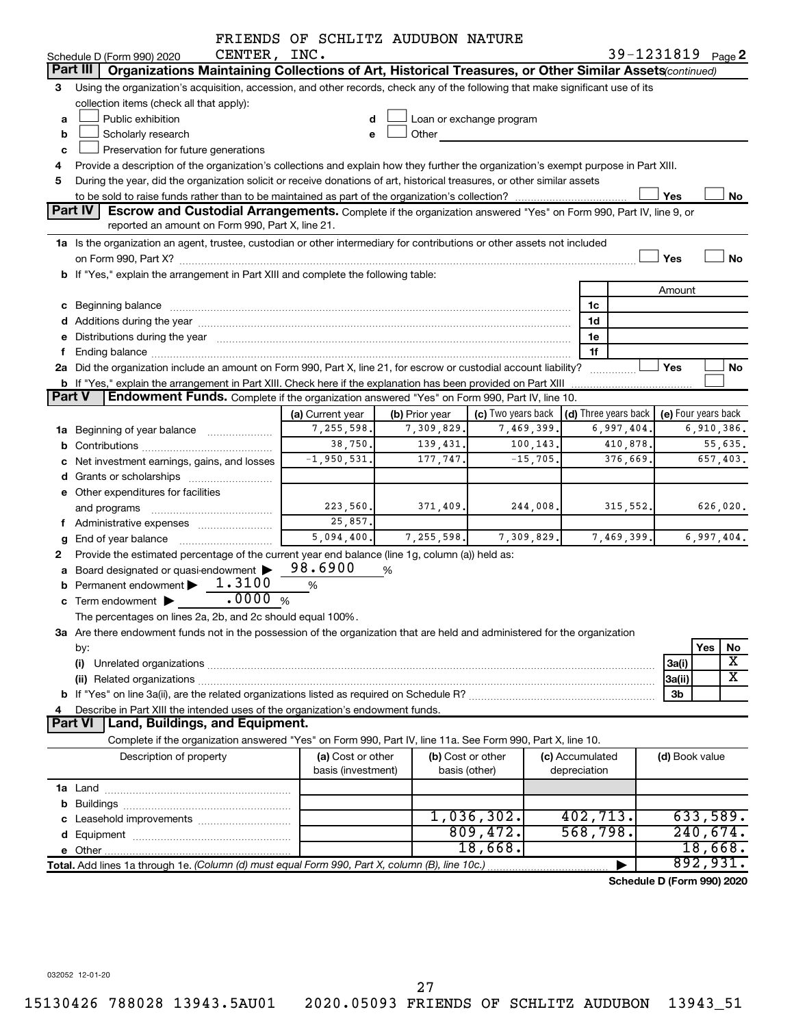FRIENDS OF SCHLITZ AUDUBON NATURE CENTER, INC. 39-1231819

Schedule D (Form 990) 2020 Page 2

## Part III Organizations Maintaining Collections of Art, Historical Treasures, or Other Similar Assets *(continued)*

3 Using the organization's acquisition, accession, and other records, check any of the following that make significant use of its collection items (check all that apply):

- a ☐ Public exhibition
- b ☐ Scholarly research
- c ☐ Preservation for future generations
- d ☐ Loan or exchange program
- e ☐ Other

4 Provide a description of the organization's collections and explain how they further the organization's exempt purpose in Part XIII.

5 During the year, did the organization solicit or receive donations of art, historical treasures, or other similar assets to be sold to raise funds rather than to be maintained as part of the organization's collection? ☐ Yes ☐ No

## Part IV Escrow and Custodial Arrangements.

Complete if the organization answered "Yes" on Form 990, Part IV, line 9, or reported an amount on Form 990, Part X, line 21.

1a Is the organization an agent, trustee, custodian or other intermediary for contributions or other assets not included on Form 990, Part X? ☐ Yes ☐ No

b If "Yes," explain the arrangement in Part XIII and complete the following table:

| | | Amount |
|---|---|---|
| c Beginning balance | 1c | |
| d Additions during the year | 1d | |
| e Distributions during the year | 1e | |
| f Ending balance | 1f | |

2a Did the organization include an amount on Form 990, Part X, line 21, for escrow or custodial account liability? ☐ Yes ☐ No

b If "Yes," explain the arrangement in Part XIII. Check here if the explanation has been provided on Part XIII ☐

## Part V Endowment Funds.

Complete if the organization answered "Yes" on Form 990, Part IV, line 10.

| | (a) Current year | (b) Prior year | (c) Two years back | (d) Three years back | (e) Four years back |
|---|---|---|---|---|---|
| 1a Beginning of year balance | 7,255,598. | 7,309,829. | 7,469,399. | 6,997,404. | 6,910,386. |
| b Contributions | 38,750. | 139,431. | 100,143. | 410,878. | 55,635. |
| c Net investment earnings, gains, and losses | -1,950,531. | 177,747. | -15,705. | 376,669. | 657,403. |
| d Grants or scholarships | | | | | |
| e Other expenditures for facilities and programs | 223,560. | 371,409. | 244,008. | 315,552. | 626,020. |
| f Administrative expenses | 25,857. | | | | |
| g End of year balance | 5,094,400. | 7,255,598. | 7,309,829. | 7,469,399. | 6,997,404. |

2 Provide the estimated percentage of the current year end balance (line 1g, column (a)) held as:

- a Board designated or quasi-endowment ▶ 98.6900 %
- b Permanent endowment ▶ 1.3100 %
- c Term endowment ▶ .0000 %

The percentages on lines 2a, 2b, and 2c should equal 100%.

3a Are there endowment funds not in the possession of the organization that are held and administered for the organization by:

| | | Yes | No |
|---|---|---|---|
| (i) Unrelated organizations | 3a(i) | | X |
| (ii) Related organizations | 3a(ii) | | X |
| b If "Yes" on line 3a(ii), are the related organizations listed as required on Schedule R? | 3b | | |

4 Describe in Part XIII the intended uses of the organization's endowment funds.

## Part VI Land, Buildings, and Equipment.

Complete if the organization answered "Yes" on Form 990, Part IV, line 11a. See Form 990, Part X, line 10.

| Description of property | (a) Cost or other basis (investment) | (b) Cost or other basis (other) | (c) Accumulated depreciation | (d) Book value |
|---|---|---|---|---|
| 1a Land | | | | |
| b Buildings | | | | |
| c Leasehold improvements | | 1,036,302. | 402,713. | 633,589. |
| d Equipment | | 809,472. | 568,798. | 240,674. |
| e Other | | 18,668. | | 18,668. |
| **Total.** Add lines 1a through 1e. *(Column (d) must equal Form 990, Part X, column (B), line 10c.)* | | | ▶ | 892,931. |

**Schedule D (Form 990) 2020**

032052 12-01-20

15130426 788028 13943.5AU01 2020.05093 FRIENDS OF SCHLITZ AUDUBON 13943_51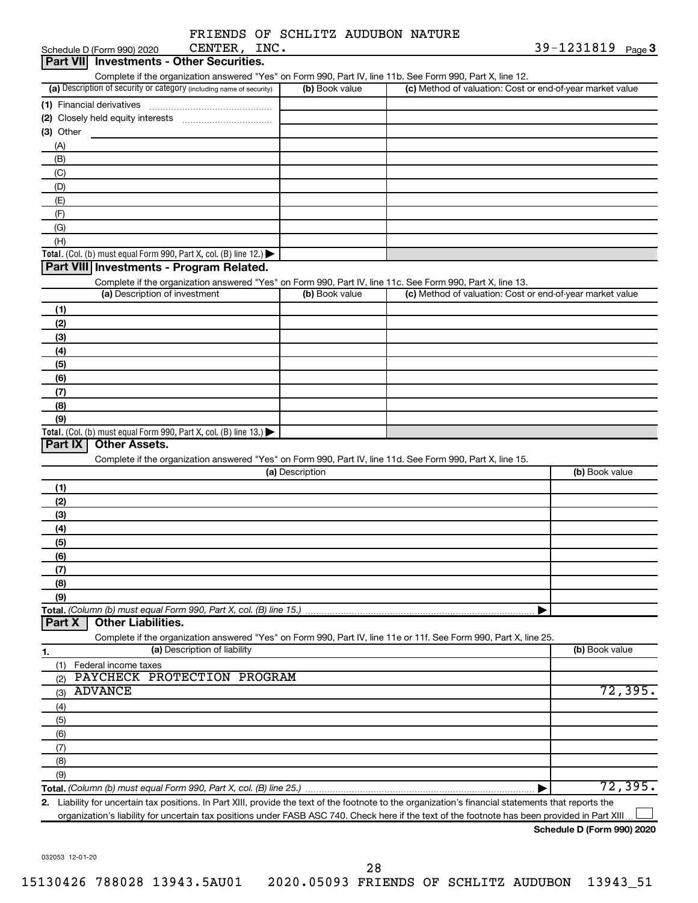Schedule D (Form 990) 2020 FRIENDS OF SCHLITZ AUDUBON NATURE CENTER, INC. 39-1231819 Page 3

## Part VII Investments - Other Securities.

Complete if the organization answered "Yes" on Form 990, Part IV, line 11b. See Form 990, Part X, line 12.

| (a) Description of security or category (including name of security) | (b) Book value | (c) Method of valuation: Cost or end-of-year market value |
|---|---|---|
| (1) Financial derivatives | | |
| (2) Closely held equity interests | | |
| (3) Other | | |
| (A) | | |
| (B) | | |
| (C) | | |
| (D) | | |
| (E) | | |
| (F) | | |
| (G) | | |
| (H) | | |
| **Total.** (Col. (b) must equal Form 990, Part X, col. (B) line 12.) | | |

## Part VIII Investments - Program Related.

Complete if the organization answered "Yes" on Form 990, Part IV, line 11c. See Form 990, Part X, line 13.

| (a) Description of investment | (b) Book value | (c) Method of valuation: Cost or end-of-year market value |
|---|---|---|
| (1) | | |
| (2) | | |
| (3) | | |
| (4) | | |
| (5) | | |
| (6) | | |
| (7) | | |
| (8) | | |
| (9) | | |
| **Total.** (Col. (b) must equal Form 990, Part X, col. (B) line 13.) | | |

## Part IX Other Assets.

Complete if the organization answered "Yes" on Form 990, Part IV, line 11d. See Form 990, Part X, line 15.

| (a) Description | (b) Book value |
|---|---|
| (1) | |
| (2) | |
| (3) | |
| (4) | |
| (5) | |
| (6) | |
| (7) | |
| (8) | |
| (9) | |
| **Total.** *(Column (b) must equal Form 990, Part X, col. (B) line 15.)* | |

## Part X Other Liabilities.

Complete if the organization answered "Yes" on Form 990, Part IV, line 11e or 11f. See Form 990, Part X, line 25.

| 1. (a) Description of liability | (b) Book value |
|---|---|
| (1) Federal income taxes | |
| (2) PAYCHECK PROTECTION PROGRAM | |
| (3) ADVANCE | 72,395. |
| (4) | |
| (5) | |
| (6) | |
| (7) | |
| (8) | |
| (9) | |
| **Total.** *(Column (b) must equal Form 990, Part X, col. (B) line 25.)* | 72,395. |

2. Liability for uncertain tax positions. In Part XIII, provide the text of the footnote to the organization's financial statements that reports the organization's liability for uncertain tax positions under FASB ASC 740. Check here if the text of the footnote has been provided in Part XIII ☐

**Schedule D (Form 990) 2020**

032053 12-01-20

15130426 788028 13943.5AU01 2020.05093 FRIENDS OF SCHLITZ AUDUBON 13943_51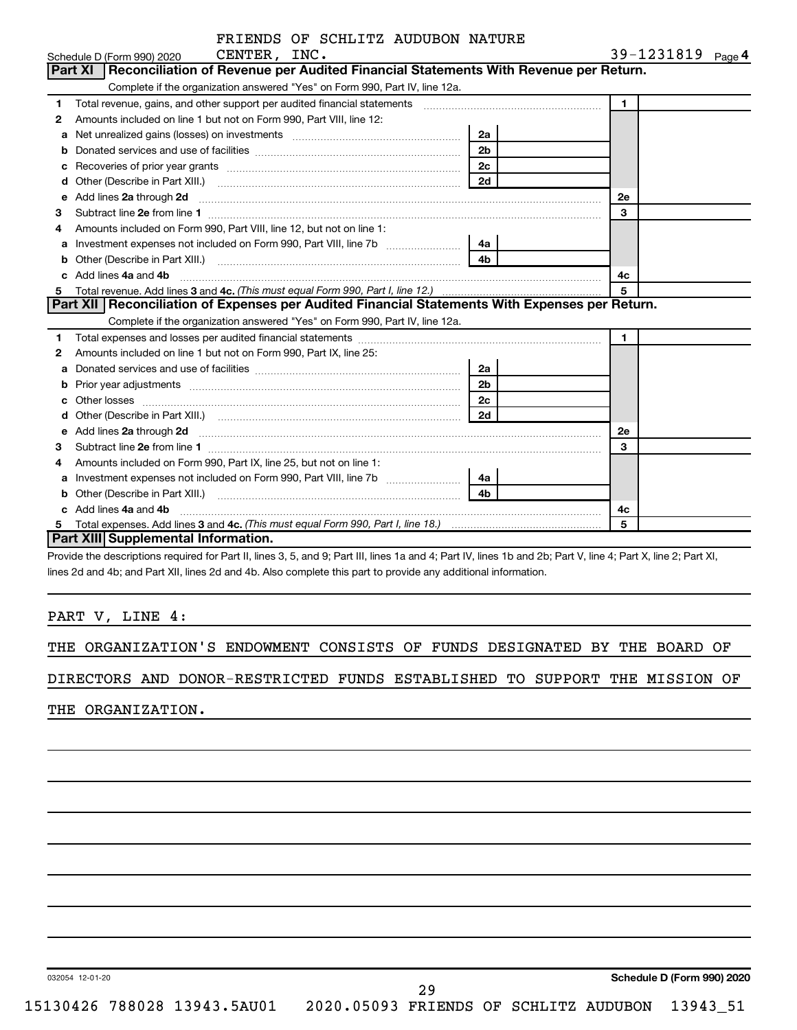FRIENDS OF SCHLITZ AUDUBON NATURE CENTER, INC. 39-1231819

Schedule D (Form 990) 2020

## Part XI Reconciliation of Revenue per Audited Financial Statements With Revenue per Return.

Complete if the organization answered "Yes" on Form 990, Part IV, line 12a.

| | | | | | |
|---|---|---|---|---|---|
| 1 | Total revenue, gains, and other support per audited financial statements | | | 1 | |
| 2 | Amounts included on line 1 but not on Form 990, Part VIII, line 12: | | | | |
| a | Net unrealized gains (losses) on investments | 2a | | | |
| b | Donated services and use of facilities | 2b | | | |
| c | Recoveries of prior year grants | 2c | | | |
| d | Other (Describe in Part XIII.) | 2d | | | |
| e | Add lines 2a through 2d | | | 2e | |
| 3 | Subtract line 2e from line 1 | | | 3 | |
| 4 | Amounts included on Form 990, Part VIII, line 12, but not on line 1: | | | | |
| a | Investment expenses not included on Form 990, Part VIII, line 7b | 4a | | | |
| b | Other (Describe in Part XIII.) | 4b | | | |
| c | Add lines 4a and 4b | | | 4c | |
| 5 | Total revenue. Add lines 3 and 4c. *(This must equal Form 990, Part I, line 12.)* | | | 5 | |

## Part XII Reconciliation of Expenses per Audited Financial Statements With Expenses per Return.

Complete if the organization answered "Yes" on Form 990, Part IV, line 12a.

| | | | | | |
|---|---|---|---|---|---|
| 1 | Total expenses and losses per audited financial statements | | | 1 | |
| 2 | Amounts included on line 1 but not on Form 990, Part IX, line 25: | | | | |
| a | Donated services and use of facilities | 2a | | | |
| b | Prior year adjustments | 2b | | | |
| c | Other losses | 2c | | | |
| d | Other (Describe in Part XIII.) | 2d | | | |
| e | Add lines 2a through 2d | | | 2e | |
| 3 | Subtract line 2e from line 1 | | | 3 | |
| 4 | Amounts included on Form 990, Part IX, line 25, but not on line 1: | | | | |
| a | Investment expenses not included on Form 990, Part VIII, line 7b | 4a | | | |
| b | Other (Describe in Part XIII.) | 4b | | | |
| c | Add lines 4a and 4b | | | 4c | |
| 5 | Total expenses. Add lines 3 and 4c. *(This must equal Form 990, Part I, line 18.)* | | | 5 | |

## Part XIII Supplemental Information.

Provide the descriptions required for Part II, lines 3, 5, and 9; Part III, lines 1a and 4; Part IV, lines 1b and 2b; Part V, line 4; Part X, line 2; Part XI, lines 2d and 4b; and Part XII, lines 2d and 4b. Also complete this part to provide any additional information.

PART V, LINE 4:

THE ORGANIZATION'S ENDOWMENT CONSISTS OF FUNDS DESIGNATED BY THE BOARD OF DIRECTORS AND DONOR-RESTRICTED FUNDS ESTABLISHED TO SUPPORT THE MISSION OF THE ORGANIZATION.

032054 12-01-20 Schedule D (Form 990) 2020

15130426 788028 13943.5AU01 2020.05093 FRIENDS OF SCHLITZ AUDUBON 13943_51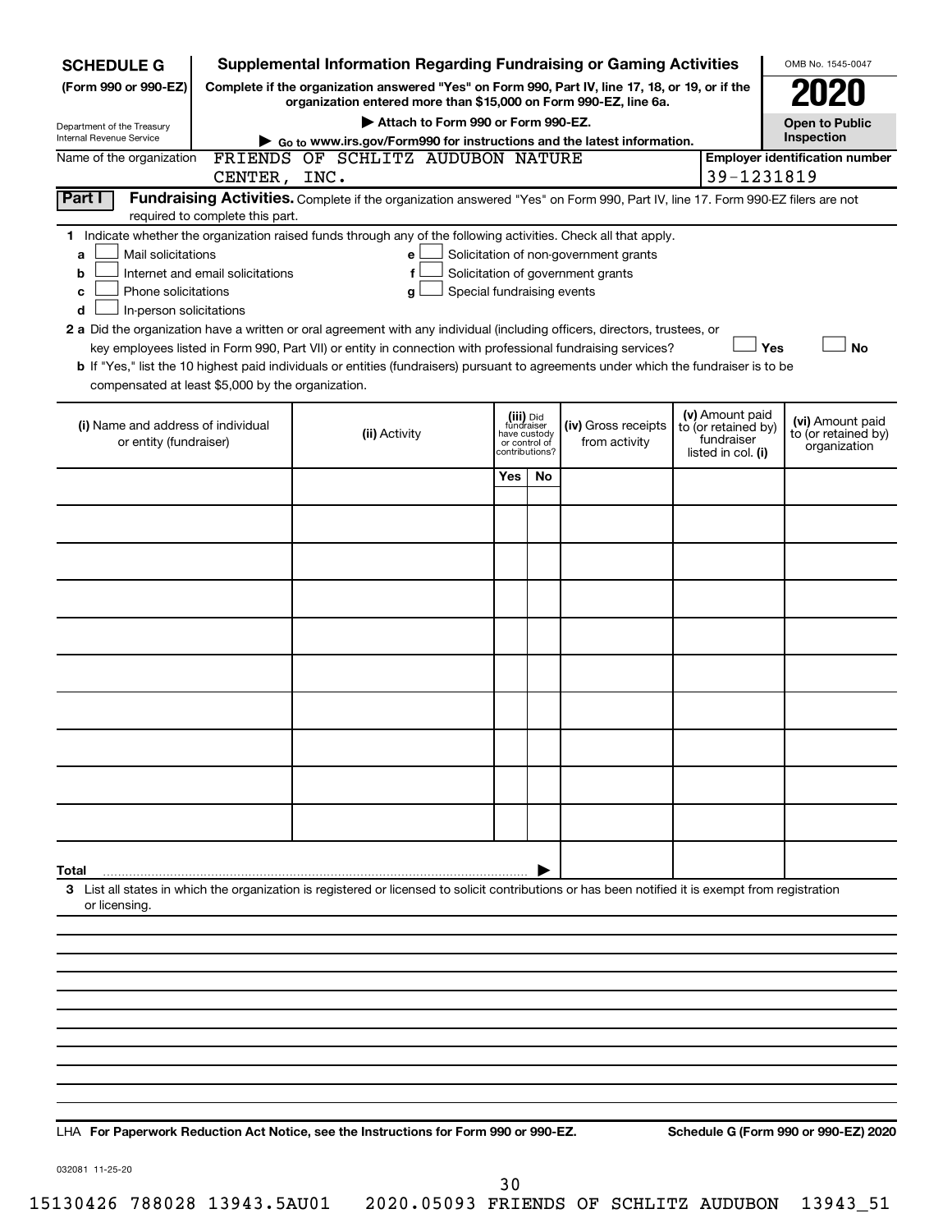**SCHEDULE G (Form 990 or 990-EZ)**

Department of the Treasury
Internal Revenue Service

# Supplemental Information Regarding Fundraising or Gaming Activities

**Complete if the organization answered "Yes" on Form 990, Part IV, line 17, 18, or 19, or if the organization entered more than $15,000 on Form 990-EZ, line 6a.**

▶ Attach to Form 990 or Form 990-EZ.

▶ Go to www.irs.gov/Form990 for instructions and the latest information.

OMB No. 1545-0047

**2020**

**Open to Public Inspection**

Name of the organization: FRIENDS OF SCHLITZ AUDUBON NATURE CENTER, INC.

**Employer identification number** 39-1231819

## Part I Fundraising Activities.

Complete if the organization answered "Yes" on Form 990, Part IV, line 17. Form 990-EZ filers are not required to complete this part.

**1** Indicate whether the organization raised funds through any of the following activities. Check all that apply.

- **a** ☐ Mail solicitations
- **b** ☐ Internet and email solicitations
- **c** ☐ Phone solicitations
- **d** ☐ In-person solicitations
- **e** ☐ Solicitation of non-government grants
- **f** ☐ Solicitation of government grants
- **g** ☐ Special fundraising events

**2 a** Did the organization have a written or oral agreement with any individual (including officers, directors, trustees, or key employees listed in Form 990, Part VII) or entity in connection with professional fundraising services? ☐ **Yes** ☐ **No**

**b** If "Yes," list the 10 highest paid individuals or entities (fundraisers) pursuant to agreements under which the fundraiser is to be compensated at least $5,000 by the organization.

| (i) Name and address of individual or entity (fundraiser) | (ii) Activity | (iii) Did fundraiser have custody or control of contributions? Yes | No | (iv) Gross receipts from activity | (v) Amount paid to (or retained by) fundraiser listed in col. (i) | (vi) Amount paid to (or retained by) organization |
|---|---|---|---|---|---|---|
| | | | | | | |
| | | | | | | |
| | | | | | | |
| | | | | | | |
| | | | | | | |
| | | | | | | |
| | | | | | | |
| | | | | | | |
| | | | | | | |
| | | | | | | |
| **Total** | | | ▶ | | | |

**3** List all states in which the organization is registered or licensed to solicit contributions or has been notified it is exempt from registration or licensing.

LHA **For Paperwork Reduction Act Notice, see the Instructions for Form 990 or 990-EZ.** **Schedule G (Form 990 or 990-EZ) 2020**

032081 11-25-20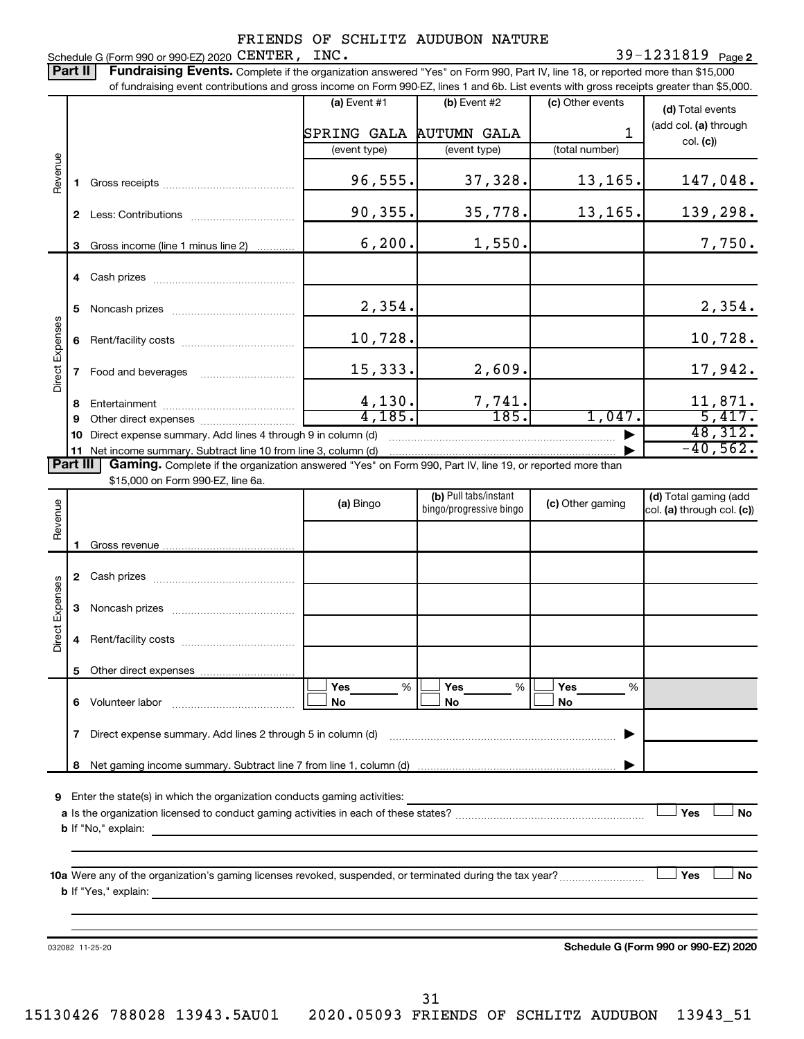Schedule G (Form 990 or 990-EZ) 2020 FRIENDS OF SCHLITZ AUDUBON NATURE CENTER, INC. 39-1231819 Page 2

**Part II** **Fundraising Events.** Complete if the organization answered "Yes" on Form 990, Part IV, line 18, or reported more than $15,000 of fundraising event contributions and gross income on Form 990-EZ, lines 1 and 6b. List events with gross receipts greater than $5,000.

| | | (a) Event #1 | (b) Event #2 | (c) Other events | (d) Total events (add col. (a) through col. (c)) |
|---|---|---|---|---|---|
| | | SPRING GALA | AUTUMN GALA | 1 | |
| | | (event type) | (event type) | (total number) | |
| Revenue | 1 Gross receipts | 96,555. | 37,328. | 13,165. | 147,048. |
| | 2 Less: Contributions | 90,355. | 35,778. | 13,165. | 139,298. |
| | 3 Gross income (line 1 minus line 2) | 6,200. | 1,550. | | 7,750. |
| Direct Expenses | 4 Cash prizes | | | | |
| | 5 Noncash prizes | 2,354. | | | 2,354. |
| | 6 Rent/facility costs | 10,728. | | | 10,728. |
| | 7 Food and beverages | 15,333. | 2,609. | | 17,942. |
| | 8 Entertainment | 4,130. | 7,741. | | 11,871. |
| | 9 Other direct expenses | 4,185. | 185. | 1,047. | 5,417. |
| | 10 Direct expense summary. Add lines 4 through 9 in column (d) | | | | 48,312. |
| | 11 Net income summary. Subtract line 10 from line 3, column (d) | | | | -40,562. |

**Part III** **Gaming.** Complete if the organization answered "Yes" on Form 990, Part IV, line 19, or reported more than $15,000 on Form 990-EZ, line 6a.

| | | (a) Bingo | (b) Pull tabs/instant bingo/progressive bingo | (c) Other gaming | (d) Total gaming (add col. (a) through col. (c)) |
|---|---|---|---|---|---|
| Revenue | 1 Gross revenue | | | | |
| Direct Expenses | 2 Cash prizes | | | | |
| | 3 Noncash prizes | | | | |
| | 4 Rent/facility costs | | | | |
| | 5 Other direct expenses | | | | |
| | 6 Volunteer labor | ☐ Yes ___% ☐ No | ☐ Yes ___% ☐ No | ☐ Yes ___% ☐ No | |
| | 7 Direct expense summary. Add lines 2 through 5 in column (d) | | | | |
| | 8 Net gaming income summary. Subtract line 7 from line 1, column (d) | | | | |

9 Enter the state(s) in which the organization conducts gaming activities:

a Is the organization licensed to conduct gaming activities in each of these states? ☐ Yes ☐ No

b If "No," explain:

10a Were any of the organization's gaming licenses revoked, suspended, or terminated during the tax year? ☐ Yes ☐ No

b If "Yes," explain:

032082 11-25-20 **Schedule G (Form 990 or 990-EZ) 2020**

15130426 788028 13943.5AU01 2020.05093 FRIENDS OF SCHLITZ AUDUBON 13943_51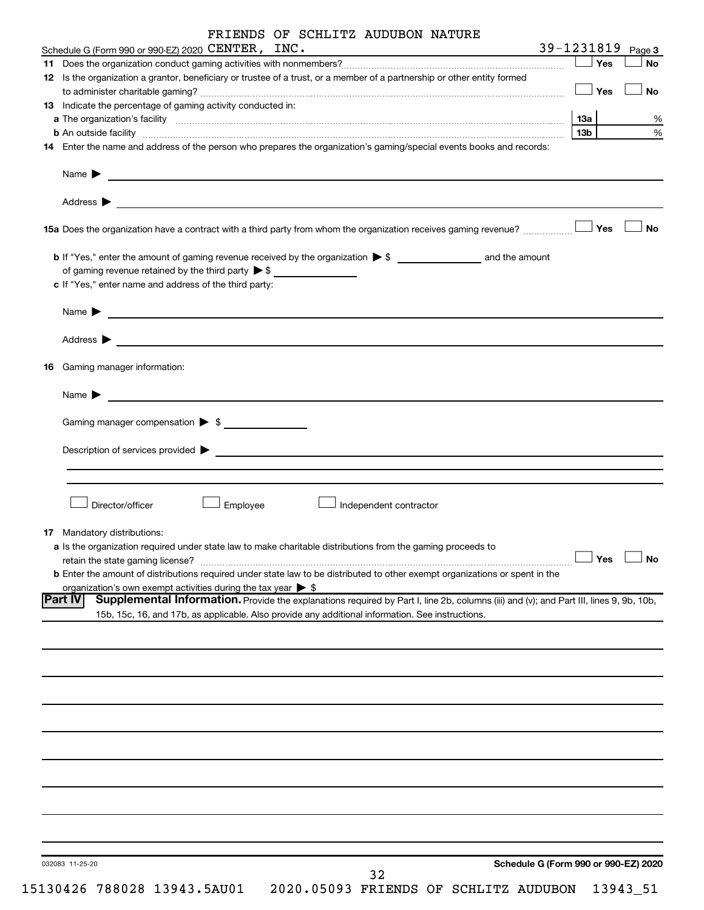FRIENDS OF SCHLITZ AUDUBON NATURE

Schedule G (Form 990 or 990-EZ) 2020 CENTER, INC. 39-1231819 Page 3

11 Does the organization conduct gaming activities with nonmembers? ☐ Yes ☐ No

12 Is the organization a grantor, beneficiary or trustee of a trust, or a member of a partnership or other entity formed to administer charitable gaming? ☐ Yes ☐ No

13 Indicate the percentage of gaming activity conducted in:

a The organization's facility 13a %

b An outside facility 13b %

14 Enter the name and address of the person who prepares the organization's gaming/special events books and records:

Name ▶

Address ▶

15a Does the organization have a contract with a third party from whom the organization receives gaming revenue? ☐ Yes ☐ No

b If "Yes," enter the amount of gaming revenue received by the organization ▶ $ ______ and the amount of gaming revenue retained by the third party ▶ $ ______

c If "Yes," enter name and address of the third party:

Name ▶

Address ▶

16 Gaming manager information:

Name ▶

Gaming manager compensation ▶ $

Description of services provided ▶

☐ Director/officer ☐ Employee ☐ Independent contractor

17 Mandatory distributions:

a Is the organization required under state law to make charitable distributions from the gaming proceeds to retain the state gaming license? ☐ Yes ☐ No

b Enter the amount of distributions required under state law to be distributed to other exempt organizations or spent in the organization's own exempt activities during the tax year ▶ $

**Part IV Supplemental Information.** Provide the explanations required by Part I, line 2b, columns (iii) and (v); and Part III, lines 9, 9b, 10b, 15b, 15c, 16, and 17b, as applicable. Also provide any additional information. See instructions.

032083 11-25-20

Schedule G (Form 990 or 990-EZ) 2020

15130426 788028 13943.5AU01 2020.05093 FRIENDS OF SCHLITZ AUDUBON 13943_51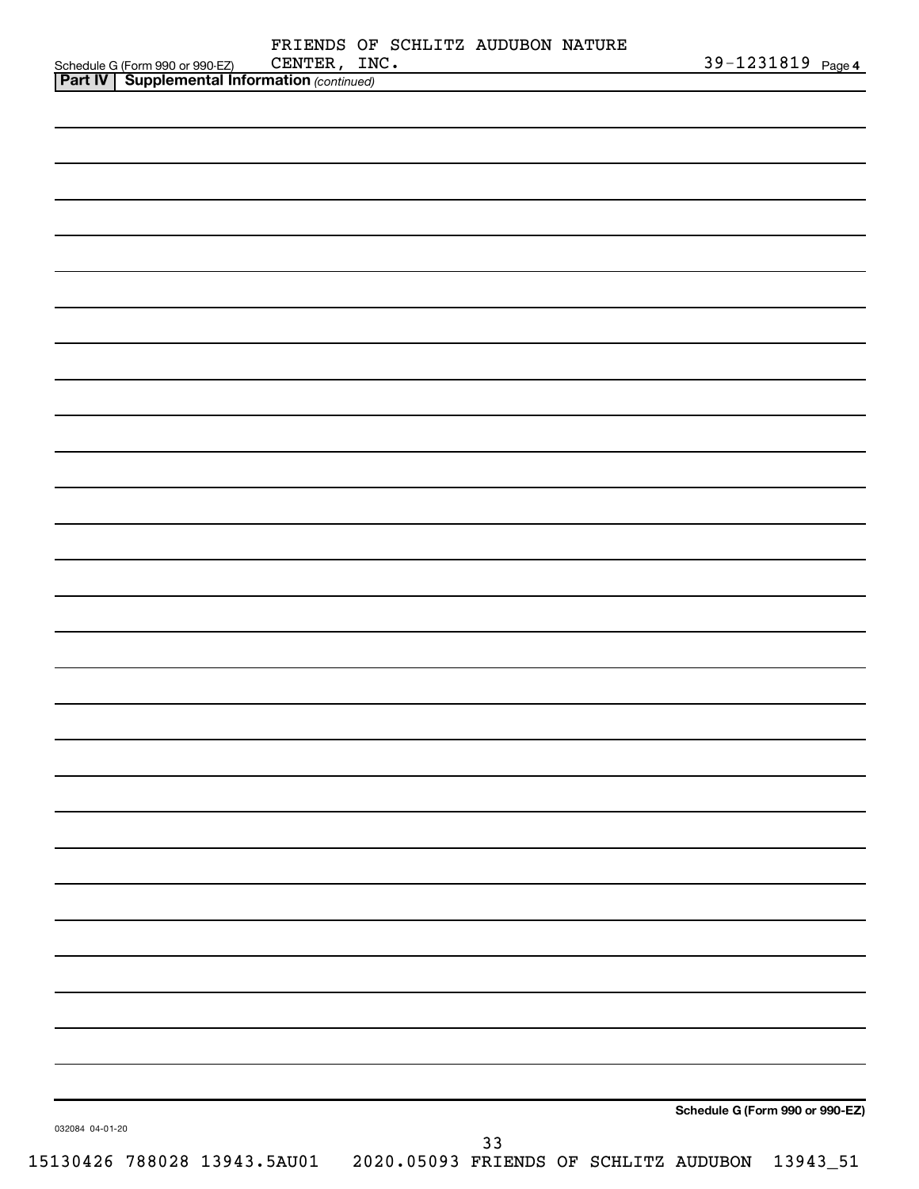Schedule G (Form 990 or 990-EZ) FRIENDS OF SCHLITZ AUDUBON NATURE CENTER, INC. 39-1231819 Page 4

**Part IV | Supplemental Information** *(continued)*

**Schedule G (Form 990 or 990-EZ)**

032084 04-01-20

15130426 788028 13943.5AU01 2020.05093 FRIENDS OF SCHLITZ AUDUBON 13943_51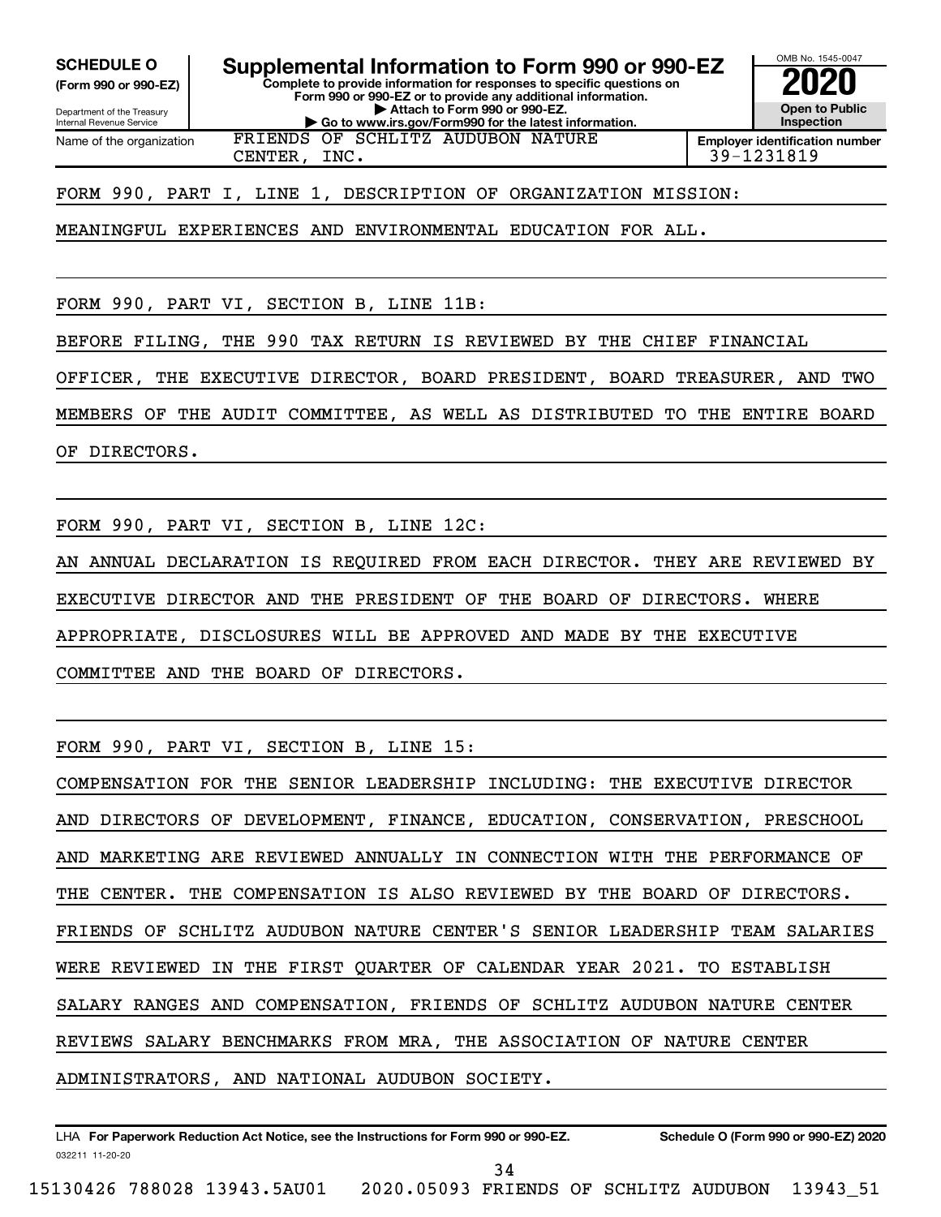**SCHEDULE O**
**(Form 990 or 990-EZ)**

Department of the Treasury
Internal Revenue Service

# Supplemental Information to Form 990 or 990-EZ

**Complete to provide information for responses to specific questions on Form 990 or 990-EZ or to provide any additional information.**
**▶ Attach to Form 990 or 990-EZ.**
**▶ Go to www.irs.gov/Form990 for the latest information.**

OMB No. 1545-0047
**2020**
**Open to Public Inspection**

Name of the organization: FRIENDS OF SCHLITZ AUDUBON NATURE CENTER, INC.

**Employer identification number** 39-1231819

FORM 990, PART I, LINE 1, DESCRIPTION OF ORGANIZATION MISSION:

MEANINGFUL EXPERIENCES AND ENVIRONMENTAL EDUCATION FOR ALL.

FORM 990, PART VI, SECTION B, LINE 11B:

BEFORE FILING, THE 990 TAX RETURN IS REVIEWED BY THE CHIEF FINANCIAL OFFICER, THE EXECUTIVE DIRECTOR, BOARD PRESIDENT, BOARD TREASURER, AND TWO MEMBERS OF THE AUDIT COMMITTEE, AS WELL AS DISTRIBUTED TO THE ENTIRE BOARD OF DIRECTORS.

FORM 990, PART VI, SECTION B, LINE 12C:

AN ANNUAL DECLARATION IS REQUIRED FROM EACH DIRECTOR. THEY ARE REVIEWED BY EXECUTIVE DIRECTOR AND THE PRESIDENT OF THE BOARD OF DIRECTORS. WHERE APPROPRIATE, DISCLOSURES WILL BE APPROVED AND MADE BY THE EXECUTIVE COMMITTEE AND THE BOARD OF DIRECTORS.

FORM 990, PART VI, SECTION B, LINE 15:

COMPENSATION FOR THE SENIOR LEADERSHIP INCLUDING: THE EXECUTIVE DIRECTOR AND DIRECTORS OF DEVELOPMENT, FINANCE, EDUCATION, CONSERVATION, PRESCHOOL AND MARKETING ARE REVIEWED ANNUALLY IN CONNECTION WITH THE PERFORMANCE OF THE CENTER. THE COMPENSATION IS ALSO REVIEWED BY THE BOARD OF DIRECTORS. FRIENDS OF SCHLITZ AUDUBON NATURE CENTER'S SENIOR LEADERSHIP TEAM SALARIES WERE REVIEWED IN THE FIRST QUARTER OF CALENDAR YEAR 2021. TO ESTABLISH SALARY RANGES AND COMPENSATION, FRIENDS OF SCHLITZ AUDUBON NATURE CENTER REVIEWS SALARY BENCHMARKS FROM MRA, THE ASSOCIATION OF NATURE CENTER ADMINISTRATORS, AND NATIONAL AUDUBON SOCIETY.

LHA **For Paperwork Reduction Act Notice, see the Instructions for Form 990 or 990-EZ.** **Schedule O (Form 990 or 990-EZ) 2020**
032211 11-20-20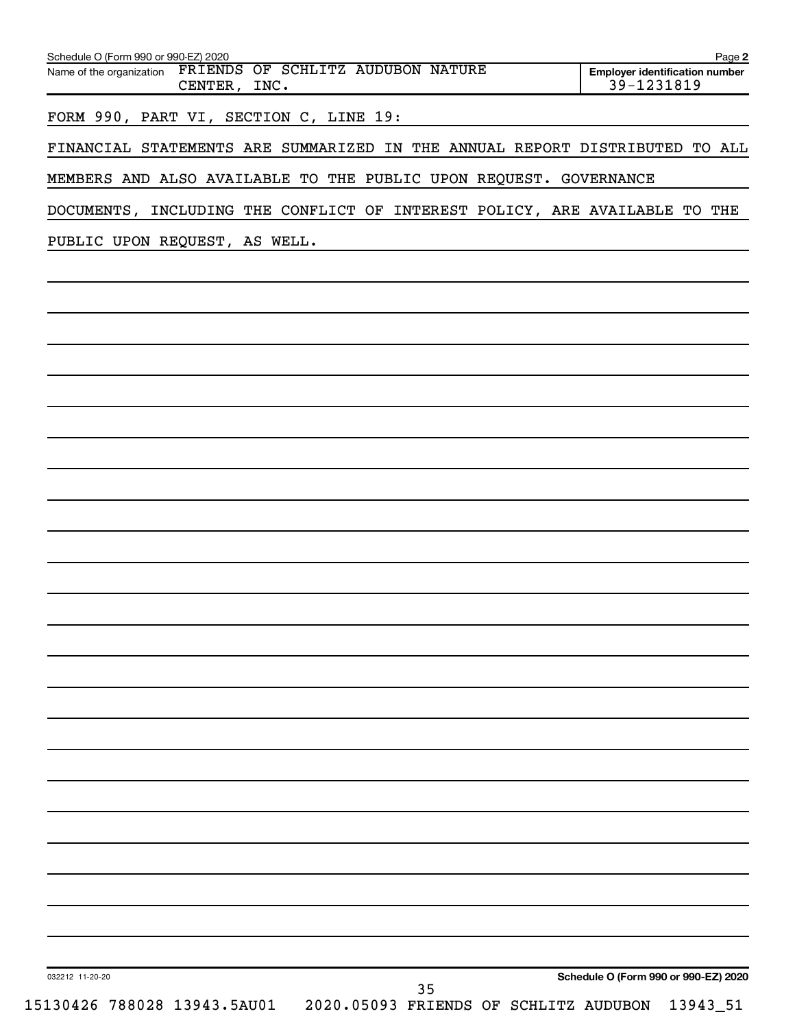Schedule O (Form 990 or 990-EZ) 2020

Name of the organization: FRIENDS OF SCHLITZ AUDUBON NATURE CENTER, INC.

Employer identification number: 39-1231819

FORM 990, PART VI, SECTION C, LINE 19:

FINANCIAL STATEMENTS ARE SUMMARIZED IN THE ANNUAL REPORT DISTRIBUTED TO ALL MEMBERS AND ALSO AVAILABLE TO THE PUBLIC UPON REQUEST. GOVERNANCE DOCUMENTS, INCLUDING THE CONFLICT OF INTEREST POLICY, ARE AVAILABLE TO THE PUBLIC UPON REQUEST, AS WELL.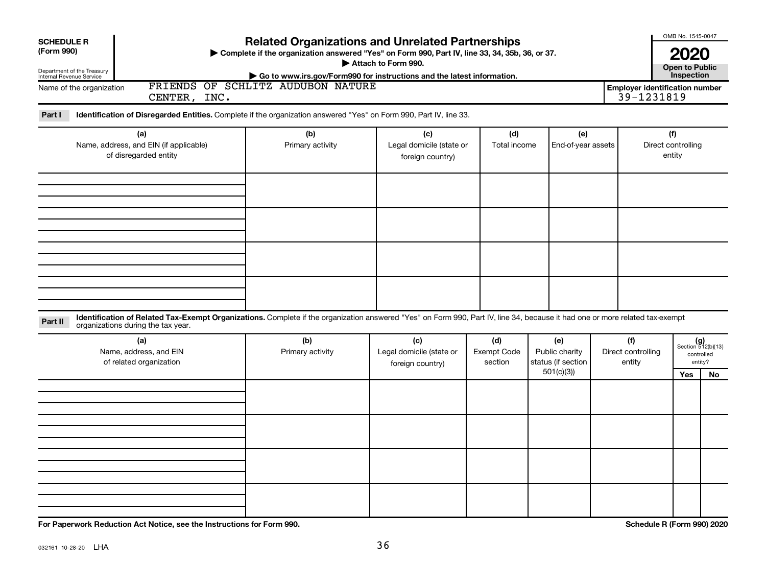**SCHEDULE R (Form 990)**

Department of the Treasury
Internal Revenue Service

# Related Organizations and Unrelated Partnerships

▶ Complete if the organization answered "Yes" on Form 990, Part IV, line 33, 34, 35b, 36, or 37.
▶ Attach to Form 990.
▶ Go to www.irs.gov/Form990 for instructions and the latest information.

OMB No. 1545-0047

**2020**

**Open to Public Inspection**

Name of the organization: FRIENDS OF SCHLITZ AUDUBON NATURE CENTER, INC.

Employer identification number: 39-1231819

**Part I** **Identification of Disregarded Entities.** Complete if the organization answered "Yes" on Form 990, Part IV, line 33.

| (a) Name, address, and EIN (if applicable) of disregarded entity | (b) Primary activity | (c) Legal domicile (state or foreign country) | (d) Total income | (e) End-of-year assets | (f) Direct controlling entity |
|---|---|---|---|---|---|
| | | | | | |
| | | | | | |
| | | | | | |
| | | | | | |

**Part II** **Identification of Related Tax-Exempt Organizations.** Complete if the organization answered "Yes" on Form 990, Part IV, line 34, because it had one or more related tax-exempt organizations during the tax year.

| (a) Name, address, and EIN of related organization | (b) Primary activity | (c) Legal domicile (state or foreign country) | (d) Exempt Code section | (e) Public charity status (if section 501(c)(3)) | (f) Direct controlling entity | (g) Section 512(b)(13) controlled entity? Yes | No |
|---|---|---|---|---|---|---|---|
| | | | | | | | |
| | | | | | | | |
| | | | | | | | |
| | | | | | | | |

**For Paperwork Reduction Act Notice, see the Instructions for Form 990.**

**Schedule R (Form 990) 2020**

032161 10-28-20 LHA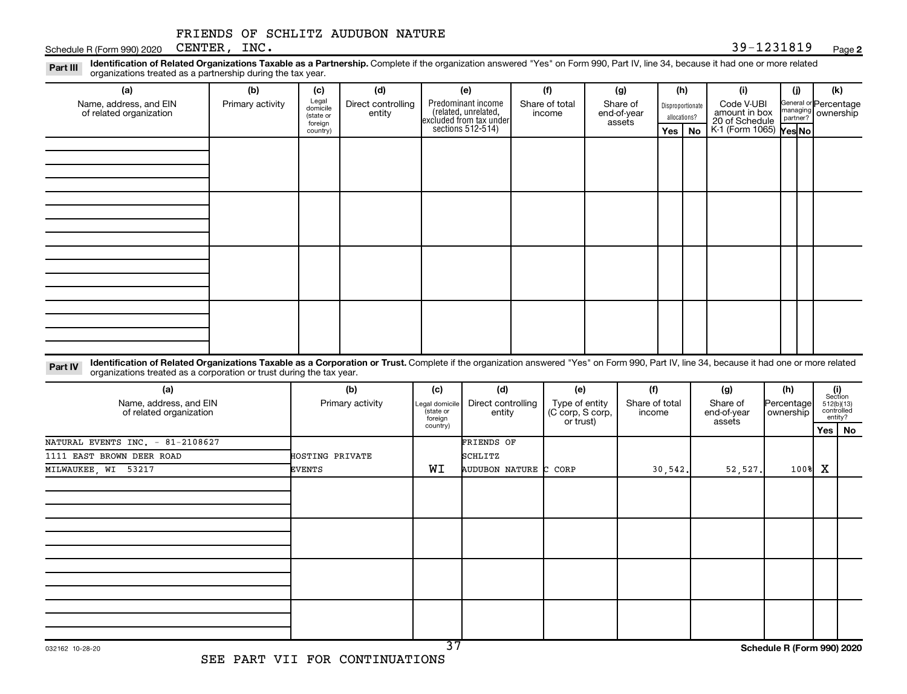FRIENDS OF SCHLITZ AUDUBON NATURE CENTER, INC. 39-1231819

Schedule R (Form 990) 2020

**Part III** **Identification of Related Organizations Taxable as a Partnership.** Complete if the organization answered "Yes" on Form 990, Part IV, line 34, because it had one or more related organizations treated as a partnership during the tax year.

| (a) Name, address, and EIN of related organization | (b) Primary activity | (c) Legal domicile (state or foreign country) | (d) Direct controlling entity | (e) Predominant income (related, unrelated, excluded from tax under sections 512-514) | (f) Share of total income | (g) Share of end-of-year assets | (h) Disproportionate allocations? Yes | (h) No | (i) Code V-UBI amount in box 20 of Schedule K-1 (Form 1065) | (j) General or managing partner? Yes | (j) No | (k) Percentage ownership |
|---|---|---|---|---|---|---|---|---|---|---|---|---|
| | | | | | | | | | | | | |
| | | | | | | | | | | | | |
| | | | | | | | | | | | | |
| | | | | | | | | | | | | |

**Part IV** **Identification of Related Organizations Taxable as a Corporation or Trust.** Complete if the organization answered "Yes" on Form 990, Part IV, line 34, because it had one or more related organizations treated as a corporation or trust during the tax year.

| (a) Name, address, and EIN of related organization | (b) Primary activity | (c) Legal domicile (state or foreign country) | (d) Direct controlling entity | (e) Type of entity (C corp, S corp, or trust) | (f) Share of total income | (g) Share of end-of-year assets | (h) Percentage ownership | (i) Section 512(b)(13) controlled entity? Yes | (i) No |
|---|---|---|---|---|---|---|---|---|---|
| NATURAL EVENTS INC. - 81-2108627<br>1111 EAST BROWN DEER ROAD<br>MILWAUKEE, WI 53217 | HOSTING PRIVATE EVENTS | WI | FRIENDS OF SCHLITZ AUDUBON NATURE | C CORP | 30,542. | 52,527. | 100% | X | |
| | | | | | | | | | |
| | | | | | | | | | |
| | | | | | | | | | |
| | | | | | | | | | |

SEE PART VII FOR CONTINUATIONS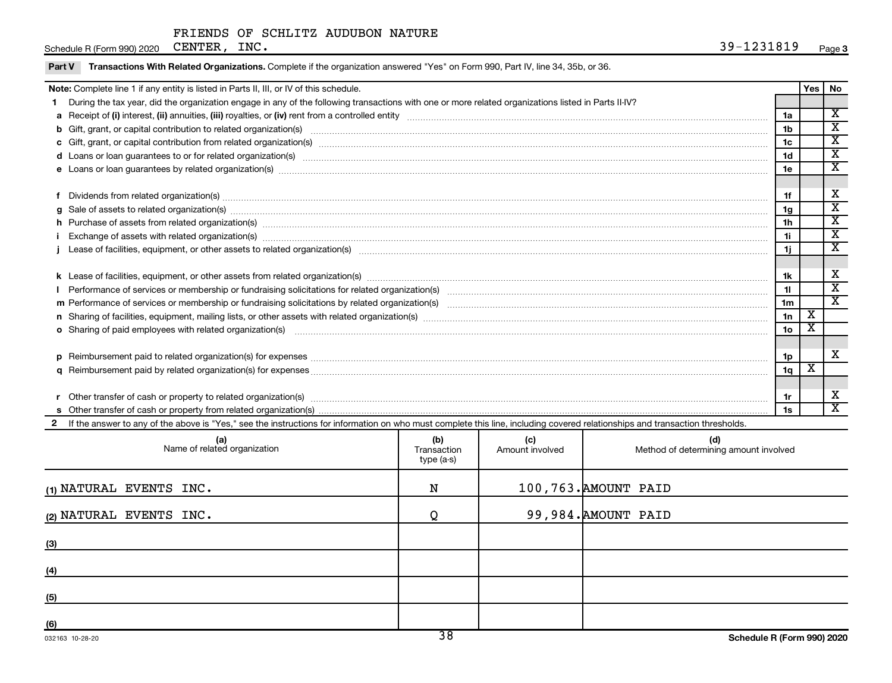FRIENDS OF SCHLITZ AUDUBON NATURE CENTER, INC. — 39-1231819

Schedule R (Form 990) 2020 Page 3

**Part V Transactions With Related Organizations.** Complete if the organization answered "Yes" on Form 990, Part IV, line 34, 35b, or 36.

| **Note:** Complete line 1 if any entity is listed in Parts II, III, or IV of this schedule. | | Yes | No |
|---|---|---|---|
| **1** During the tax year, did the organization engage in any of the following transactions with one or more related organizations listed in Parts II-IV? | | | |
| **a** Receipt of **(i)** interest, **(ii)** annuities, **(iii)** royalties, or **(iv)** rent from a controlled entity | 1a | | X |
| **b** Gift, grant, or capital contribution to related organization(s) | 1b | | X |
| **c** Gift, grant, or capital contribution from related organization(s) | 1c | | X |
| **d** Loans or loan guarantees to or for related organization(s) | 1d | | X |
| **e** Loans or loan guarantees by related organization(s) | 1e | | X |
| **f** Dividends from related organization(s) | 1f | | X |
| **g** Sale of assets to related organization(s) | 1g | | X |
| **h** Purchase of assets from related organization(s) | 1h | | X |
| **i** Exchange of assets with related organization(s) | 1i | | X |
| **j** Lease of facilities, equipment, or other assets to related organization(s) | 1j | | X |
| **k** Lease of facilities, equipment, or other assets from related organization(s) | 1k | | X |
| **l** Performance of services or membership or fundraising solicitations for related organization(s) | 1l | | X |
| **m** Performance of services or membership or fundraising solicitations by related organization(s) | 1m | | X |
| **n** Sharing of facilities, equipment, mailing lists, or other assets with related organization(s) | 1n | X | |
| **o** Sharing of paid employees with related organization(s) | 1o | X | |
| **p** Reimbursement paid to related organization(s) for expenses | 1p | | X |
| **q** Reimbursement paid by related organization(s) for expenses | 1q | X | |
| **r** Other transfer of cash or property to related organization(s) | 1r | | X |
| **s** Other transfer of cash or property from related organization(s) | 1s | | X |

**2** If the answer to any of the above is "Yes," see the instructions for information on who must complete this line, including covered relationships and transaction thresholds.

| (a) Name of related organization | (b) Transaction type (a-s) | (c) Amount involved | (d) Method of determining amount involved |
|---|---|---|---|
| (1) NATURAL EVENTS INC. | N | 100,763. | AMOUNT PAID |
| (2) NATURAL EVENTS INC. | Q | 99,984. | AMOUNT PAID |
| (3) | | | |
| (4) | | | |
| (5) | | | |
| (6) | | | |

032163 10-28-20 — Schedule R (Form 990) 2020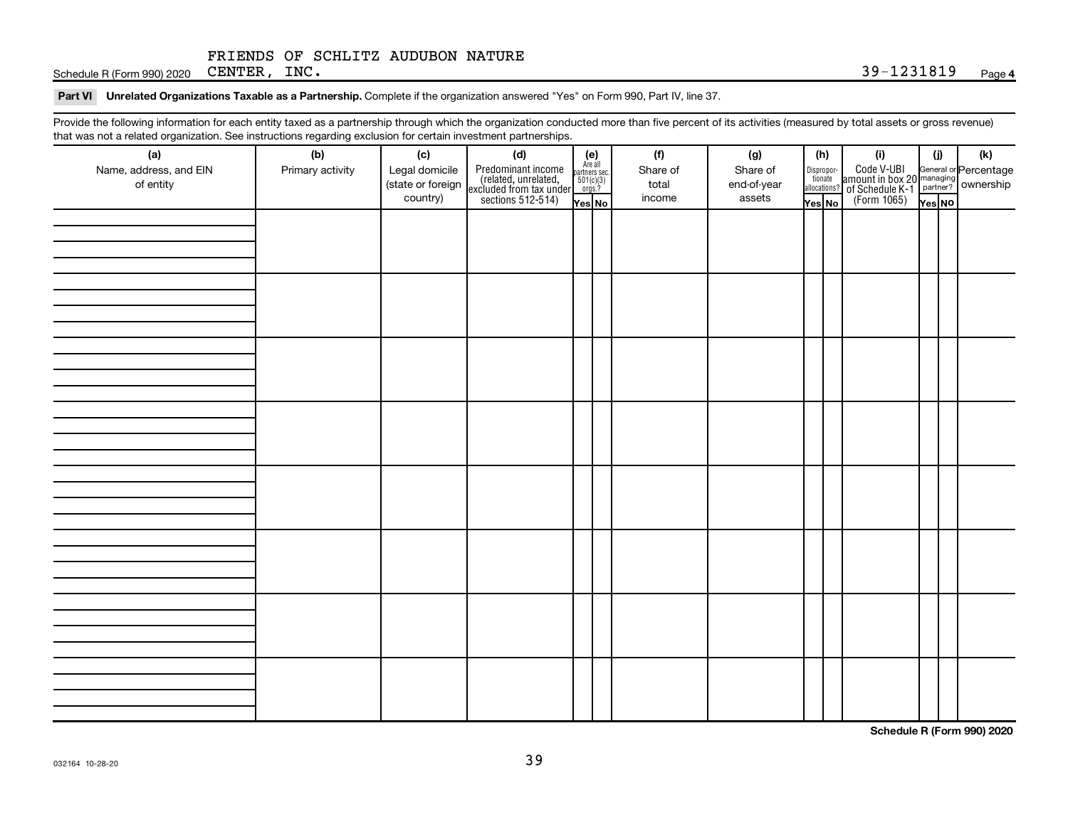FRIENDS OF SCHLITZ AUDUBON NATURE CENTER, INC. 39-1231819

Schedule R (Form 990) 2020

**Part VI Unrelated Organizations Taxable as a Partnership.** Complete if the organization answered "Yes" on Form 990, Part IV, line 37.

Provide the following information for each entity taxed as a partnership through which the organization conducted more than five percent of its activities (measured by total assets or gross revenue) that was not a related organization. See instructions regarding exclusion for certain investment partnerships.

| (a) Name, address, and EIN of entity | (b) Primary activity | (c) Legal domicile (state or foreign country) | (d) Predominant income (related, unrelated, excluded from tax under sections 512-514) | (e) Are all partners sec. 501(c)(3) orgs? | | (f) Share of total income | (g) Share of end-of-year assets | (h) Disproportionate allocations? | | (i) Code V-UBI amount in box 20 of Schedule K-1 (Form 1065) | (j) General or managing partner? | | (k) Percentage ownership |
|---|---|---|---|---|---|---|---|---|---|---|---|---|---|
| | | | | Yes | No | | | Yes | No | | Yes | No | |
| | | | | | | | | | | | | | |
| | | | | | | | | | | | | | |
| | | | | | | | | | | | | | |
| | | | | | | | | | | | | | |
| | | | | | | | | | | | | | |
| | | | | | | | | | | | | | |
| | | | | | | | | | | | | | |
| | | | | | | | | | | | | | |

Schedule R (Form 990) 2020

032164 10-28-20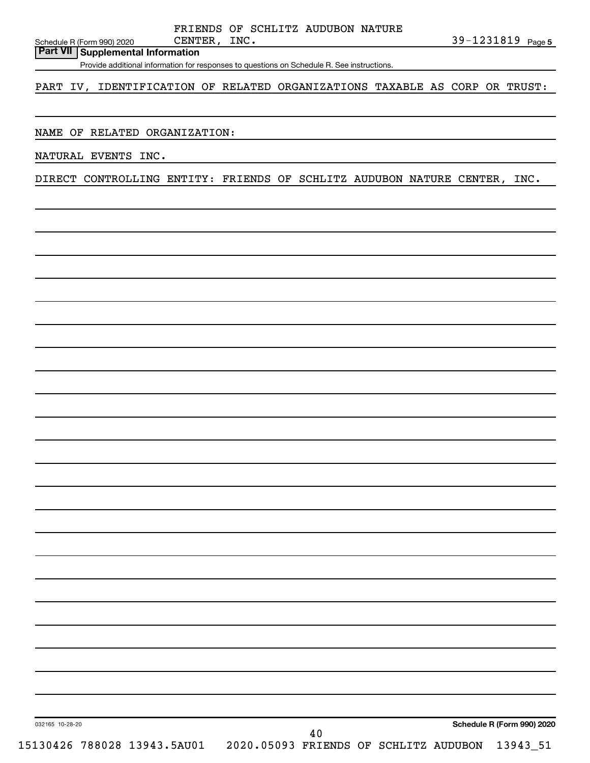FRIENDS OF SCHLITZ AUDUBON NATURE CENTER, INC. 39-1231819

## Part VII Supplemental Information

Provide additional information for responses to questions on Schedule R. See instructions.

PART IV, IDENTIFICATION OF RELATED ORGANIZATIONS TAXABLE AS CORP OR TRUST:

NAME OF RELATED ORGANIZATION:

NATURAL EVENTS INC.

DIRECT CONTROLLING ENTITY: FRIENDS OF SCHLITZ AUDUBON NATURE CENTER, INC.